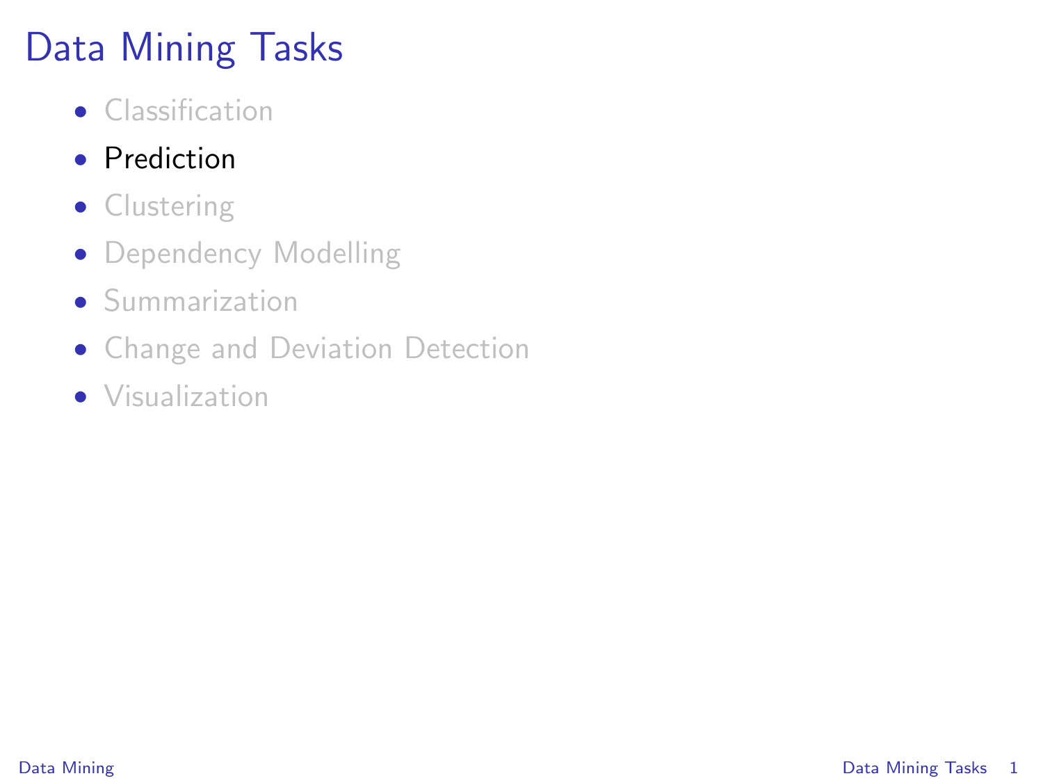# Data Mining Tasks

- Classification
- Prediction
- Clustering
- Dependency Modelling
- Summarization
- Change and Deviation Detection
- Visualization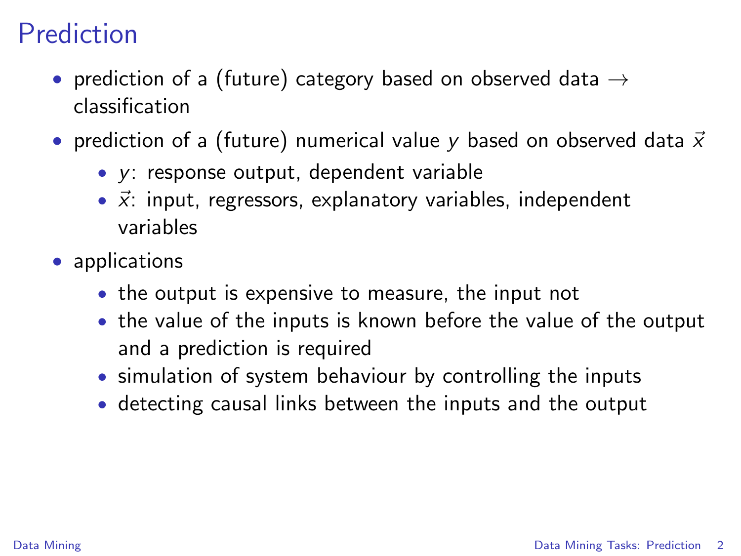# Prediction

- prediction of a (future) category based on observed data $\rightarrow$ classification
- prediction of a (future) numerical value $y$ based on observed data $\vec{x}$
  - $y$: response output, dependent variable
  - $\vec{x}$: input, regressors, explanatory variables, independent variables
- applications
  - the output is expensive to measure, the input not
  - the value of the inputs is known before the value of the output and a prediction is required
  - simulation of system behaviour by controlling the inputs
  - detecting causal links between the inputs and the output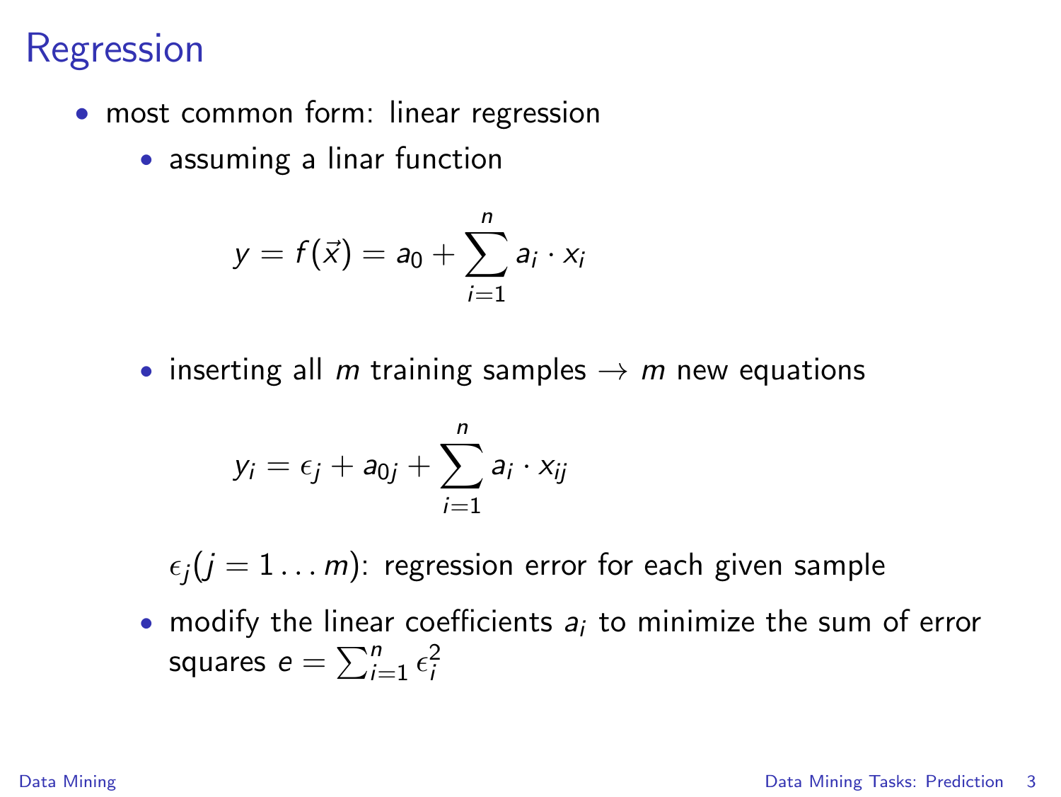# Regression

- most common form: linear regression
  - assuming a linar function

$$y = f(\vec{x}) = a_0 + \sum_{i=1}^{n} a_i \cdot x_i$$

  - inserting all $m$ training samples $\rightarrow$ $m$ new equations

$$y_i = \epsilon_j + a_{0j} + \sum_{i=1}^{n} a_i \cdot x_{ij}$$

    $\epsilon_j (j = 1 \dots m)$: regression error for each given sample

  - modify the linear coefficients $a_i$ to minimize the sum of error squares $e = \sum_{i=1}^{n} \epsilon_i^2$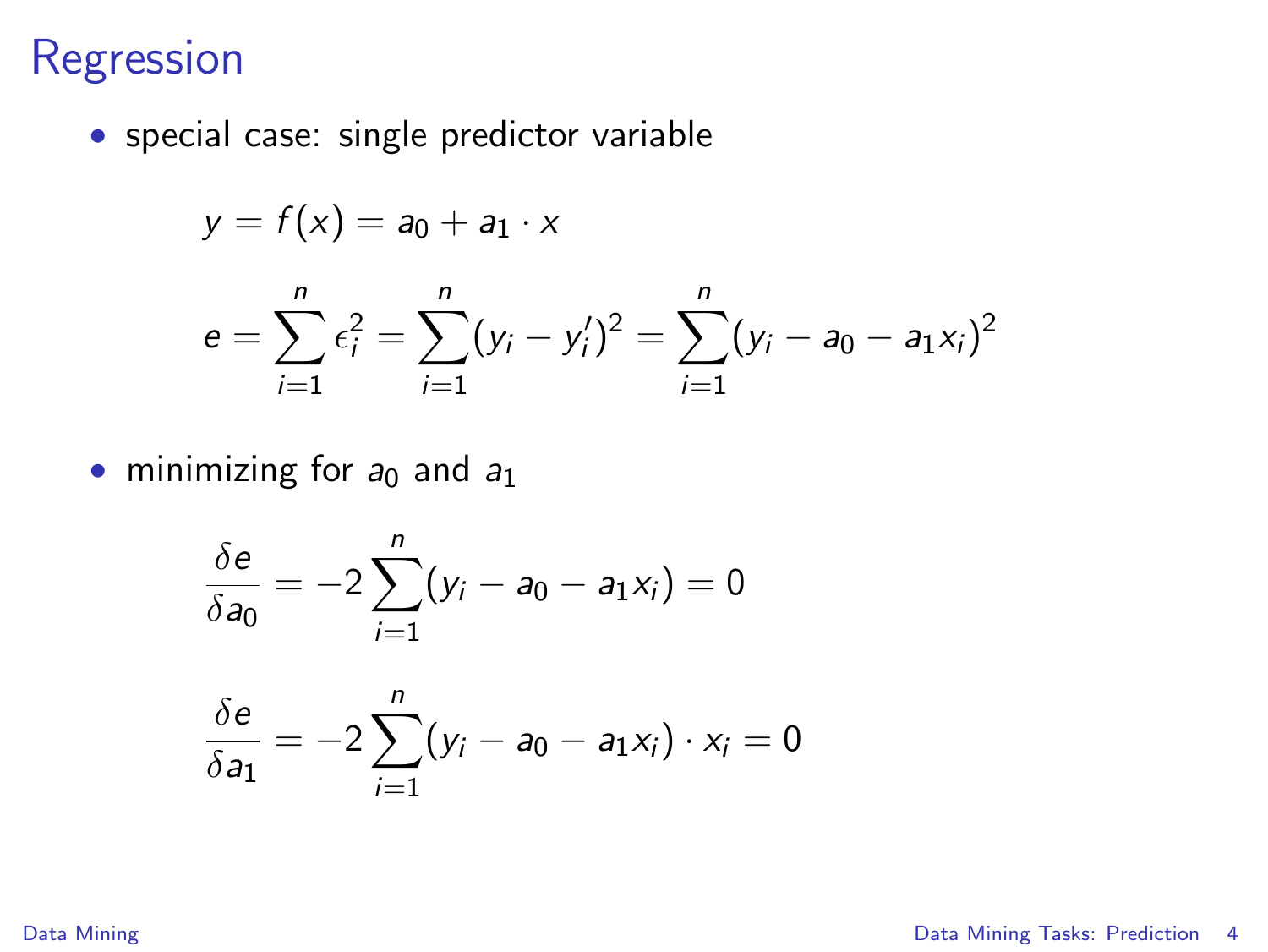# Regression

- special case: single predictor variable

$$y = f(x) = a_0 + a_1 \cdot x$$

$$e = \sum_{i=1}^{n} \epsilon_i^2 = \sum_{i=1}^{n} (y_i - y_i')^2 = \sum_{i=1}^{n} (y_i - a_0 - a_1 x_i)^2$$

- minimizing for $a_0$ and $a_1$

$$\frac{\delta e}{\delta a_0} = -2 \sum_{i=1}^{n} (y_i - a_0 - a_1 x_i) = 0$$

$$\frac{\delta e}{\delta a_1} = -2 \sum_{i=1}^{n} (y_i - a_0 - a_1 x_i) \cdot x_i = 0$$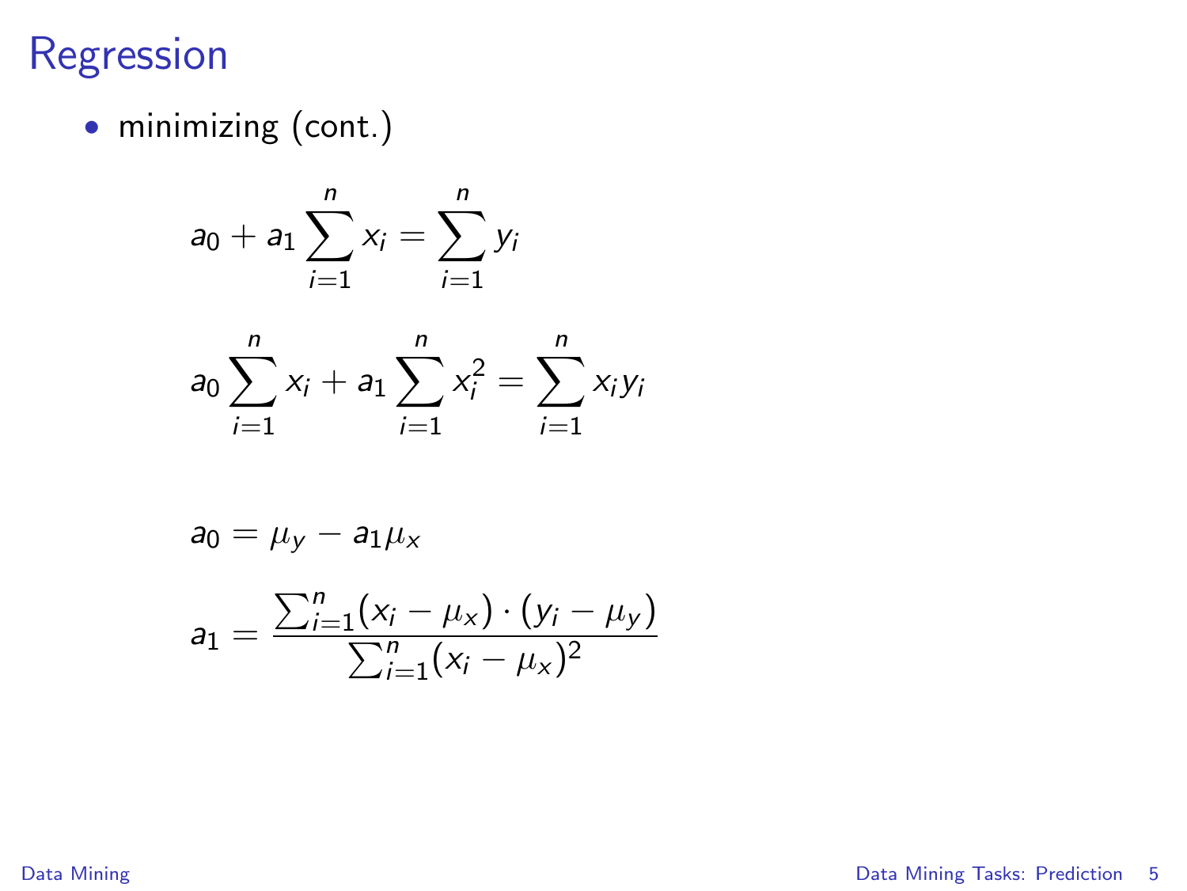# Regression

- minimizing (cont.)

$$a_0 + a_1 \sum_{i=1}^{n} x_i = \sum_{i=1}^{n} y_i$$

$$a_0 \sum_{i=1}^{n} x_i + a_1 \sum_{i=1}^{n} x_i^2 = \sum_{i=1}^{n} x_i y_i$$

$$a_0 = \mu_y - a_1 \mu_x$$

$$a_1 = \frac{\sum_{i=1}^{n} (x_i - \mu_x) \cdot (y_i - \mu_y)}{\sum_{i=1}^{n} (x_i - \mu_x)^2}$$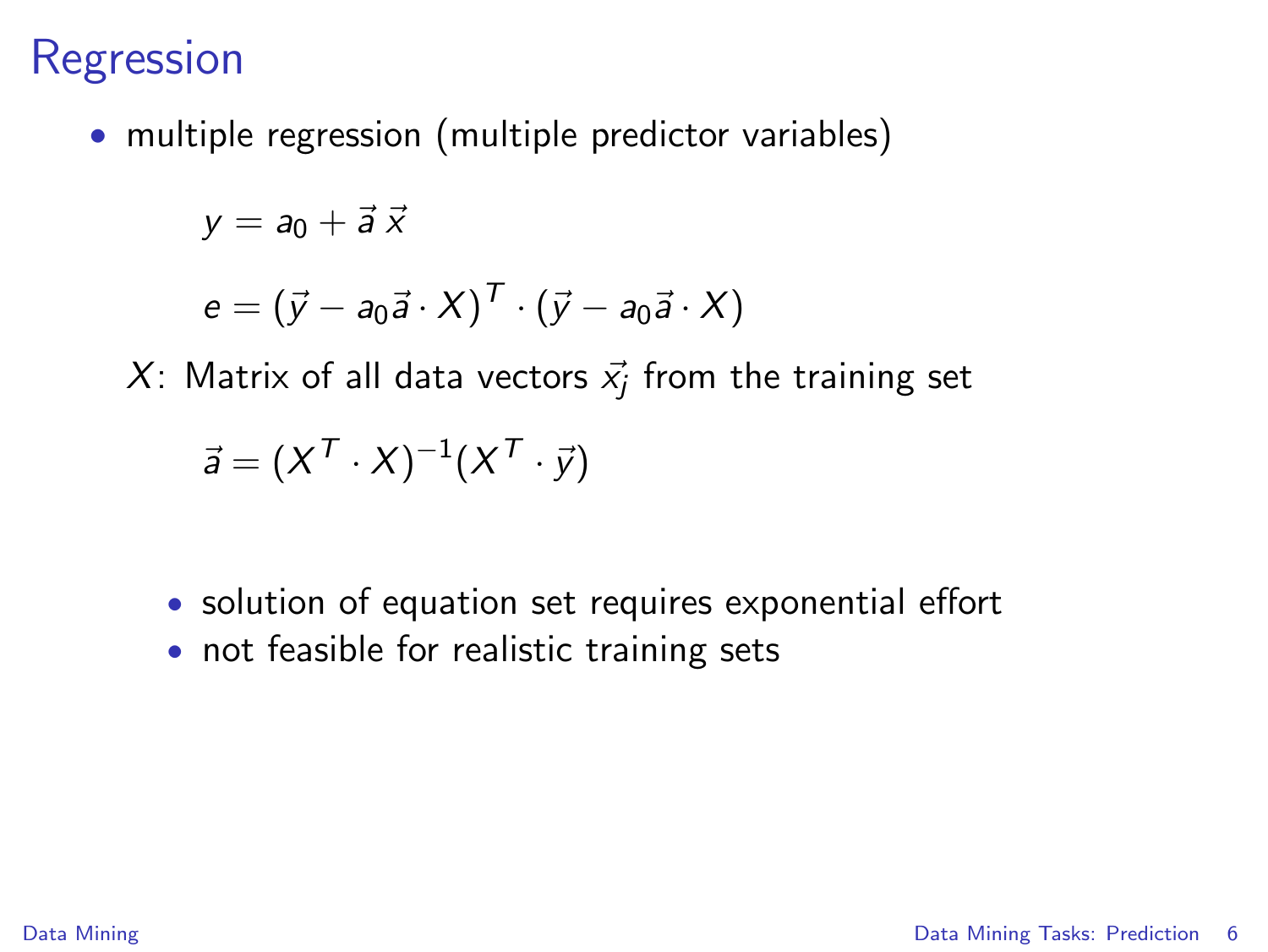# Regression

- multiple regression (multiple predictor variables)

$$y = a_0 + \vec{a}\,\vec{x}$$

$$e = (\vec{y} - a_0\vec{a} \cdot X)^T \cdot (\vec{y} - a_0\vec{a} \cdot X)$$

$X$: Matrix of all data vectors $\vec{x_j}$ from the training set

$$\vec{a} = (X^T \cdot X)^{-1}(X^T \cdot \vec{y})$$

  - solution of equation set requires exponential effort
  - not feasible for realistic training sets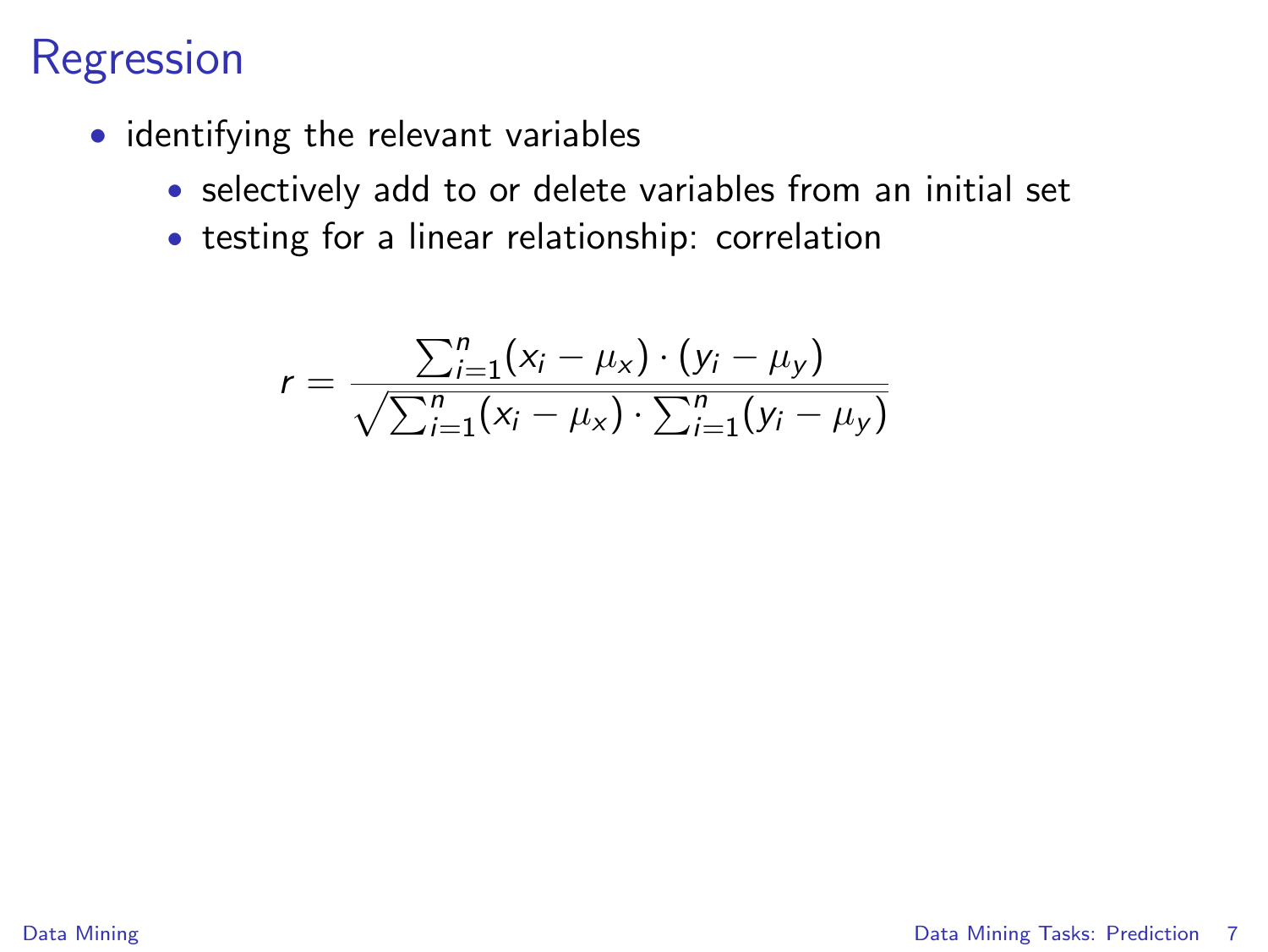# Regression

- identifying the relevant variables
  - selectively add to or delete variables from an initial set
  - testing for a linear relationship: correlation

$$r = \frac{\sum_{i=1}^{n}(x_i - \mu_x) \cdot (y_i - \mu_y)}{\sqrt{\sum_{i=1}^{n}(x_i - \mu_x) \cdot \sum_{i=1}^{n}(y_i - \mu_y)}}$$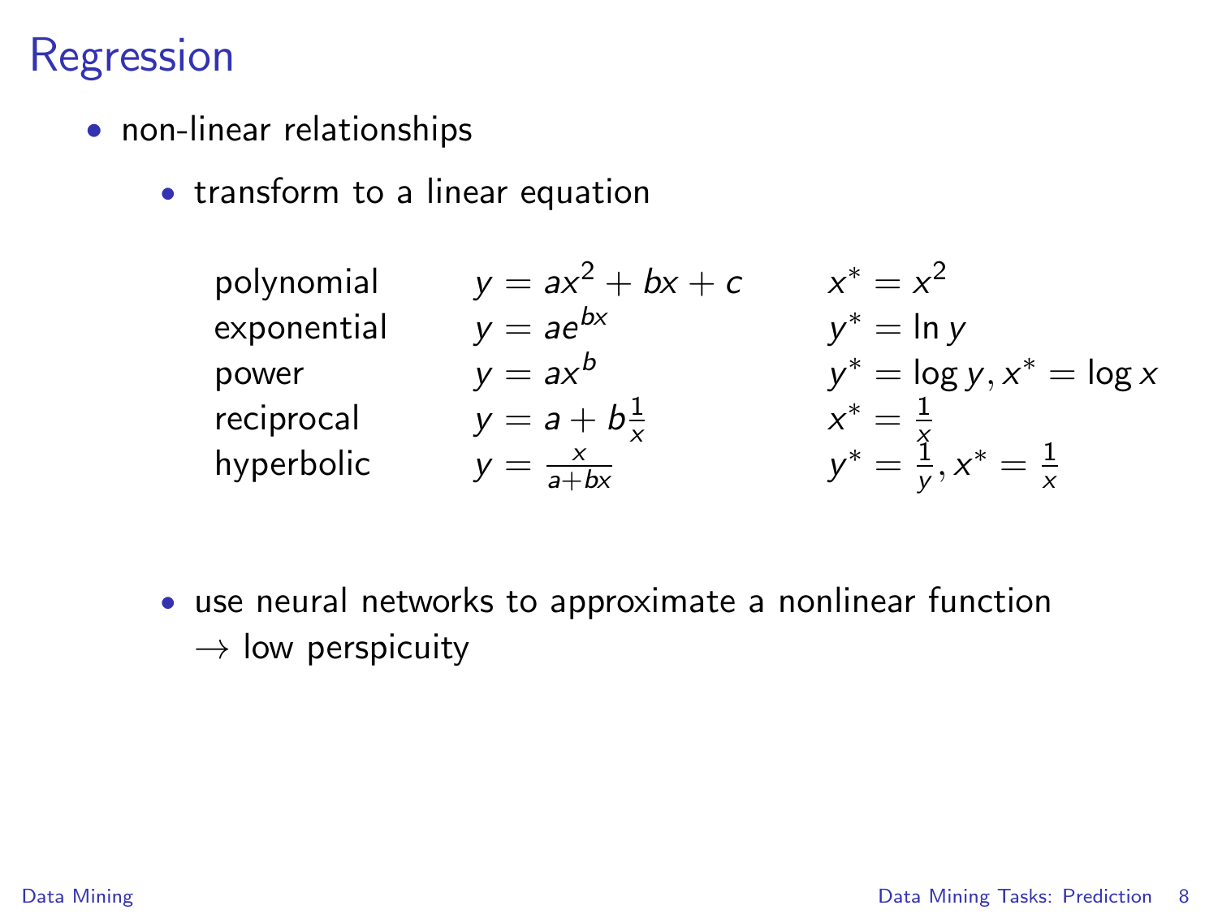# Regression

- non-linear relationships
  - transform to a linear equation

| | | |
|---|---|---|
| polynomial | $y = ax^2 + bx + c$ | $x^* = x^2$ |
| exponential | $y = ae^{bx}$ | $y^* = \ln y$ |
| power | $y = ax^b$ | $y^* = \log y, x^* = \log x$ |
| reciprocal | $y = a + b\frac{1}{x}$ | $x^* = \frac{1}{x}$ |
| hyperbolic | $y = \frac{x}{a+bx}$ | $y^* = \frac{1}{y}, x^* = \frac{1}{x}$ |

  - use neural networks to approximate a nonlinear function
    $\rightarrow$ low perspicuity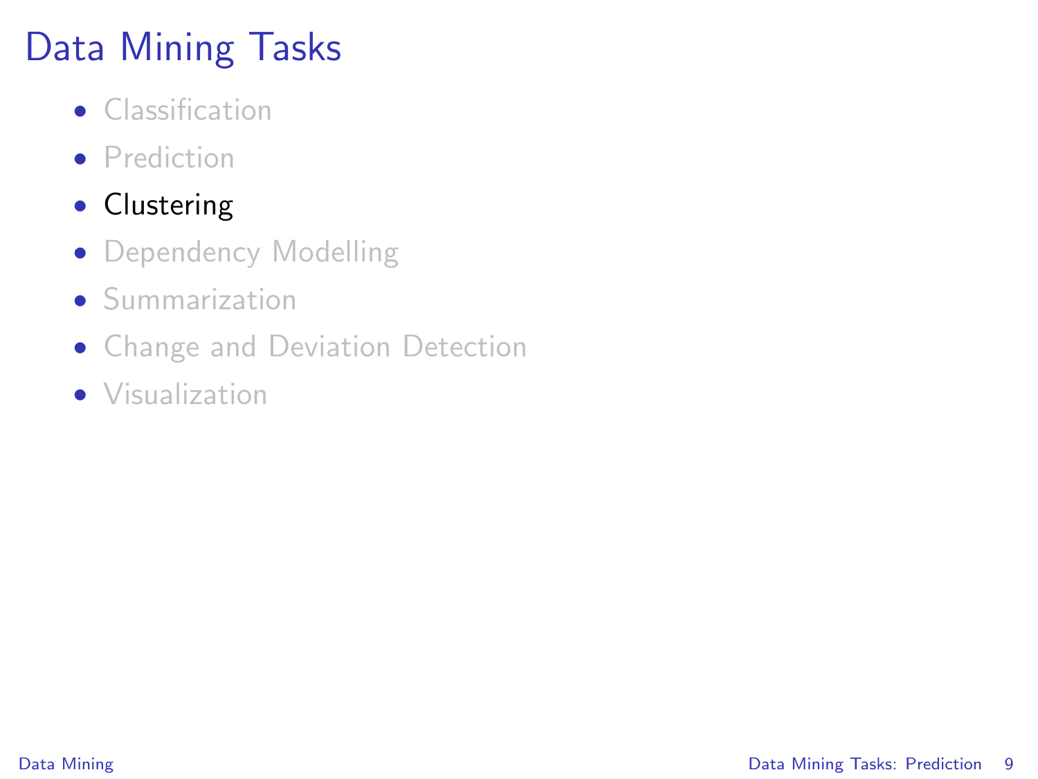# Data Mining Tasks

- Classification
- Prediction
- **Clustering**
- Dependency Modelling
- Summarization
- Change and Deviation Detection
- Visualization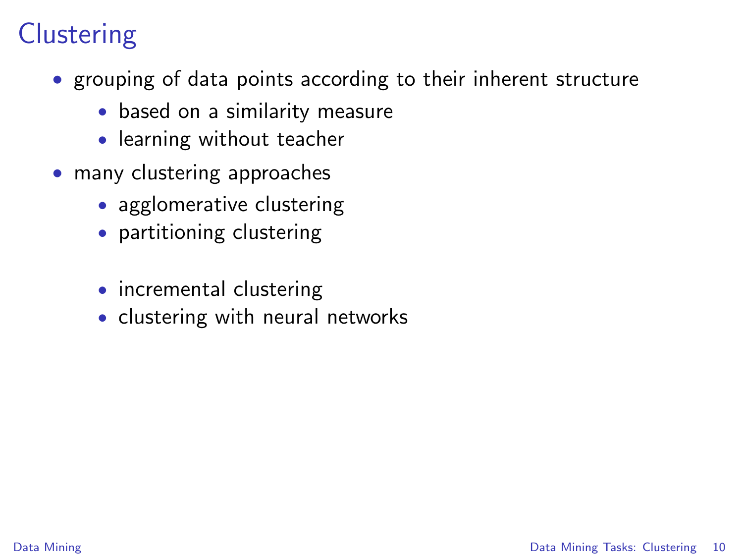# Clustering

- grouping of data points according to their inherent structure
  - based on a similarity measure
  - learning without teacher
- many clustering approaches
  - agglomerative clustering
  - partitioning clustering

  - incremental clustering
  - clustering with neural networks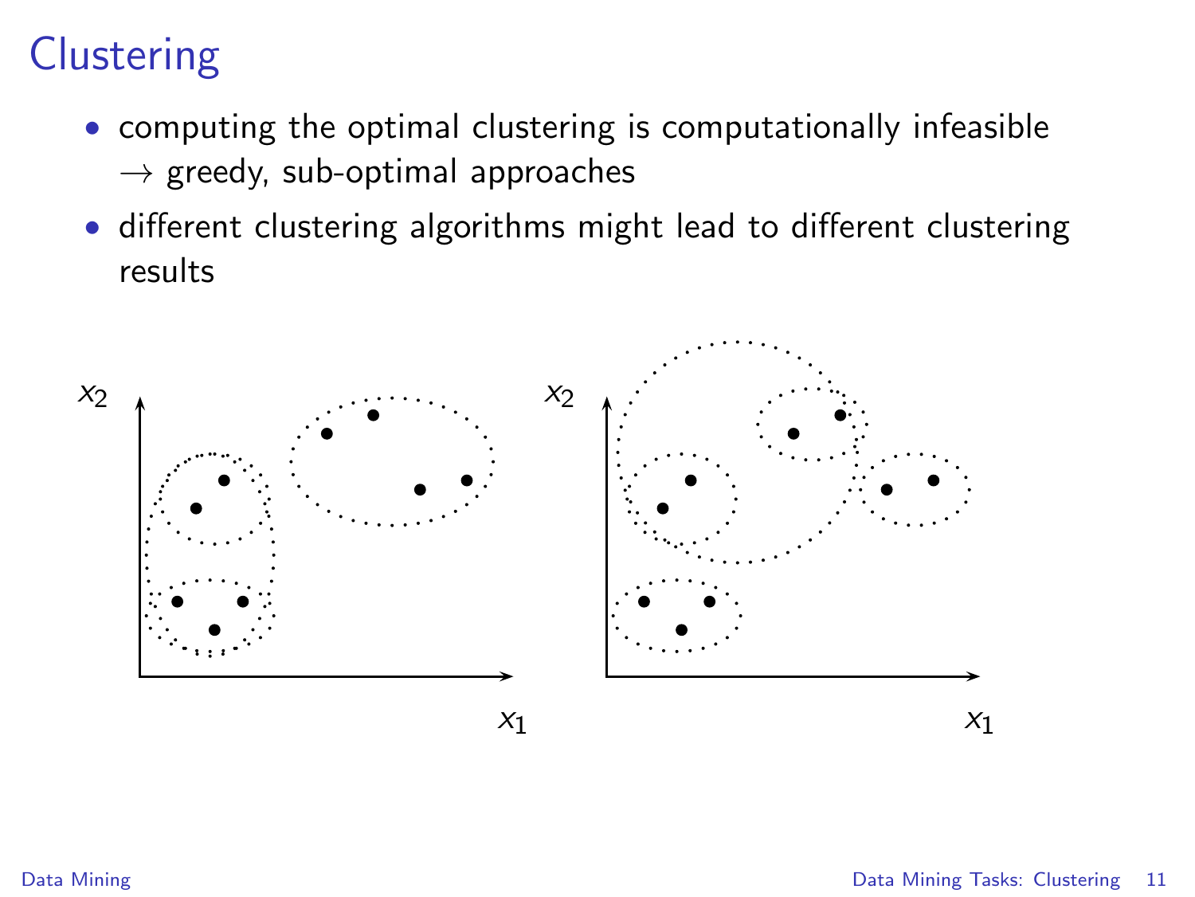# Clustering

- computing the optimal clustering is computationally infeasible
  → greedy, sub-optimal approaches
- different clustering algorithms might lead to different clustering results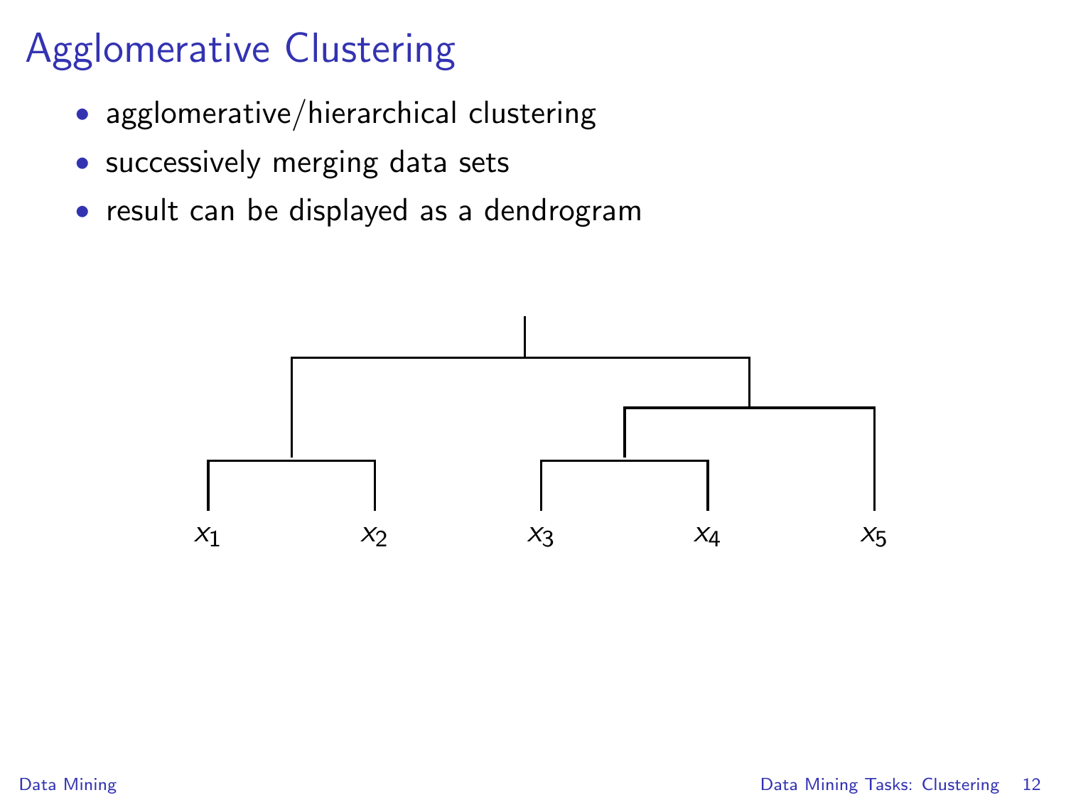# Agglomerative Clustering

- agglomerative/hierarchical clustering
- successively merging data sets
- result can be displayed as a dendrogram

$x_1$ $x_2$ $x_3$ $x_4$ $x_5$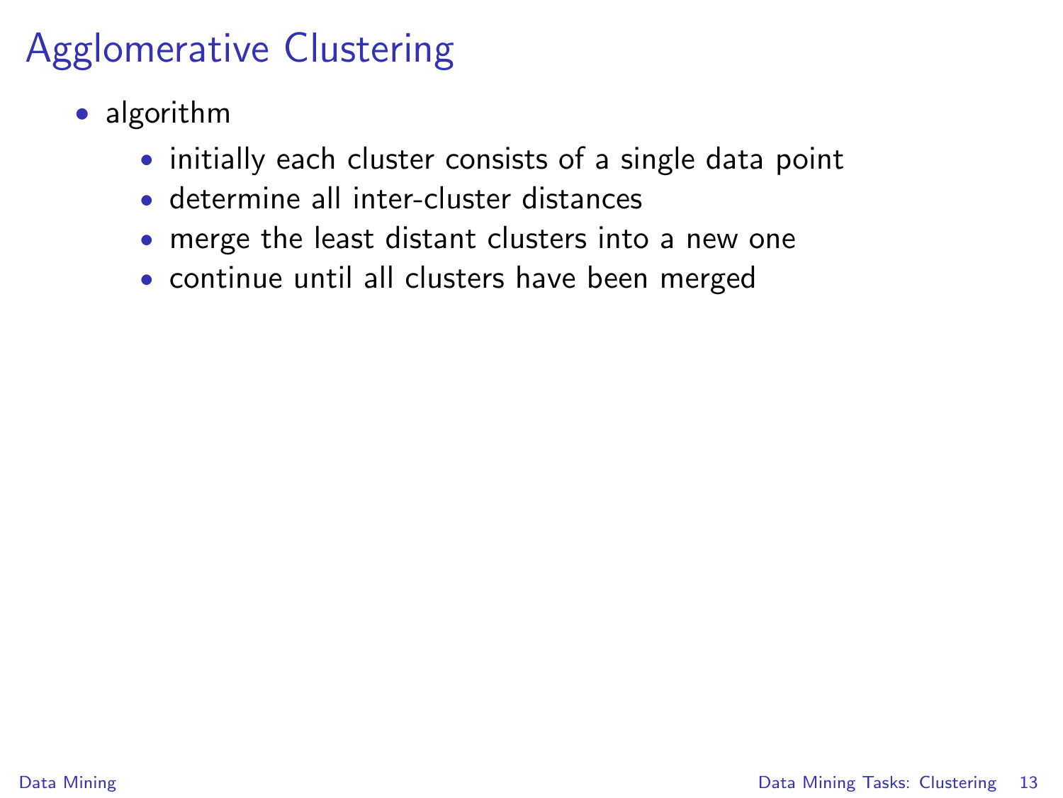# Agglomerative Clustering

- algorithm
  - initially each cluster consists of a single data point
  - determine all inter-cluster distances
  - merge the least distant clusters into a new one
  - continue until all clusters have been merged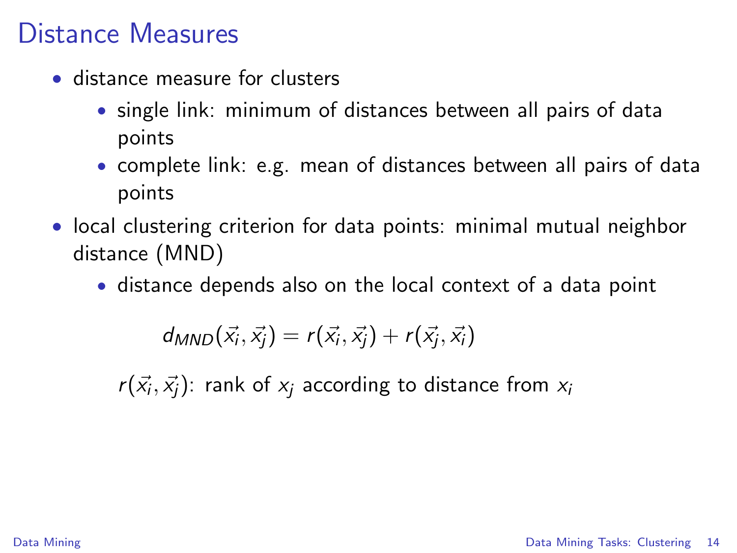# Distance Measures

- distance measure for clusters
  - single link: minimum of distances between all pairs of data points
  - complete link: e.g. mean of distances between all pairs of data points
- local clustering criterion for data points: minimal mutual neighbor distance (MND)
  - distance depends also on the local context of a data point

$$d_{MND}(\vec{x_i}, \vec{x_j}) = r(\vec{x_i}, \vec{x_j}) + r(\vec{x_j}, \vec{x_i})$$

$r(\vec{x_i}, \vec{x_j})$: rank of $x_j$ according to distance from $x_i$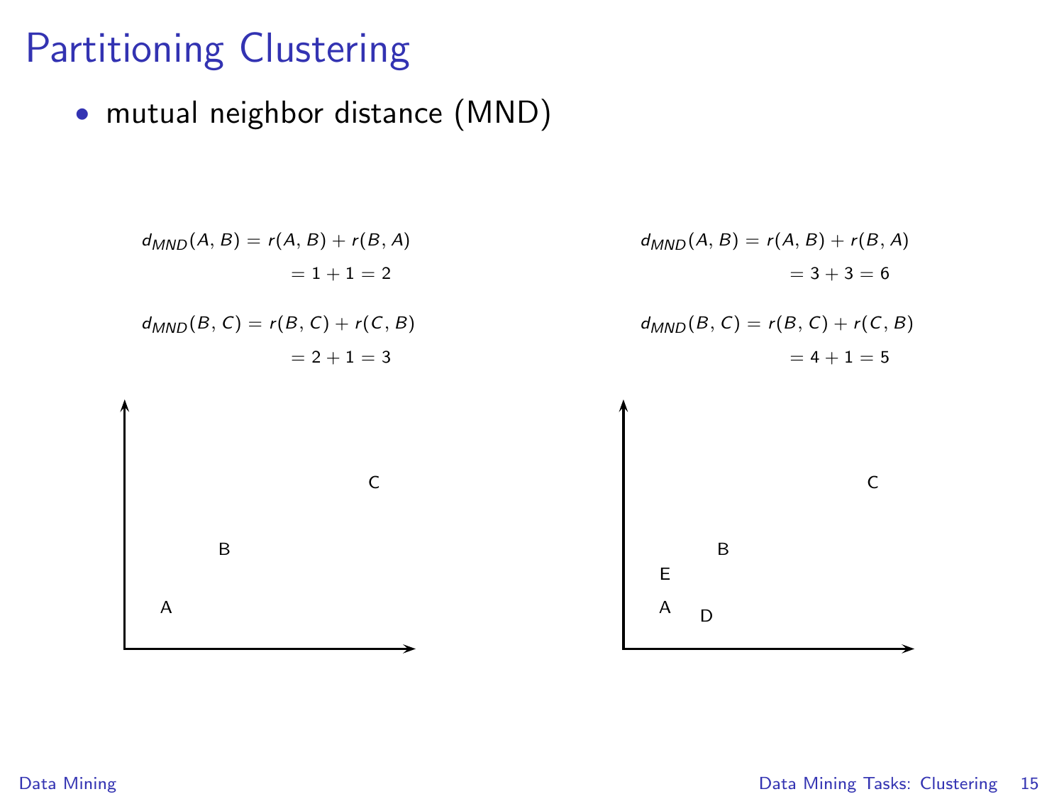# Partitioning Clustering

- mutual neighbor distance (MND)

$$d_{MND}(A, B) = r(A, B) + r(B, A)$$
$$= 1 + 1 = 2$$

$$d_{MND}(B, C) = r(B, C) + r(C, B)$$
$$= 2 + 1 = 3$$

C

B

A

$$d_{MND}(A, B) = r(A, B) + r(B, A)$$
$$= 3 + 3 = 6$$

$$d_{MND}(B, C) = r(B, C) + r(C, B)$$
$$= 4 + 1 = 5$$

C

B

E

A

D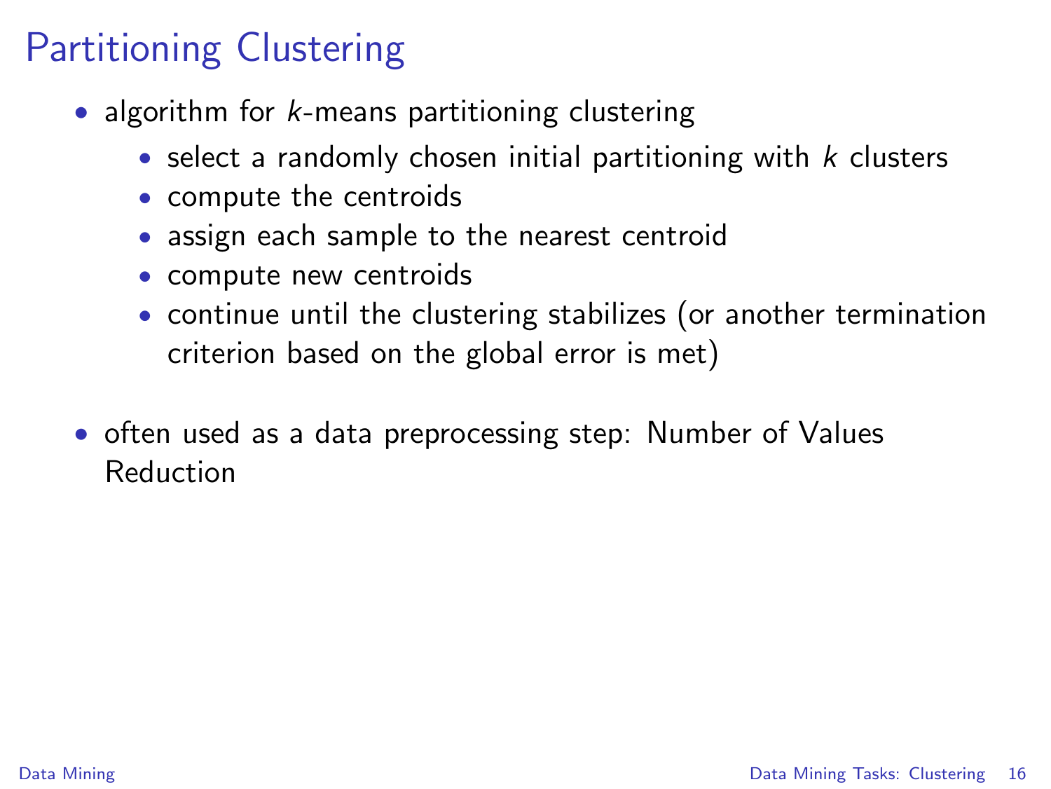# Partitioning Clustering

- algorithm for *k*-means partitioning clustering
  - select a randomly chosen initial partitioning with *k* clusters
  - compute the centroids
  - assign each sample to the nearest centroid
  - compute new centroids
  - continue until the clustering stabilizes (or another termination criterion based on the global error is met)
- often used as a data preprocessing step: Number of Values Reduction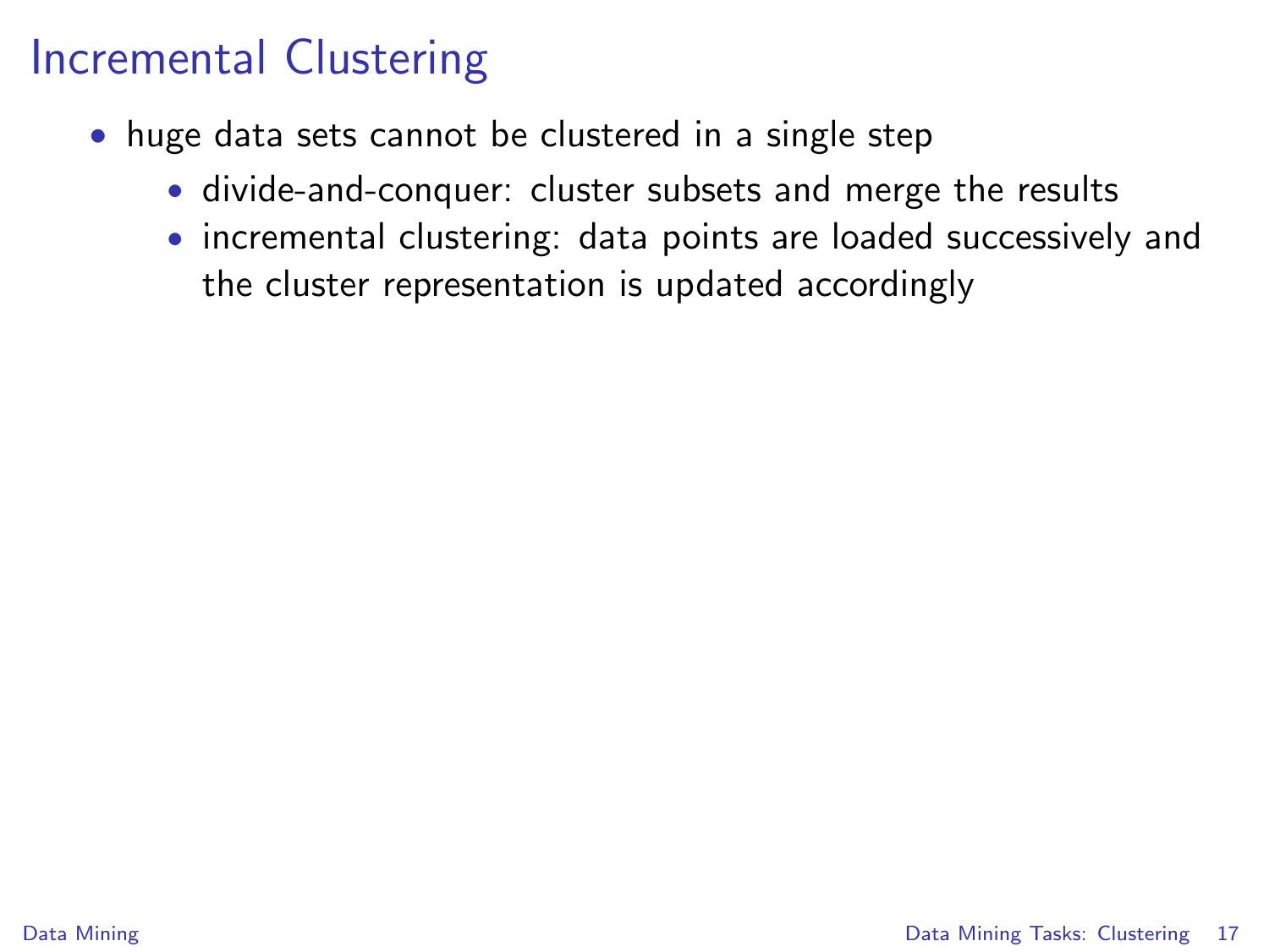# Incremental Clustering

- huge data sets cannot be clustered in a single step
  - divide-and-conquer: cluster subsets and merge the results
  - incremental clustering: data points are loaded successively and the cluster representation is updated accordingly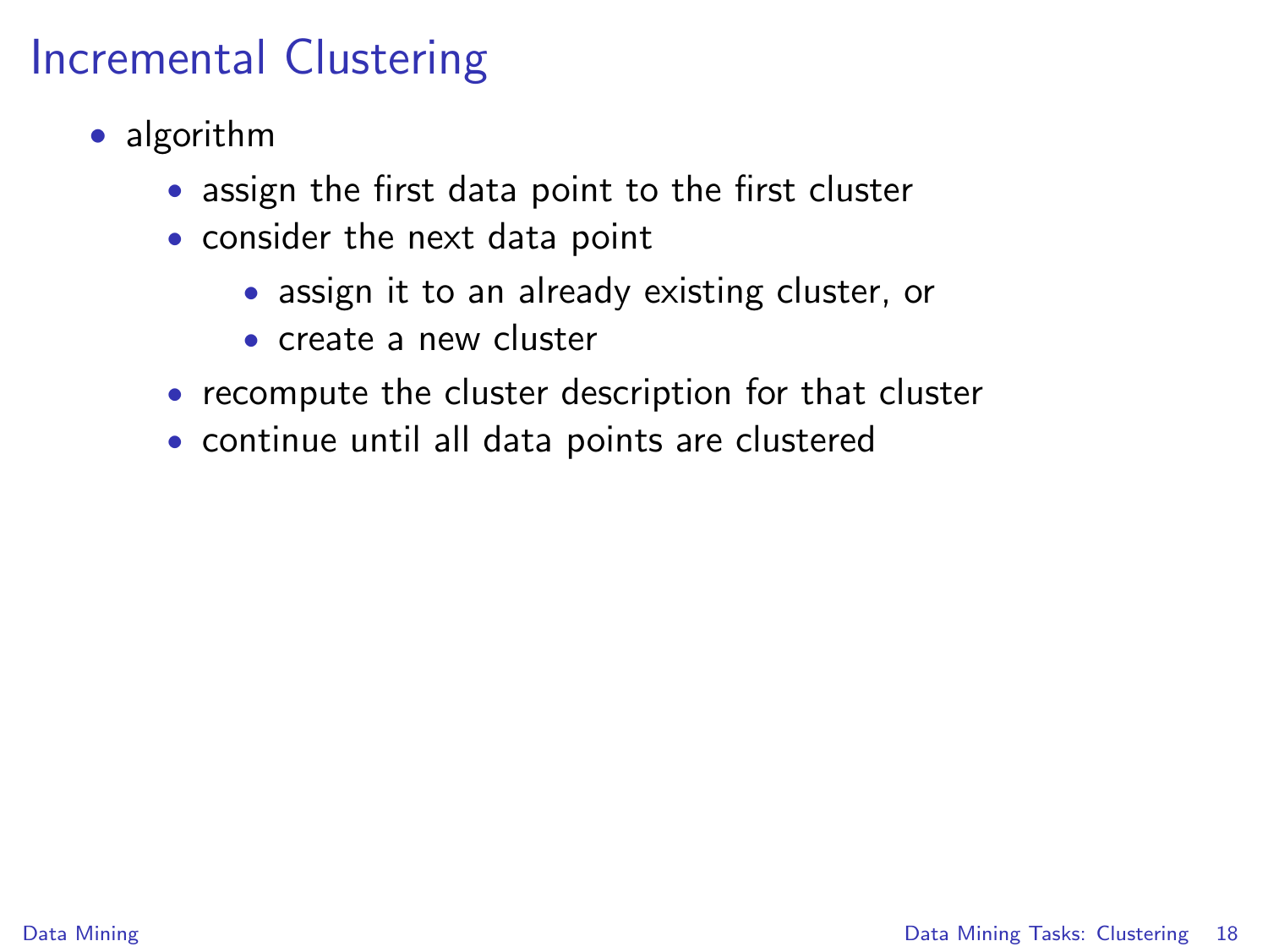# Incremental Clustering

- algorithm
  - assign the first data point to the first cluster
  - consider the next data point
    - assign it to an already existing cluster, or
    - create a new cluster
  - recompute the cluster description for that cluster
  - continue until all data points are clustered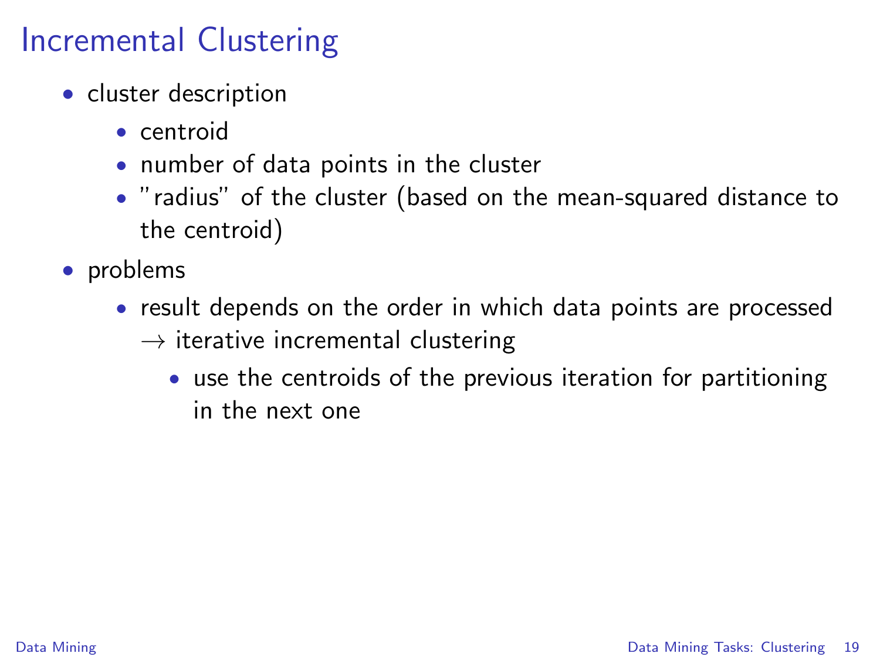# Incremental Clustering

- cluster description
  - centroid
  - number of data points in the cluster
  - "radius" of the cluster (based on the mean-squared distance to the centroid)
- problems
  - result depends on the order in which data points are processed
    $\rightarrow$ iterative incremental clustering
    - use the centroids of the previous iteration for partitioning in the next one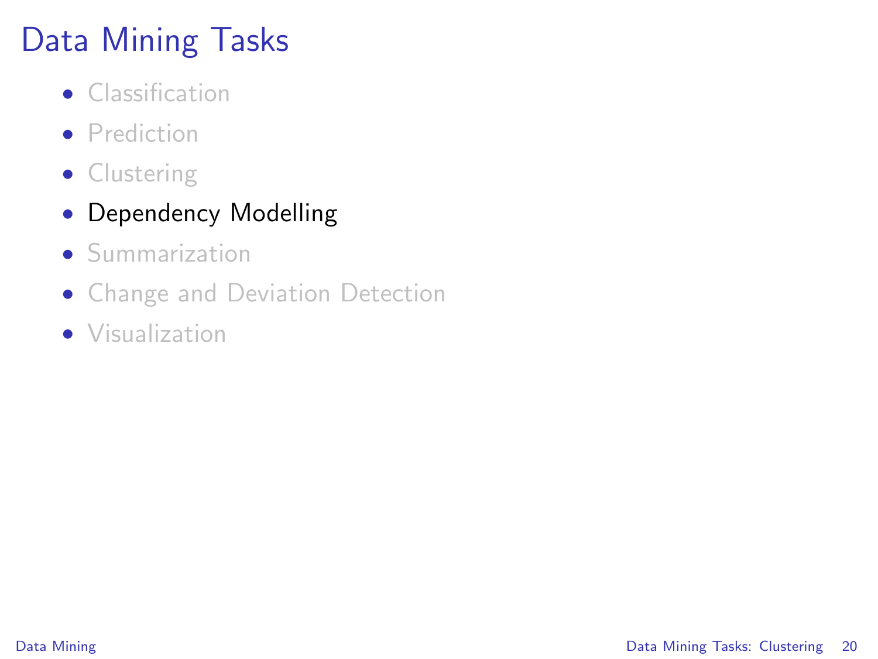# Data Mining Tasks

- Classification
- Prediction
- Clustering
- Dependency Modelling
- Summarization
- Change and Deviation Detection
- Visualization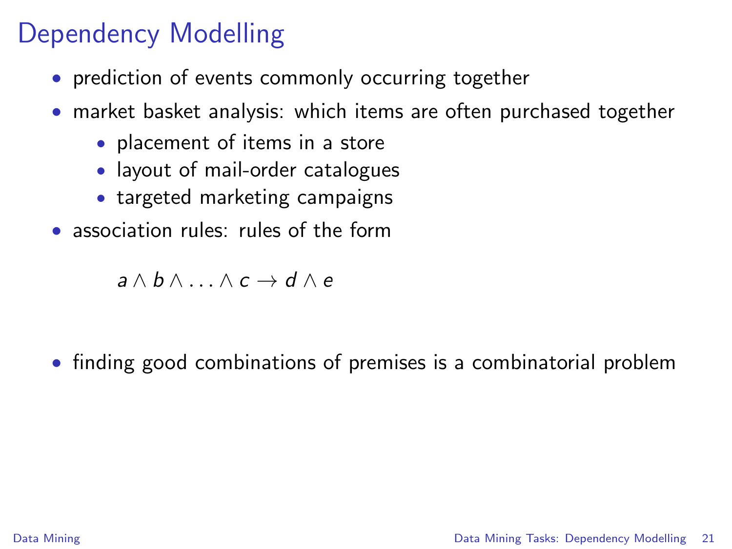# Dependency Modelling

- prediction of events commonly occurring together
- market basket analysis: which items are often purchased together
  - placement of items in a store
  - layout of mail-order catalogues
  - targeted marketing campaigns
- association rules: rules of the form

$$a \wedge b \wedge \ldots \wedge c \rightarrow d \wedge e$$

- finding good combinations of premises is a combinatorial problem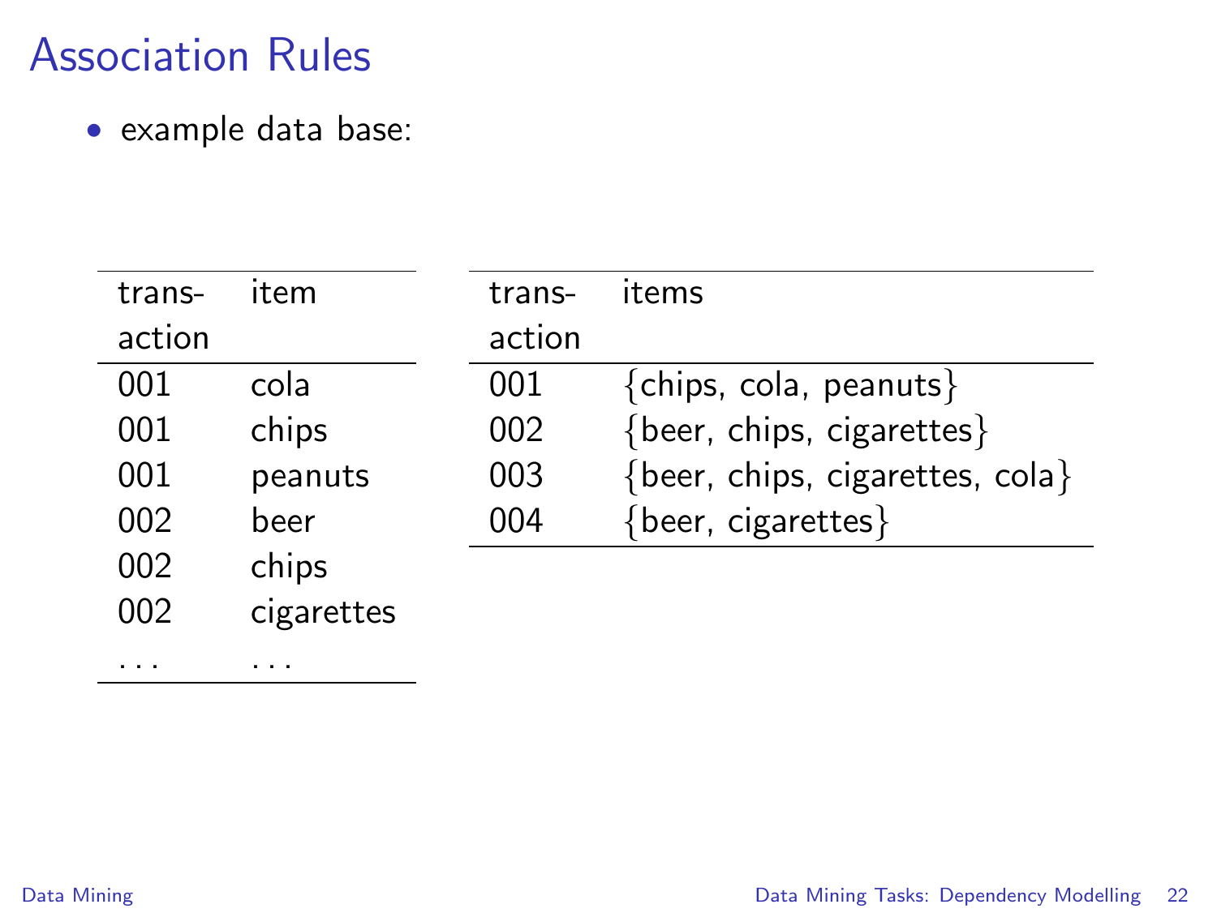# Association Rules

- example data base:

| transaction | item |
|---|---|
| 001 | cola |
| 001 | chips |
| 001 | peanuts |
| 002 | beer |
| 002 | chips |
| 002 | cigarettes |
| ... | ... |

| transaction | items |
|---|---|
| 001 | {chips, cola, peanuts} |
| 002 | {beer, chips, cigarettes} |
| 003 | {beer, chips, cigarettes, cola} |
| 004 | {beer, cigarettes} |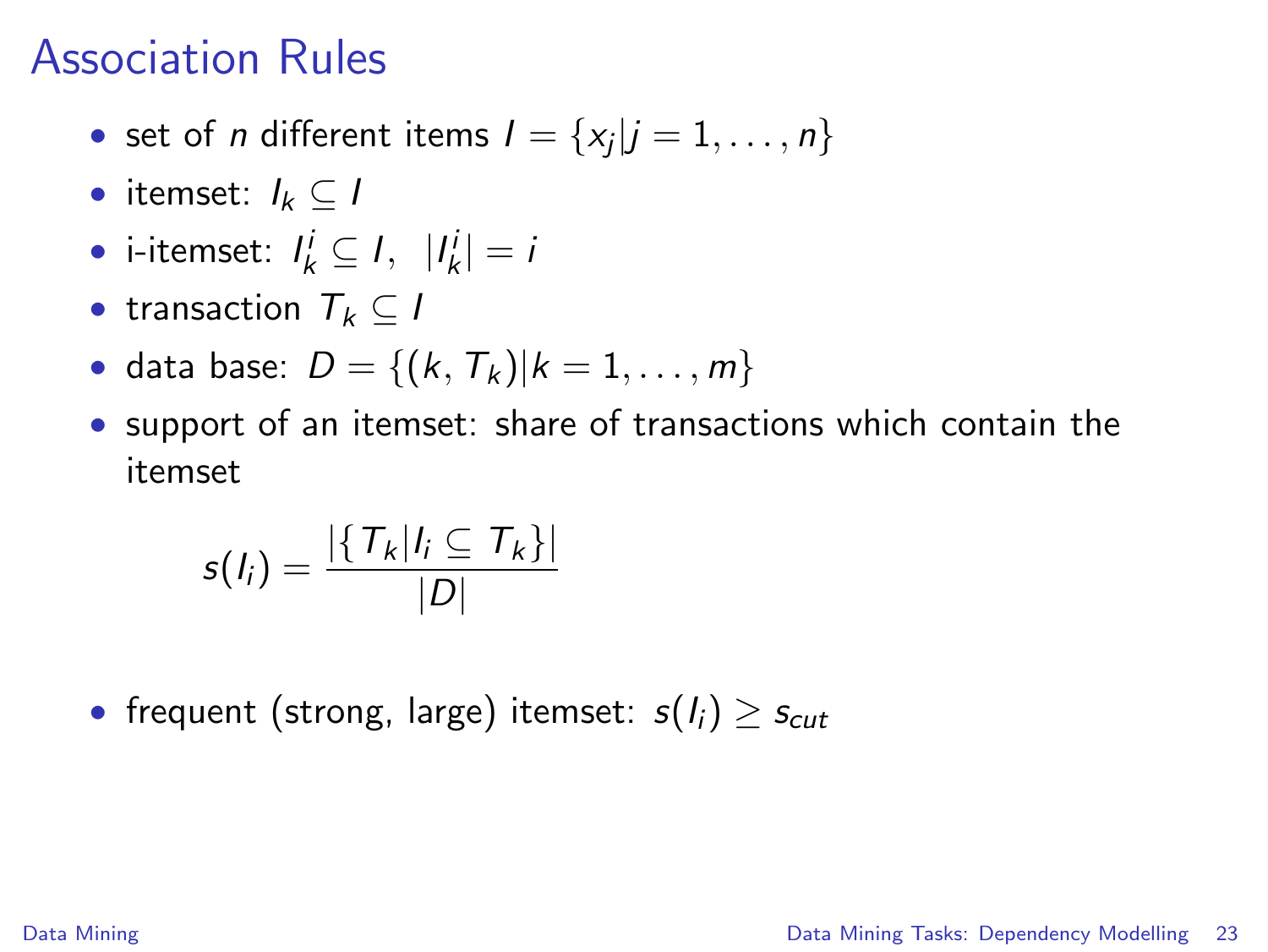# Association Rules

- set of $n$ different items $I = \{x_j | j = 1, \ldots, n\}$
- itemset: $I_k \subseteq I$
- i-itemset: $I_k^i \subseteq I, \;\; |I_k^i| = i$
- transaction $T_k \subseteq I$
- data base: $D = \{(k, T_k) | k = 1, \ldots, m\}$
- support of an itemset: share of transactions which contain the itemset

$$s(I_i) = \frac{|\{T_k | I_i \subseteq T_k\}|}{|D|}$$

- frequent (strong, large) itemset: $s(I_i) \geq s_{cut}$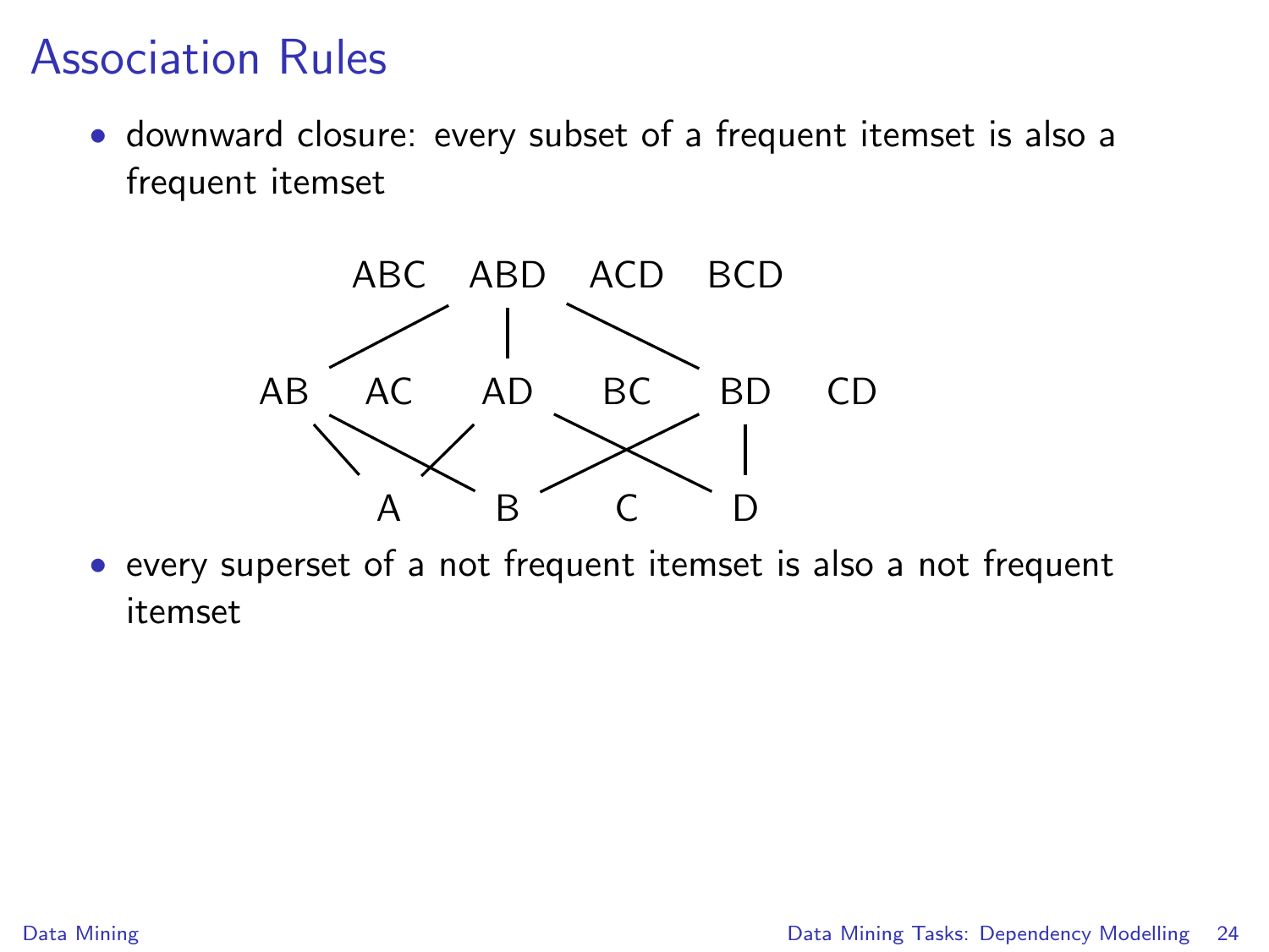# Association Rules

- downward closure: every subset of a frequent itemset is also a frequent itemset

ABC ABD ACD BCD

AB AC AD BC BD CD

A B C D

- every superset of a not frequent itemset is also a not frequent itemset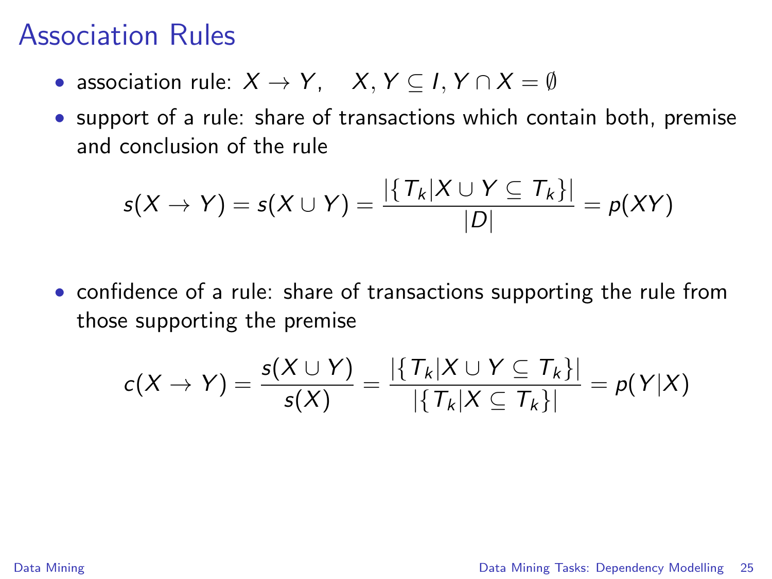# Association Rules

- association rule: $X \to Y, \quad X, Y \subseteq I, Y \cap X = \emptyset$
- support of a rule: share of transactions which contain both, premise and conclusion of the rule

$$s(X \to Y) = s(X \cup Y) = \frac{|\{T_k | X \cup Y \subseteq T_k\}|}{|D|} = p(XY)$$

- confidence of a rule: share of transactions supporting the rule from those supporting the premise

$$c(X \to Y) = \frac{s(X \cup Y)}{s(X)} = \frac{|\{T_k | X \cup Y \subseteq T_k\}|}{|\{T_k | X \subseteq T_k\}|} = p(Y|X)$$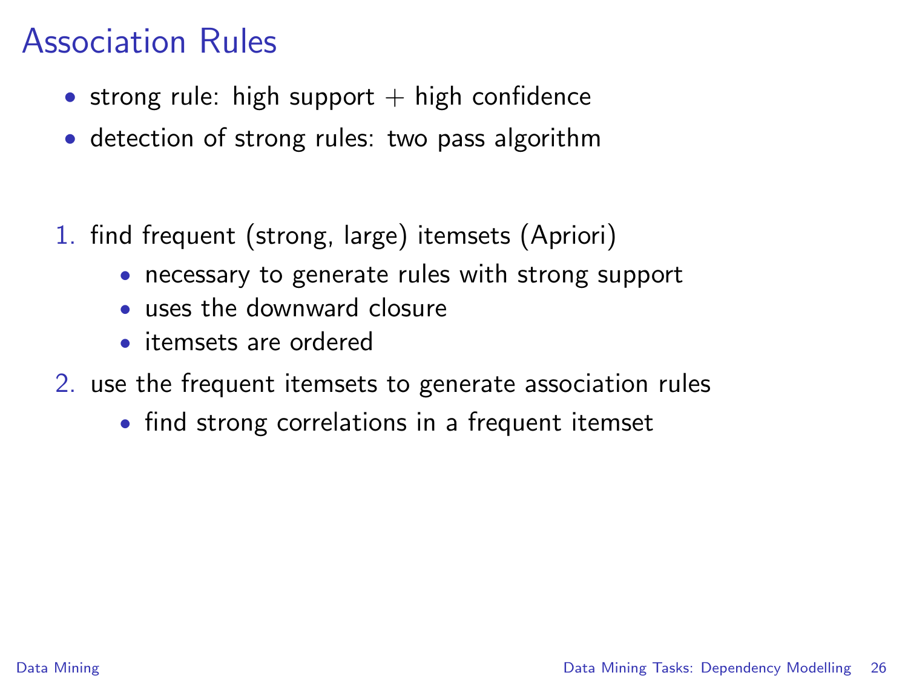# Association Rules

- strong rule: high support + high confidence
- detection of strong rules: two pass algorithm

1. find frequent (strong, large) itemsets (Apriori)
   - necessary to generate rules with strong support
   - uses the downward closure
   - itemsets are ordered
2. use the frequent itemsets to generate association rules
   - find strong correlations in a frequent itemset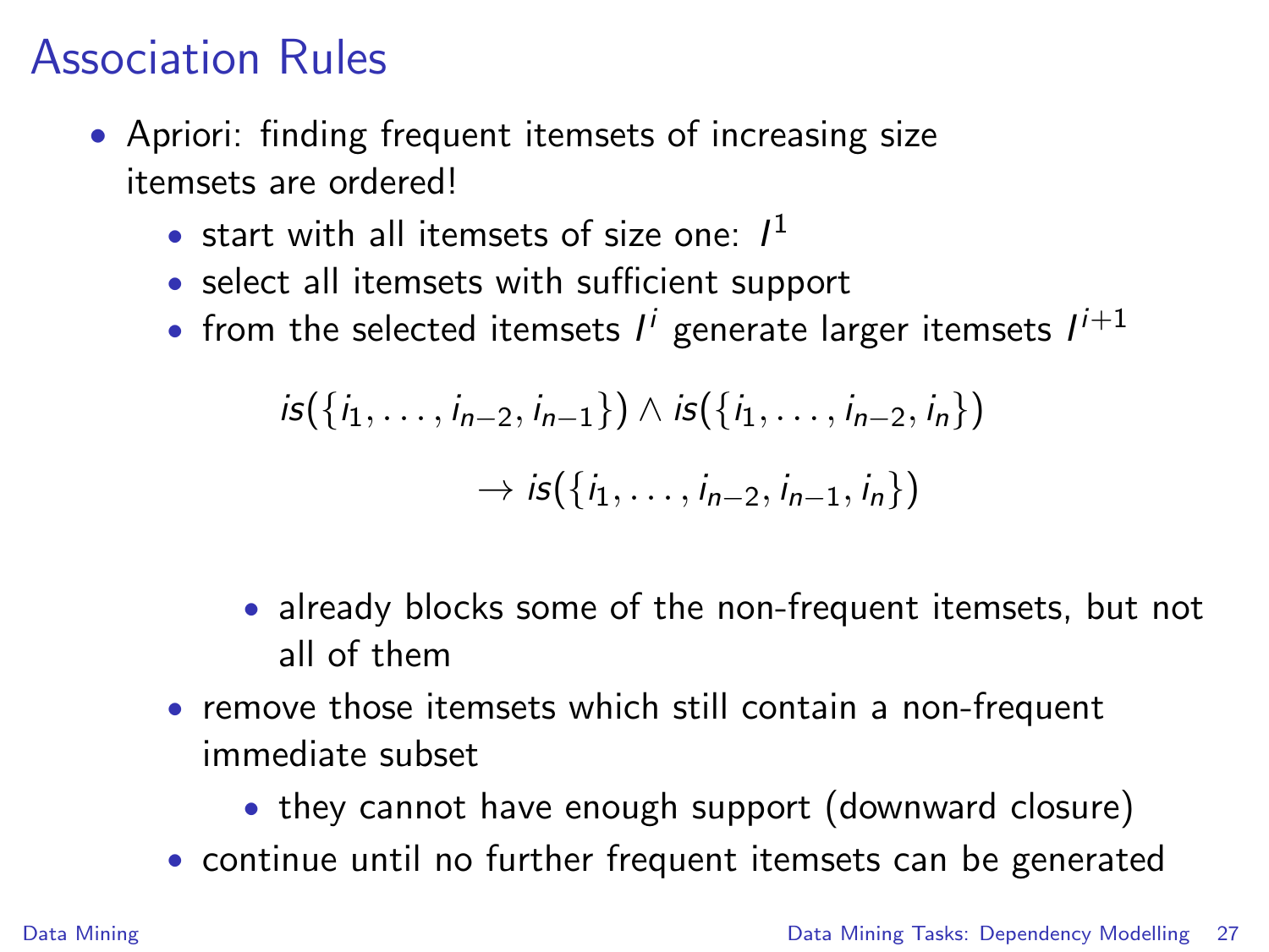# Association Rules

- Apriori: finding frequent itemsets of increasing size
  itemsets are ordered!
  - start with all itemsets of size one: $I^1$
  - select all itemsets with sufficient support
  - from the selected itemsets $I^i$ generate larger itemsets $I^{i+1}$

$$is(\{i_1, \ldots, i_{n-2}, i_{n-1}\}) \wedge is(\{i_1, \ldots, i_{n-2}, i_n\}) \rightarrow is(\{i_1, \ldots, i_{n-2}, i_{n-1}, i_n\})$$

    - already blocks some of the non-frequent itemsets, but not all of them
  - remove those itemsets which still contain a non-frequent immediate subset
    - they cannot have enough support (downward closure)
  - continue until no further frequent itemsets can be generated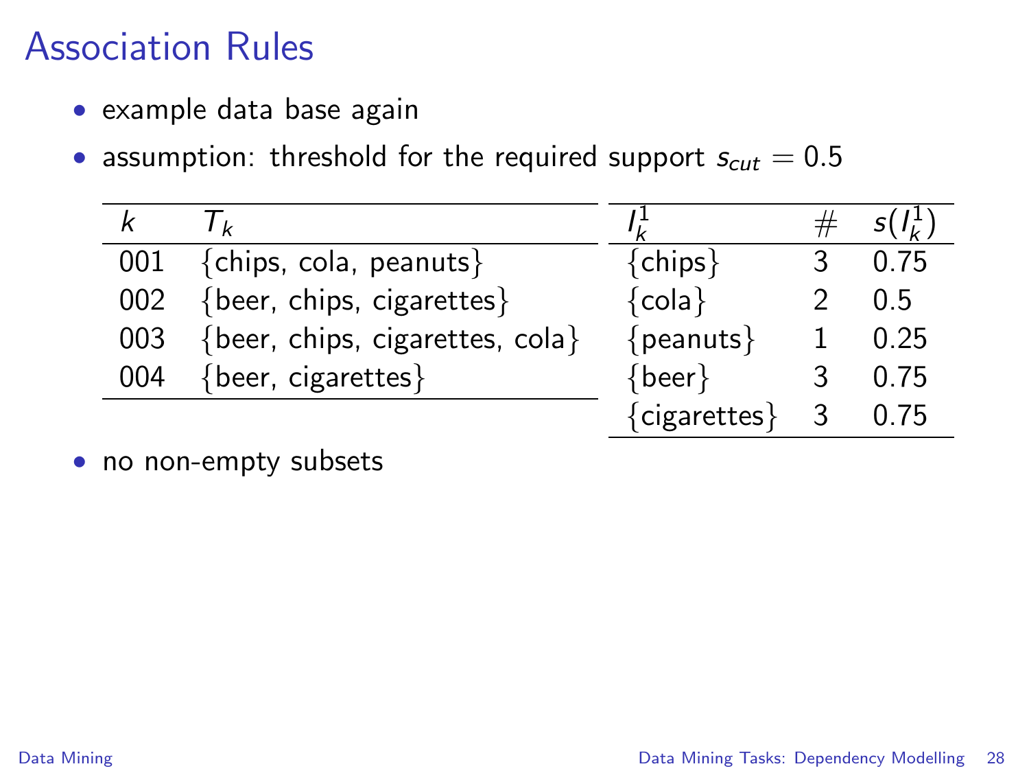# Association Rules

- example data base again
- assumption: threshold for the required support $s_{cut} = 0.5$

| $k$ | $T_k$ |
|---|---|
| 001 | {chips, cola, peanuts} |
| 002 | {beer, chips, cigarettes} |
| 003 | {beer, chips, cigarettes, cola} |
| 004 | {beer, cigarettes} |

| $I_k^1$ | # | $s(I_k^1)$ |
|---|---|---|
| {chips} | 3 | 0.75 |
| {cola} | 2 | 0.5 |
| {peanuts} | 1 | 0.25 |
| {beer} | 3 | 0.75 |
| {cigarettes} | 3 | 0.75 |

- no non-empty subsets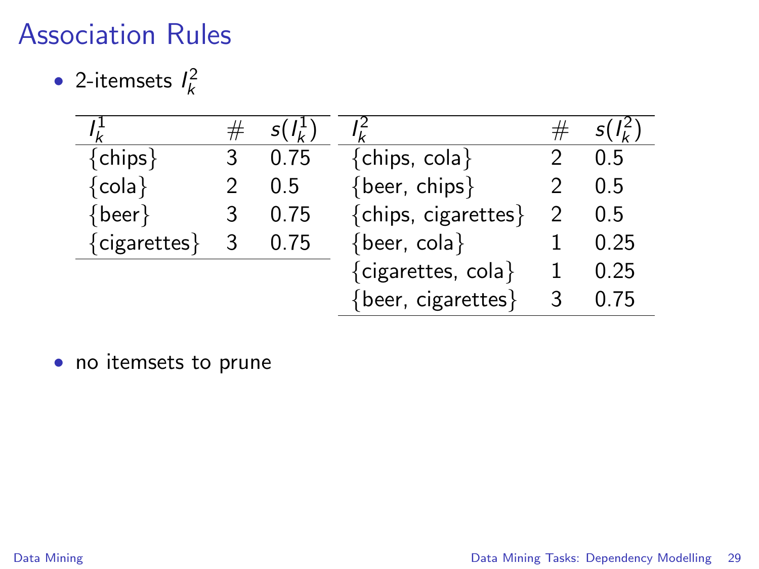# Association Rules

- 2-itemsets $I_k^2$

| $I_k^1$ | # | $s(I_k^1)$ | $I_k^2$ | # | $s(I_k^2)$ |
|---|---|---|---|---|---|
| {chips} | 3 | 0.75 | {chips, cola} | 2 | 0.5 |
| {cola} | 2 | 0.5 | {beer, chips} | 2 | 0.5 |
| {beer} | 3 | 0.75 | {chips, cigarettes} | 2 | 0.5 |
| {cigarettes} | 3 | 0.75 | {beer, cola} | 1 | 0.25 |
| | | | {cigarettes, cola} | 1 | 0.25 |
| | | | {beer, cigarettes} | 3 | 0.75 |

- no itemsets to prune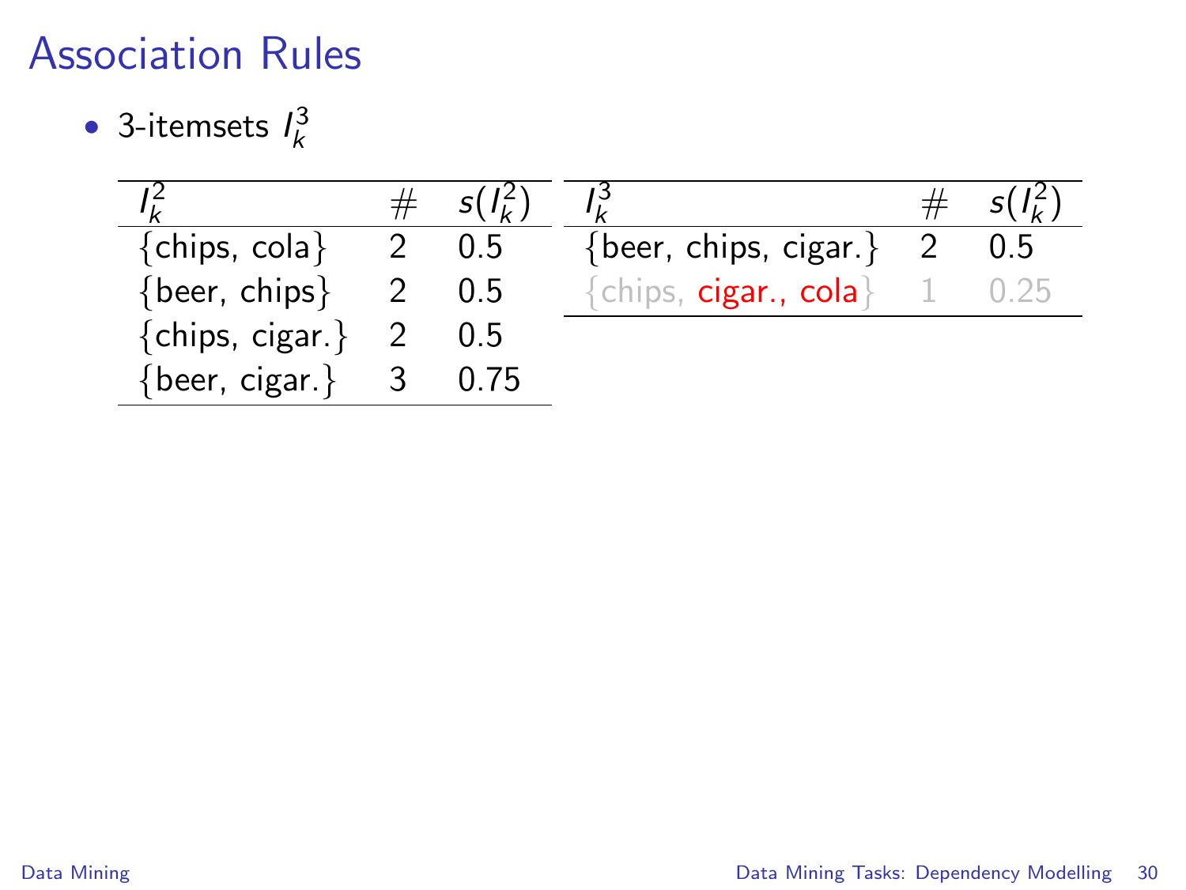# Association Rules

- 3-itemsets $I_k^3$

| $I_k^2$ | # | $s(I_k^2)$ |
|---|---|---|
| {chips, cola} | 2 | 0.5 |
| {beer, chips} | 2 | 0.5 |
| {chips, cigar.} | 2 | 0.5 |
| {beer, cigar.} | 3 | 0.75 |

| $I_k^3$ | # | $s(I_k^2)$ |
|---|---|---|
| {beer, chips, cigar.} | 2 | 0.5 |
| {chips, cigar., cola} | 1 | 0.25 |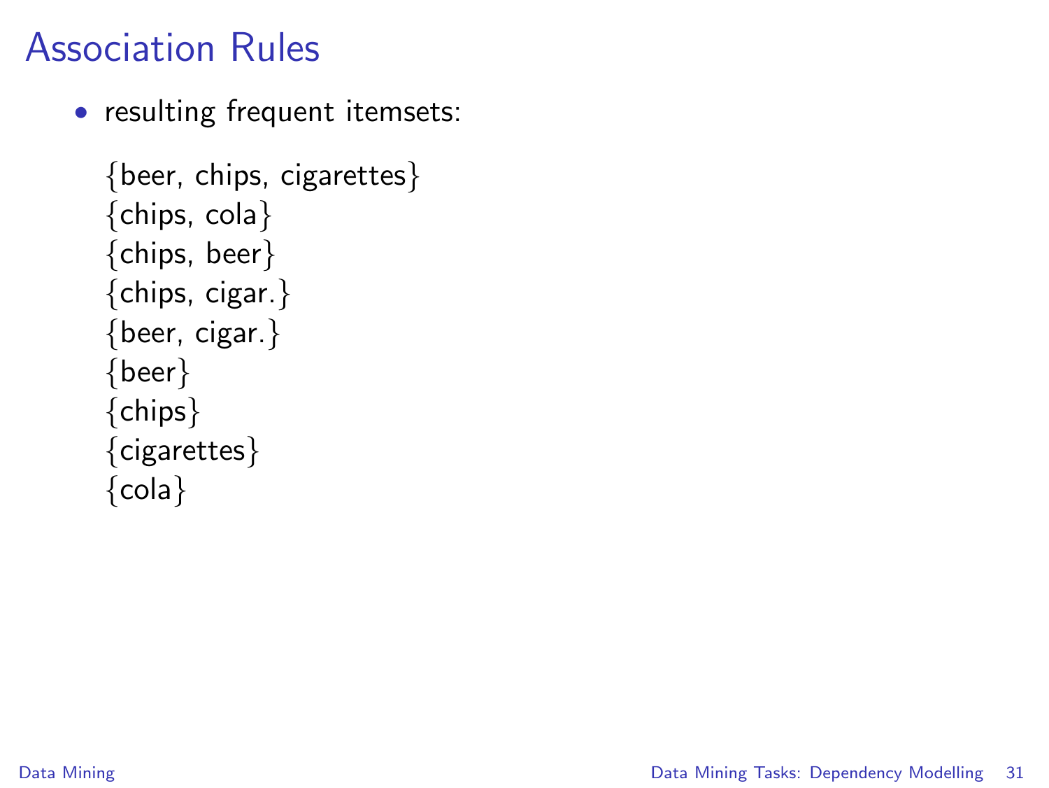# Association Rules

- resulting frequent itemsets:

  {beer, chips, cigarettes}
  {chips, cola}
  {chips, beer}
  {chips, cigar.}
  {beer, cigar.}
  {beer}
  {chips}
  {cigarettes}
  {cola}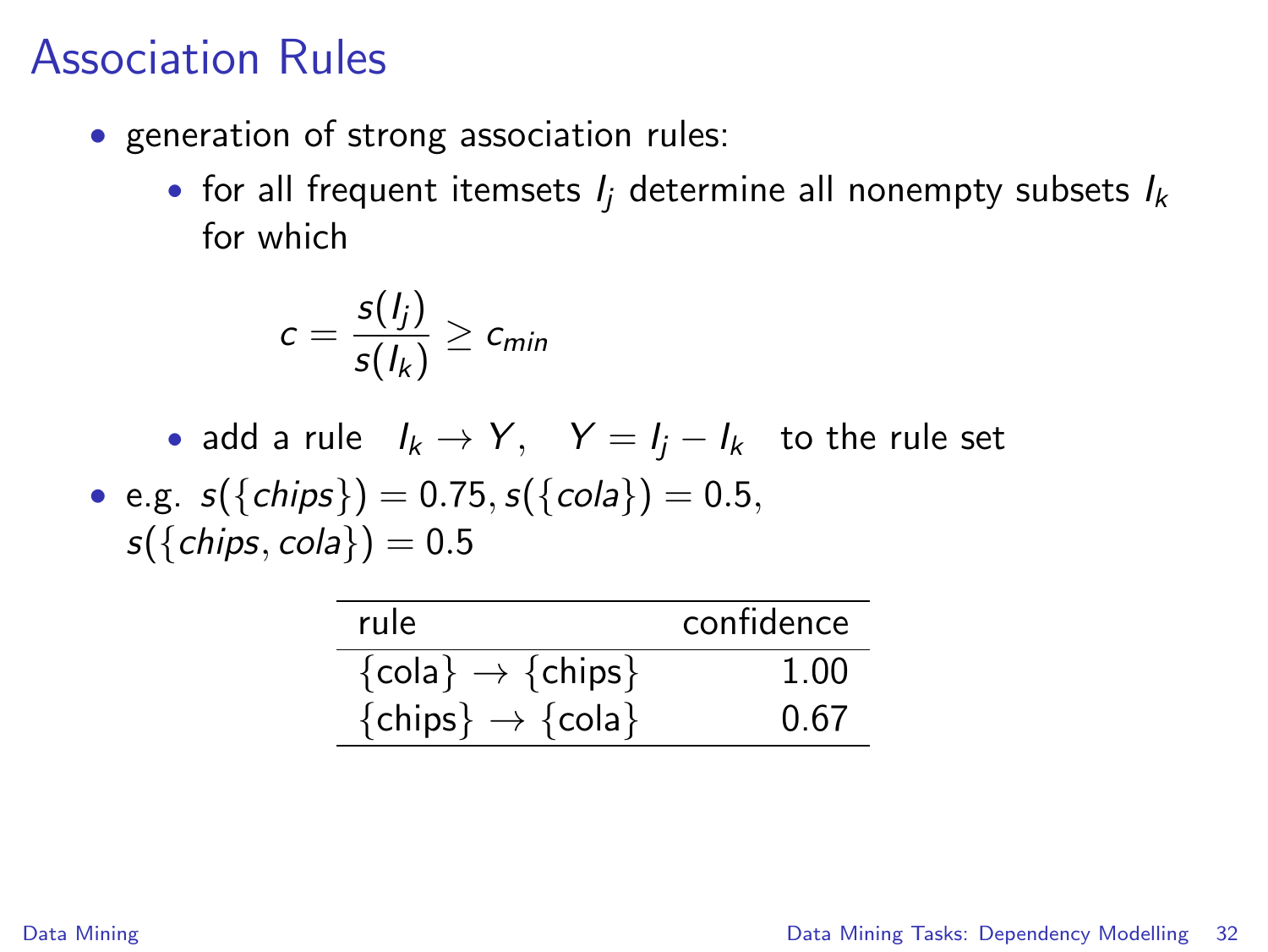# Association Rules

- generation of strong association rules:
  - for all frequent itemsets $I_j$ determine all nonempty subsets $I_k$ for which

$$c = \frac{s(I_j)}{s(I_k)} \geq c_{min}$$

  - add a rule $I_k \rightarrow Y, \quad Y = I_j - I_k$ to the rule set

- e.g. $s(\{chips\}) = 0.75, s(\{cola\}) = 0.5,$ $s(\{chips, cola\}) = 0.5$

| rule | confidence |
|---|---|
| {cola} → {chips} | 1.00 |
| {chips} → {cola} | 0.67 |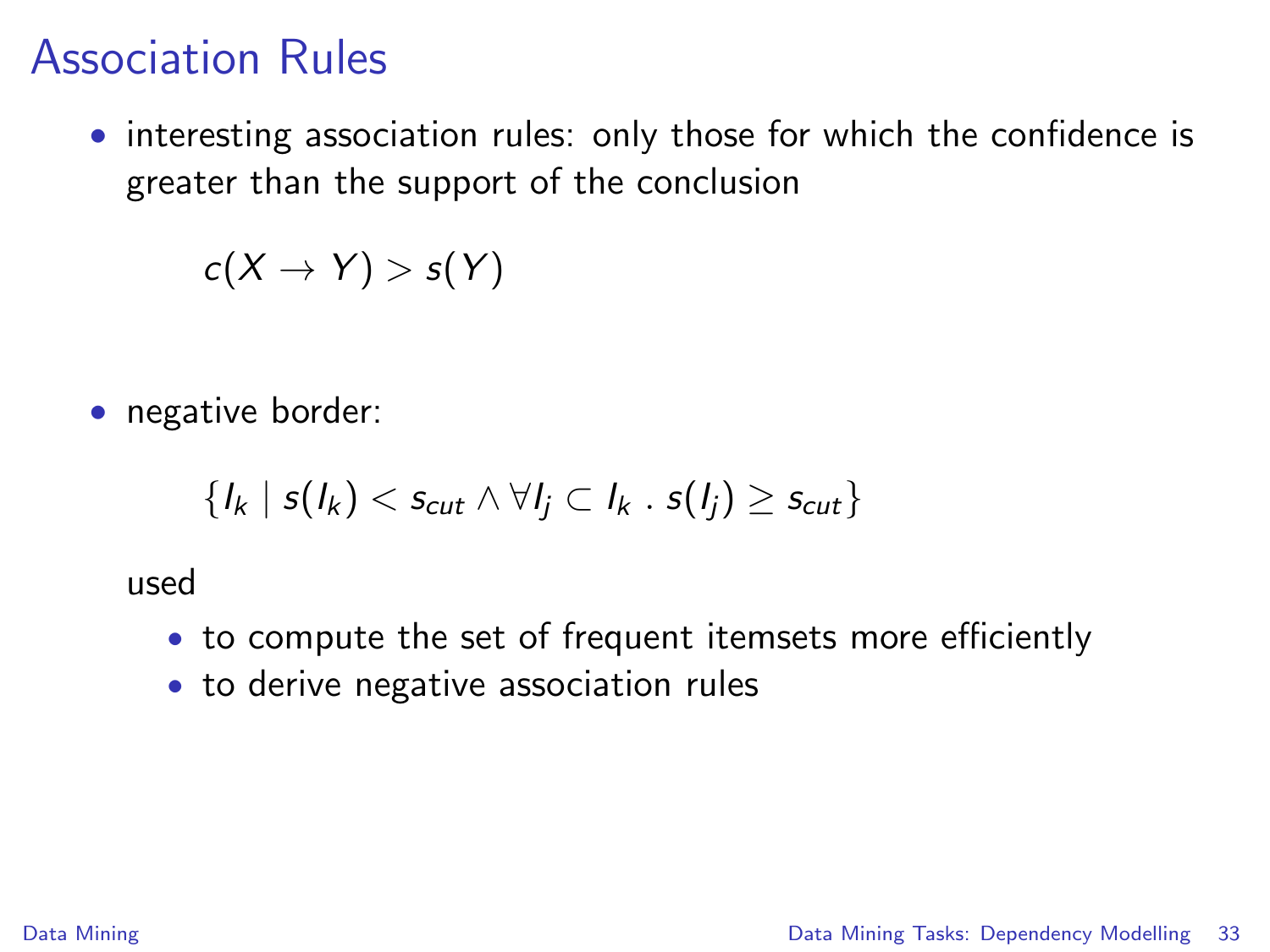# Association Rules

- interesting association rules: only those for which the confidence is greater than the support of the conclusion

$$c(X \rightarrow Y) > s(Y)$$

- negative border:

$$\{I_k \mid s(I_k) < s_{cut} \land \forall I_j \subset I_k \,.\, s(I_j) \geq s_{cut}\}$$

  used

  - to compute the set of frequent itemsets more efficiently
  - to derive negative association rules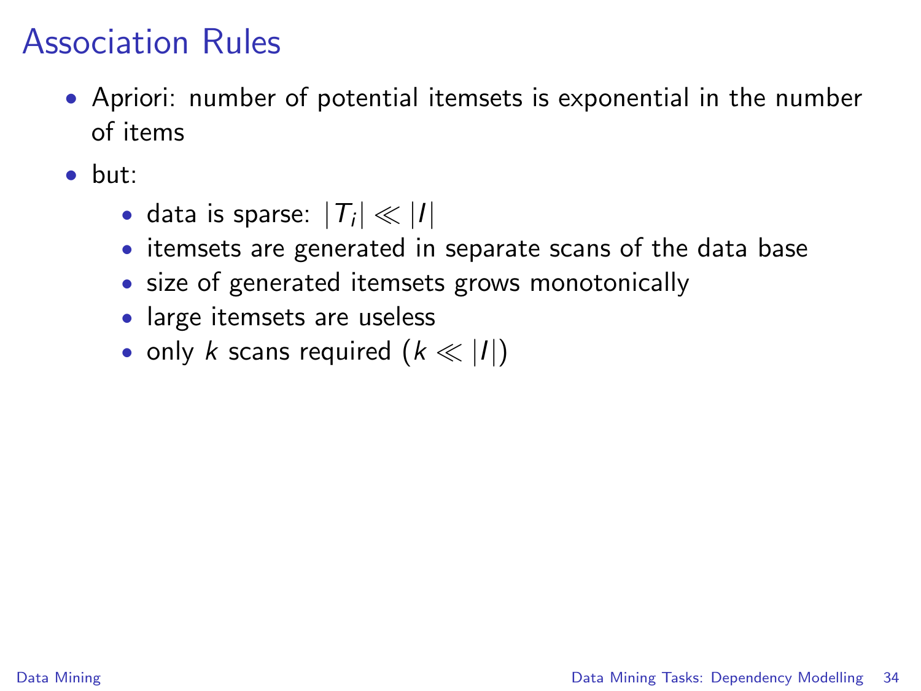# Association Rules

- Apriori: number of potential itemsets is exponential in the number of items
- but:
  - data is sparse: $|T_i| \ll |I|$
  - itemsets are generated in separate scans of the data base
  - size of generated itemsets grows monotonically
  - large itemsets are useless
  - only $k$ scans required ($k \ll |I|$)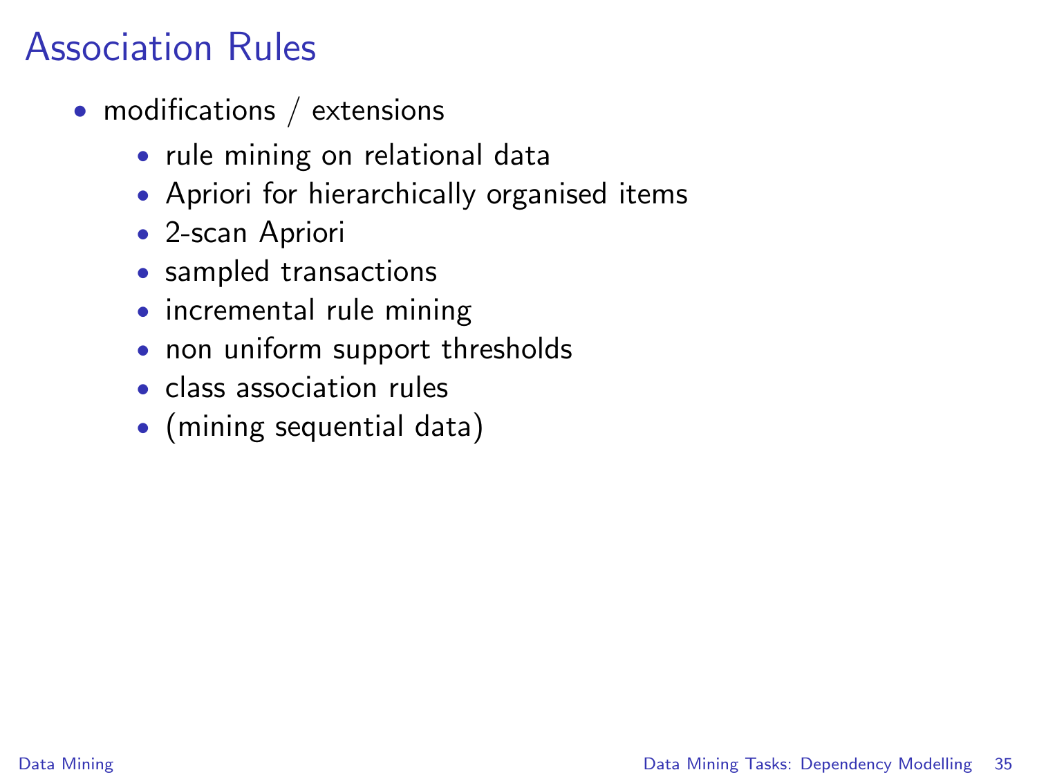# Association Rules

- modifications / extensions
  - rule mining on relational data
  - Apriori for hierarchically organised items
  - 2-scan Apriori
  - sampled transactions
  - incremental rule mining
  - non uniform support thresholds
  - class association rules
  - (mining sequential data)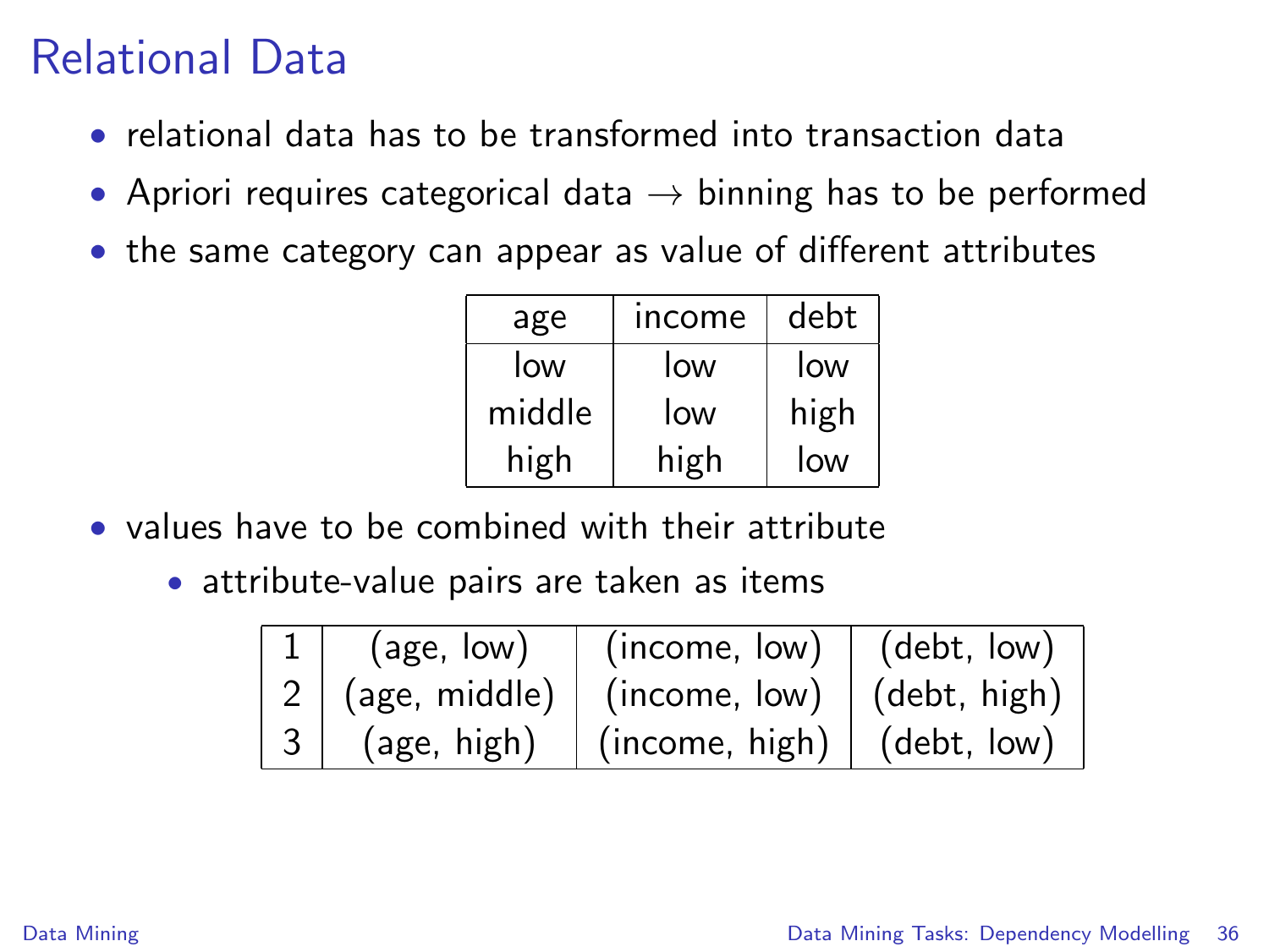# Relational Data

- relational data has to be transformed into transaction data
- Apriori requires categorical data $\rightarrow$ binning has to be performed
- the same category can appear as value of different attributes

| age | income | debt |
|---|---|---|
| low | low | low |
| middle | low | high |
| high | high | low |

- values have to be combined with their attribute
  - attribute-value pairs are taken as items

| | | | |
|---|---|---|---|
| 1 | (age, low) | (income, low) | (debt, low) |
| 2 | (age, middle) | (income, low) | (debt, high) |
| 3 | (age, high) | (income, high) | (debt, low) |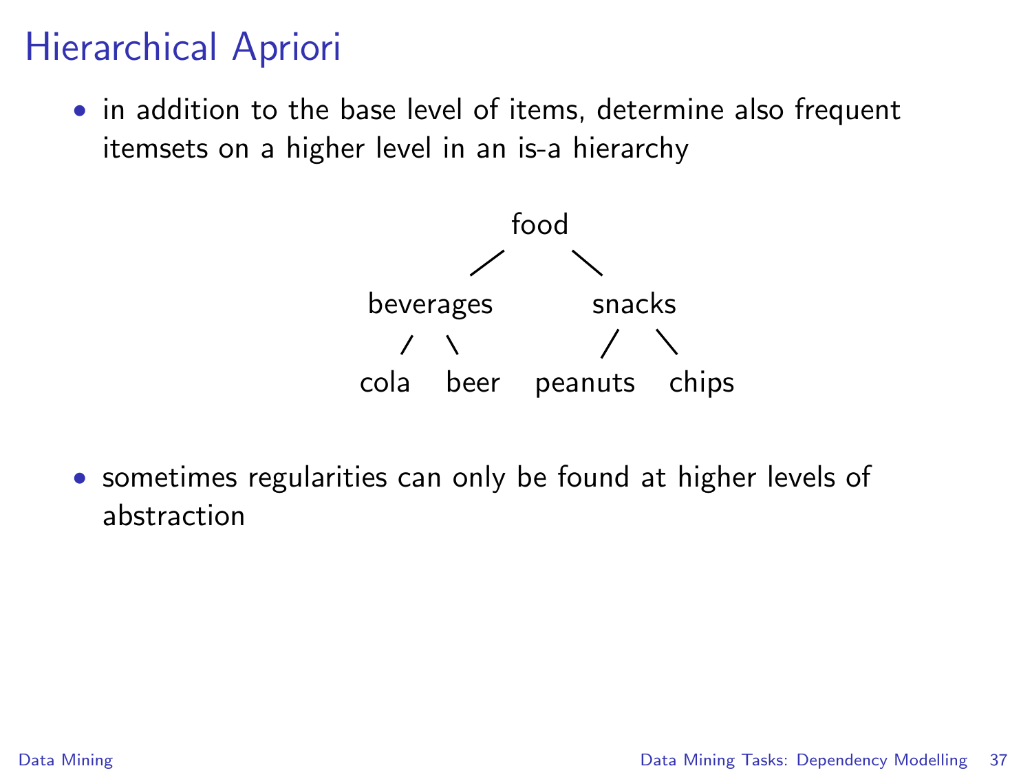# Hierarchical Apriori

- in addition to the base level of items, determine also frequent itemsets on a higher level in an is-a hierarchy

```
                food
              /      \
       beverages      snacks
        /    \        /     \
     cola   beer  peanuts   chips
```

- sometimes regularities can only be found at higher levels of abstraction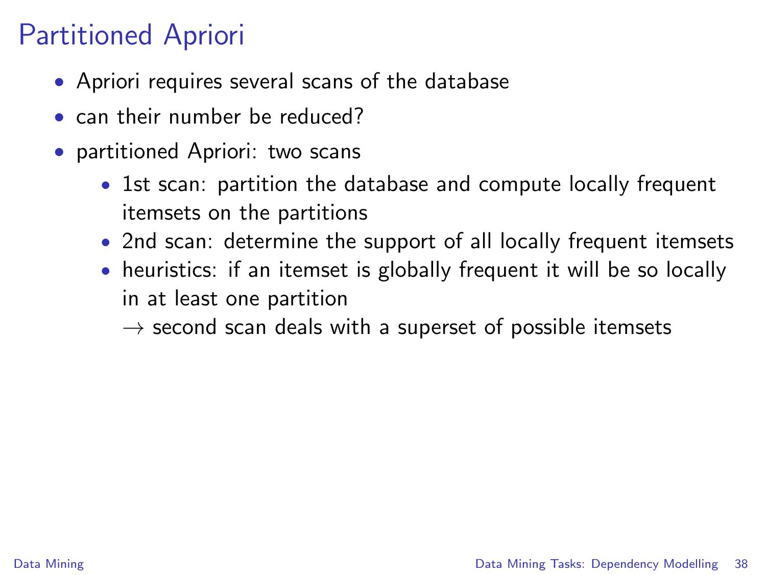# Partitioned Apriori

- Apriori requires several scans of the database
- can their number be reduced?
- partitioned Apriori: two scans
  - 1st scan: partition the database and compute locally frequent itemsets on the partitions
  - 2nd scan: determine the support of all locally frequent itemsets
  - heuristics: if an itemset is globally frequent it will be so locally in at least one partition
    $\rightarrow$ second scan deals with a superset of possible itemsets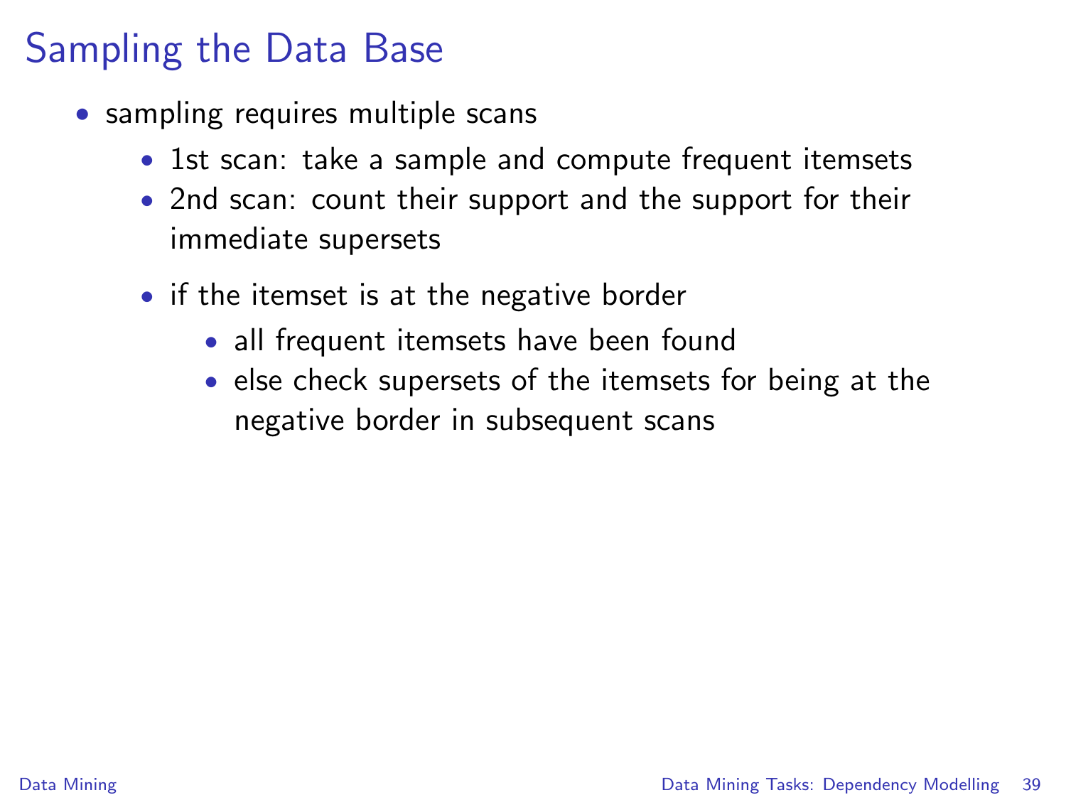# Sampling the Data Base

- sampling requires multiple scans
  - 1st scan: take a sample and compute frequent itemsets
  - 2nd scan: count their support and the support for their immediate supersets
  - if the itemset is at the negative border
    - all frequent itemsets have been found
    - else check supersets of the itemsets for being at the negative border in subsequent scans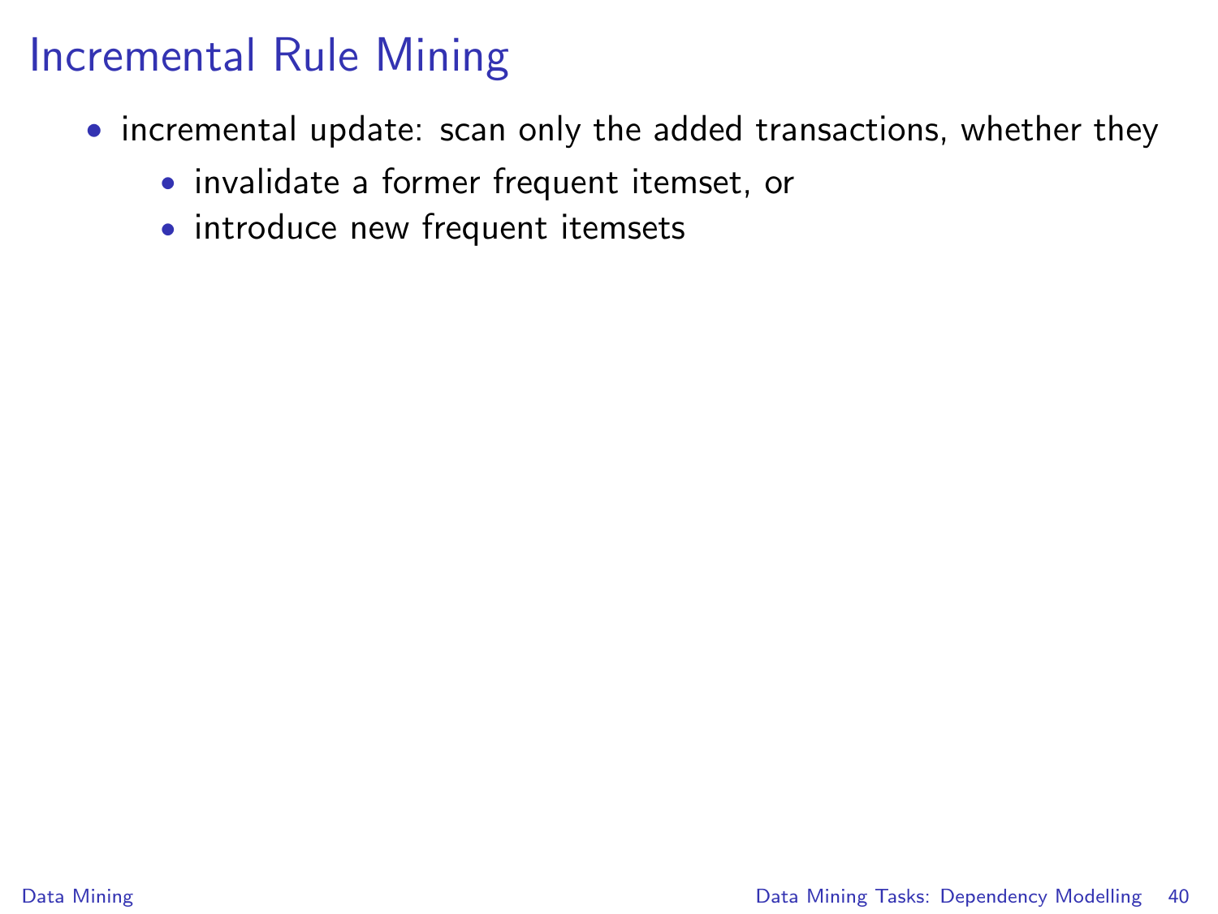# Incremental Rule Mining

- incremental update: scan only the added transactions, whether they
  - invalidate a former frequent itemset, or
  - introduce new frequent itemsets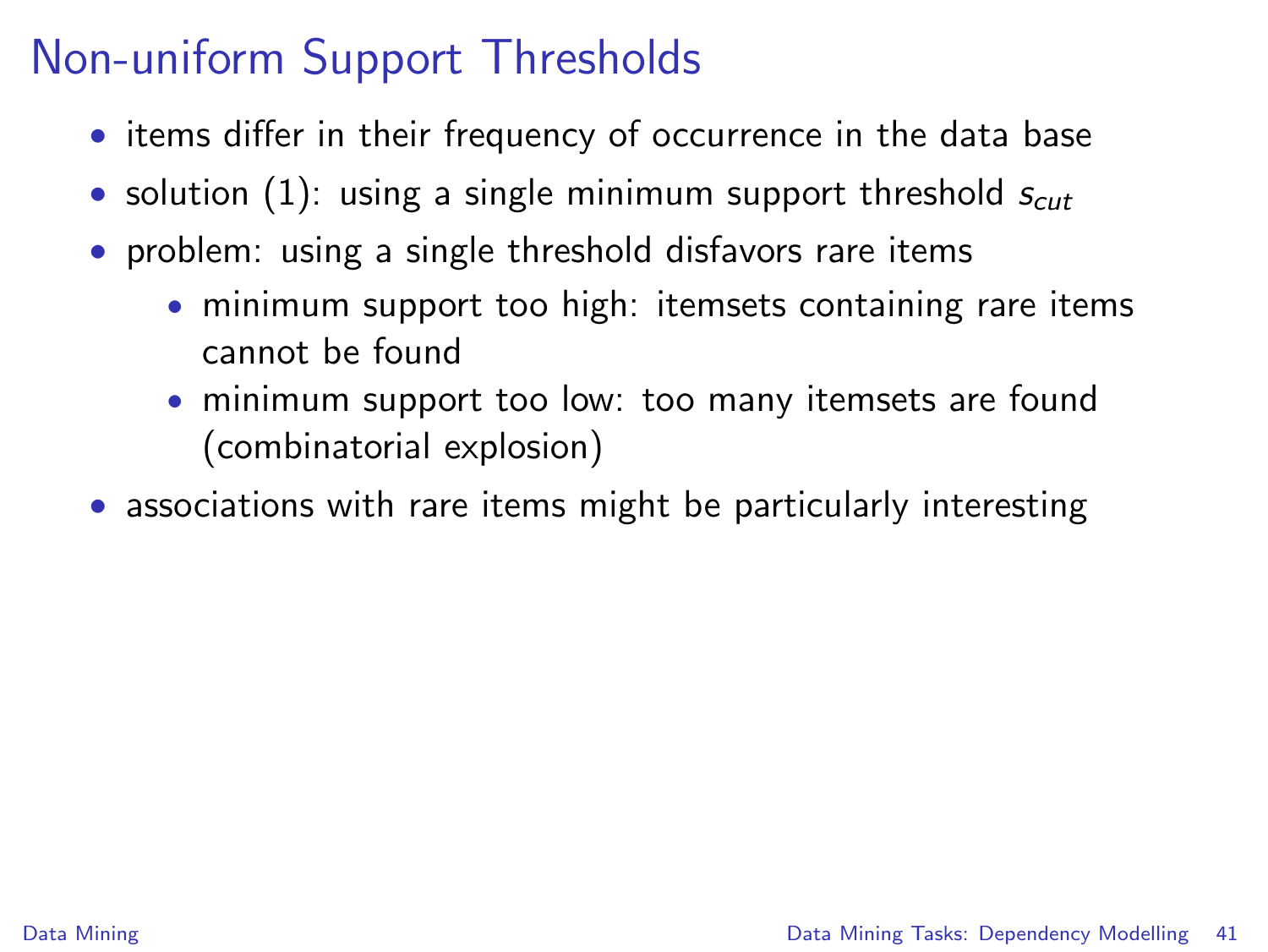# Non-uniform Support Thresholds

- items differ in their frequency of occurrence in the data base
- solution (1): using a single minimum support threshold $s_{cut}$
- problem: using a single threshold disfavors rare items
  - minimum support too high: itemsets containing rare items cannot be found
  - minimum support too low: too many itemsets are found (combinatorial explosion)
- associations with rare items might be particularly interesting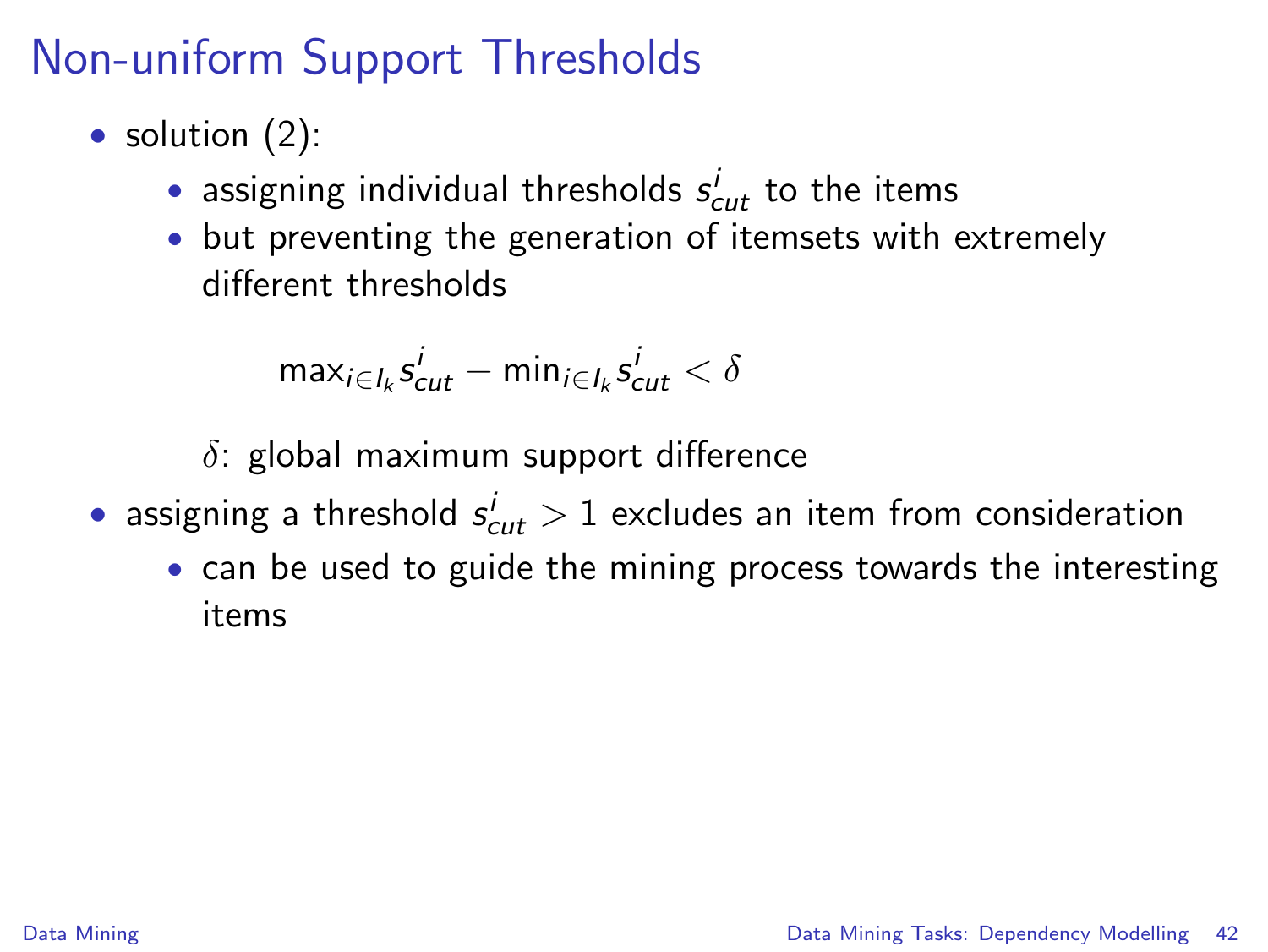# Non-uniform Support Thresholds

- solution (2):
  - assigning individual thresholds $s^i_{cut}$ to the items
  - but preventing the generation of itemsets with extremely different thresholds

    $$\max_{i \in I_k} s^i_{cut} - \min_{i \in I_k} s^i_{cut} < \delta$$

    $\delta$: global maximum support difference
- assigning a threshold $s^i_{cut} > 1$ excludes an item from consideration
  - can be used to guide the mining process towards the interesting items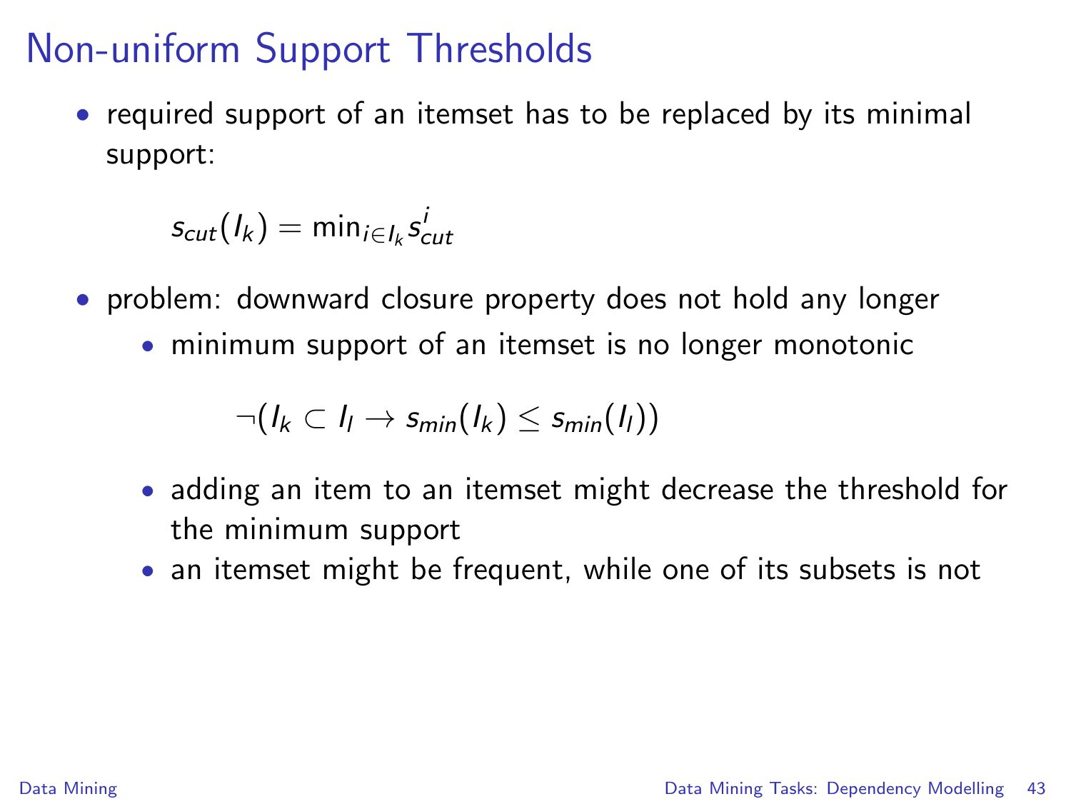# Non-uniform Support Thresholds

- required support of an itemset has to be replaced by its minimal support:

$$s_{cut}(I_k) = \min_{i \in I_k} s^{i}_{cut}$$

- problem: downward closure property does not hold any longer
  - minimum support of an itemset is no longer monotonic

    $$\neg(I_k \subset I_l \rightarrow s_{min}(I_k) \leq s_{min}(I_l))$$

  - adding an item to an itemset might decrease the threshold for the minimum support
  - an itemset might be frequent, while one of its subsets is not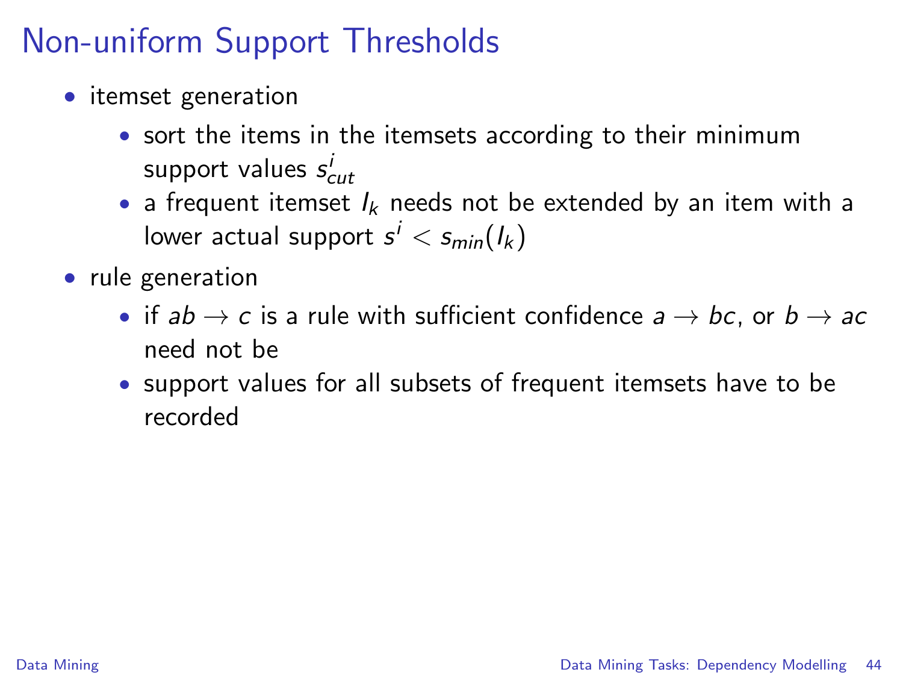# Non-uniform Support Thresholds

- itemset generation
  - sort the items in the itemsets according to their minimum support values $s^i_{cut}$
  - a frequent itemset $I_k$ needs not be extended by an item with a lower actual support $s^i < s_{min}(I_k)$
- rule generation
  - if $ab \to c$ is a rule with sufficient confidence $a \to bc$, or $b \to ac$ need not be
  - support values for all subsets of frequent itemsets have to be recorded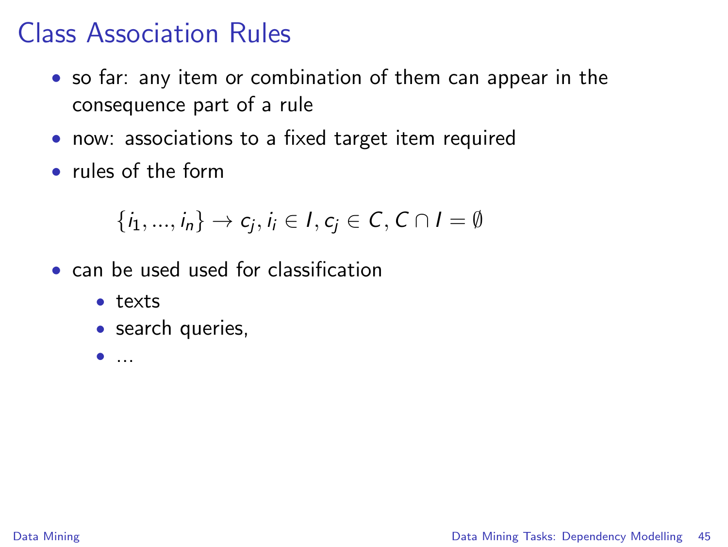# Class Association Rules

- so far: any item or combination of them can appear in the consequence part of a rule
- now: associations to a fixed target item required
- rules of the form

$$\{i_1, ..., i_n\} \rightarrow c_j, i_i \in I, c_j \in C, C \cap I = \emptyset$$

- can be used used for classification
  - texts
  - search queries,
  - ...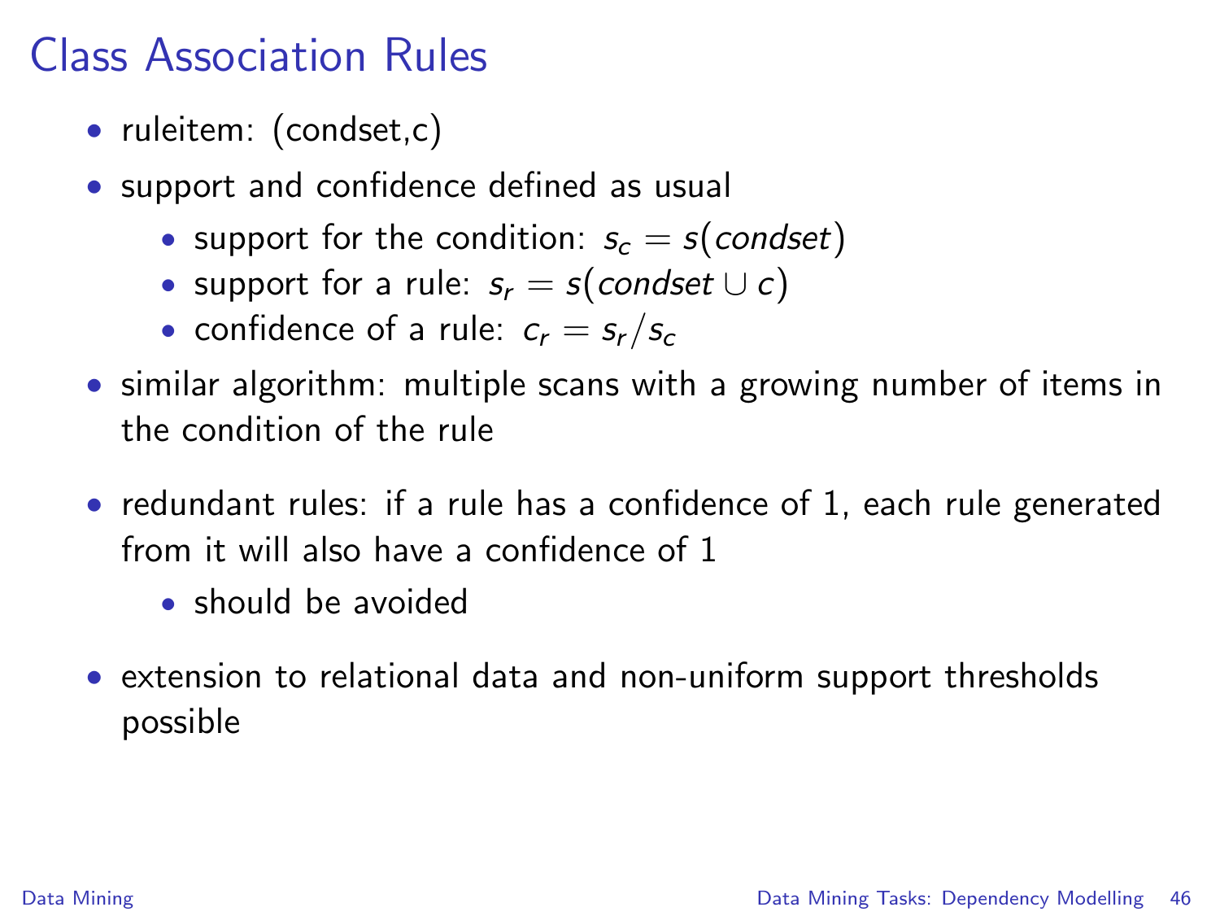# Class Association Rules

- ruleitem: (condset,c)
- support and confidence defined as usual
  - support for the condition: $s_c = s(condset)$
  - support for a rule: $s_r = s(condset \cup c)$
  - confidence of a rule: $c_r = s_r / s_c$
- similar algorithm: multiple scans with a growing number of items in the condition of the rule
- redundant rules: if a rule has a confidence of 1, each rule generated from it will also have a confidence of 1
  - should be avoided
- extension to relational data and non-uniform support thresholds possible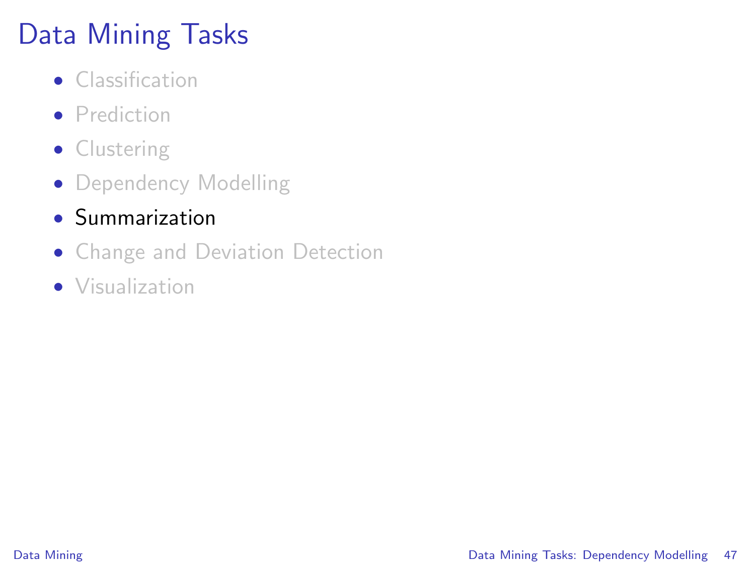# Data Mining Tasks

- Classification
- Prediction
- Clustering
- Dependency Modelling
- Summarization
- Change and Deviation Detection
- Visualization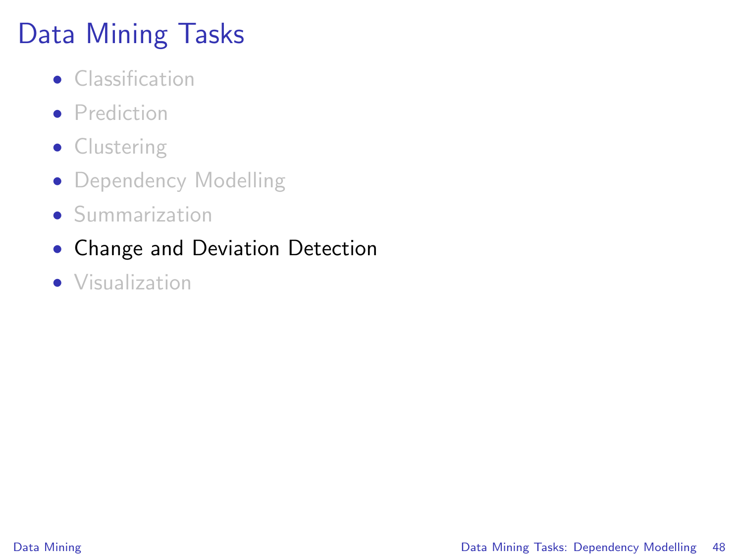# Data Mining Tasks

- Classification
- Prediction
- Clustering
- Dependency Modelling
- Summarization
- Change and Deviation Detection
- Visualization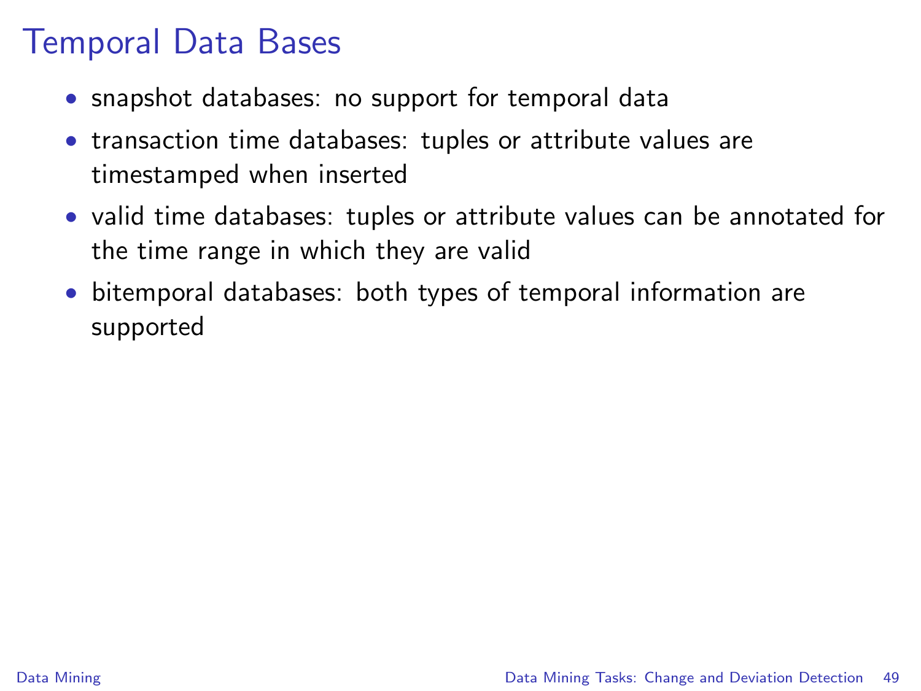# Temporal Data Bases

- snapshot databases: no support for temporal data
- transaction time databases: tuples or attribute values are timestamped when inserted
- valid time databases: tuples or attribute values can be annotated for the time range in which they are valid
- bitemporal databases: both types of temporal information are supported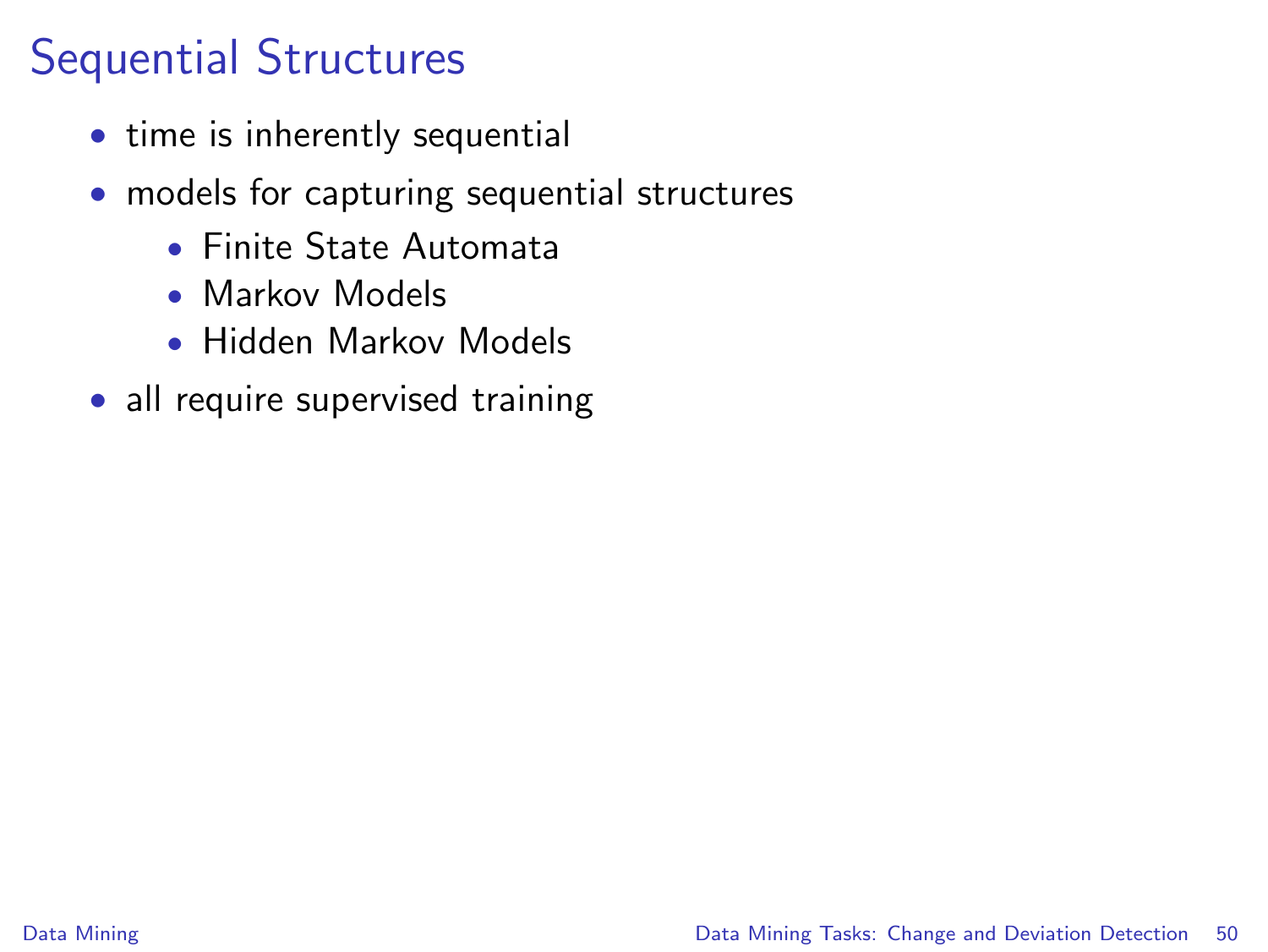# Sequential Structures

- time is inherently sequential
- models for capturing sequential structures
  - Finite State Automata
  - Markov Models
  - Hidden Markov Models
- all require supervised training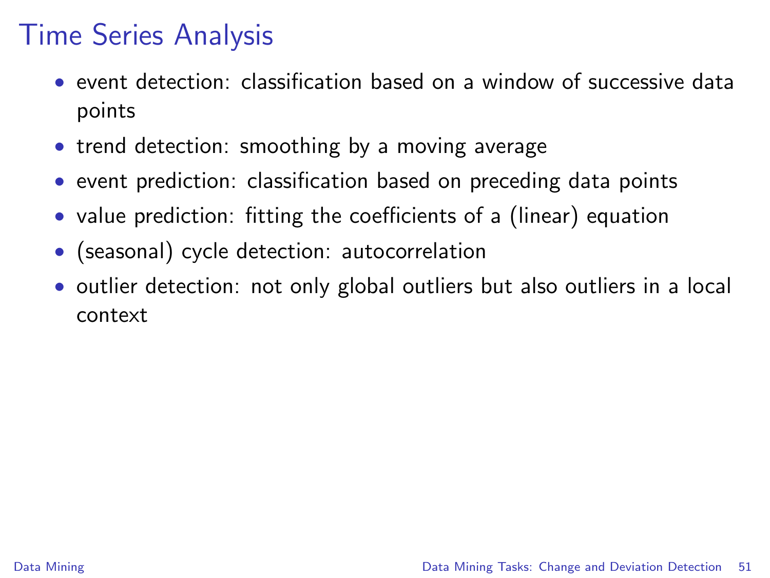# Time Series Analysis

- event detection: classification based on a window of successive data points
- trend detection: smoothing by a moving average
- event prediction: classification based on preceding data points
- value prediction: fitting the coefficients of a (linear) equation
- (seasonal) cycle detection: autocorrelation
- outlier detection: not only global outliers but also outliers in a local context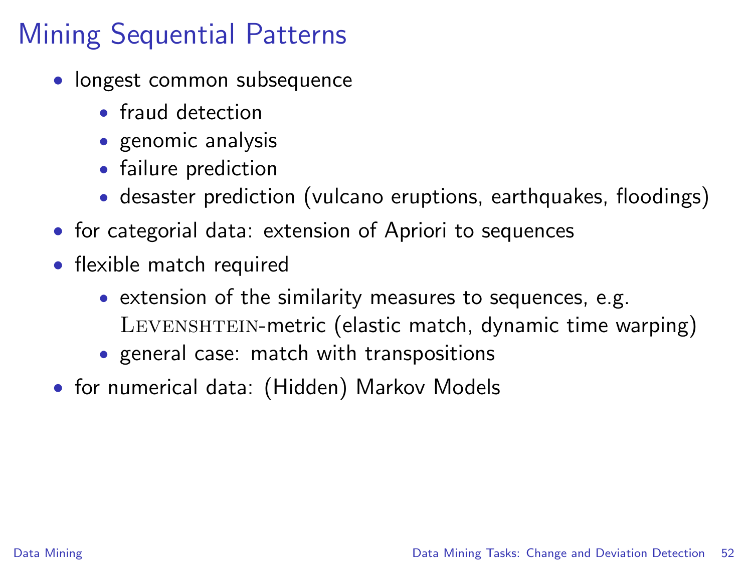# Mining Sequential Patterns

- longest common subsequence
  - fraud detection
  - genomic analysis
  - failure prediction
  - desaster prediction (vulcano eruptions, earthquakes, floodings)
- for categorial data: extension of Apriori to sequences
- flexible match required
  - extension of the similarity measures to sequences, e.g. LEVENSHTEIN-metric (elastic match, dynamic time warping)
  - general case: match with transpositions
- for numerical data: (Hidden) Markov Models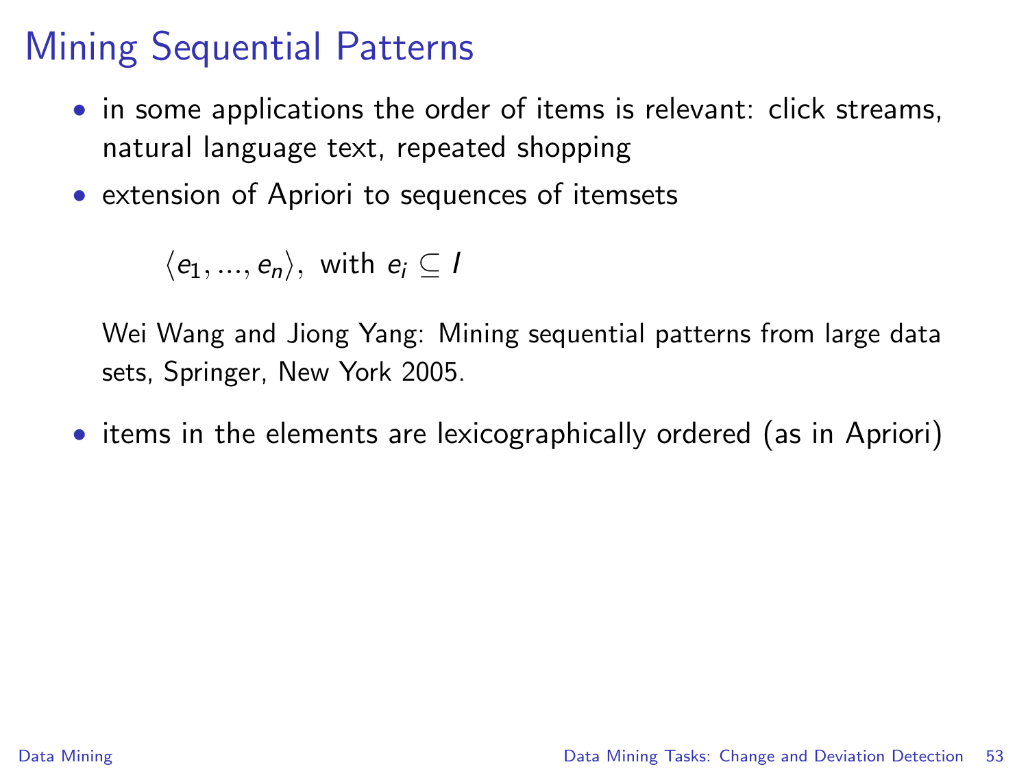# Mining Sequential Patterns

- in some applications the order of items is relevant: click streams, natural language text, repeated shopping
- extension of Apriori to sequences of itemsets

$$\langle e_1, ..., e_n \rangle, \text{ with } e_i \subseteq I$$

  Wei Wang and Jiong Yang: Mining sequential patterns from large data sets, Springer, New York 2005.

- items in the elements are lexicographically ordered (as in Apriori)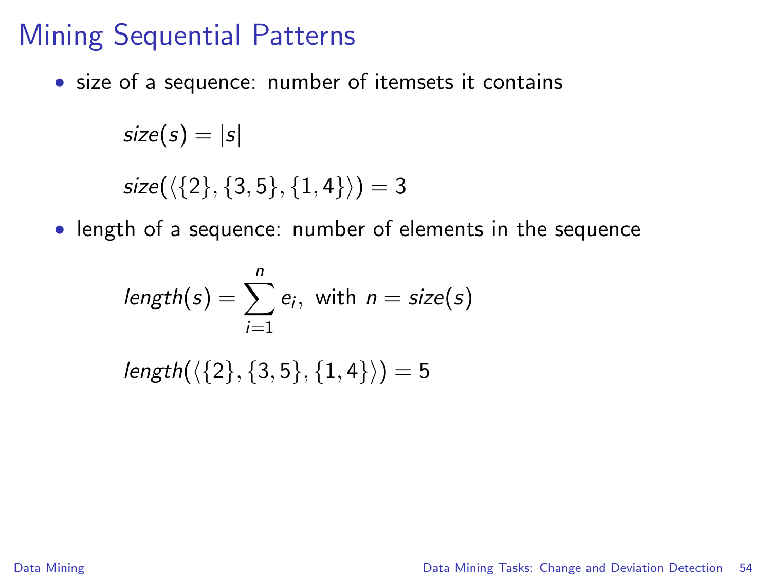# Mining Sequential Patterns

- size of a sequence: number of itemsets it contains

$$size(s) = |s|$$

$$size(\langle\{2\}, \{3,5\}, \{1,4\}\rangle) = 3$$

- length of a sequence: number of elements in the sequence

$$length(s) = \sum_{i=1}^{n} e_i, \text{ with } n = size(s)$$

$$length(\langle\{2\}, \{3,5\}, \{1,4\}\rangle) = 5$$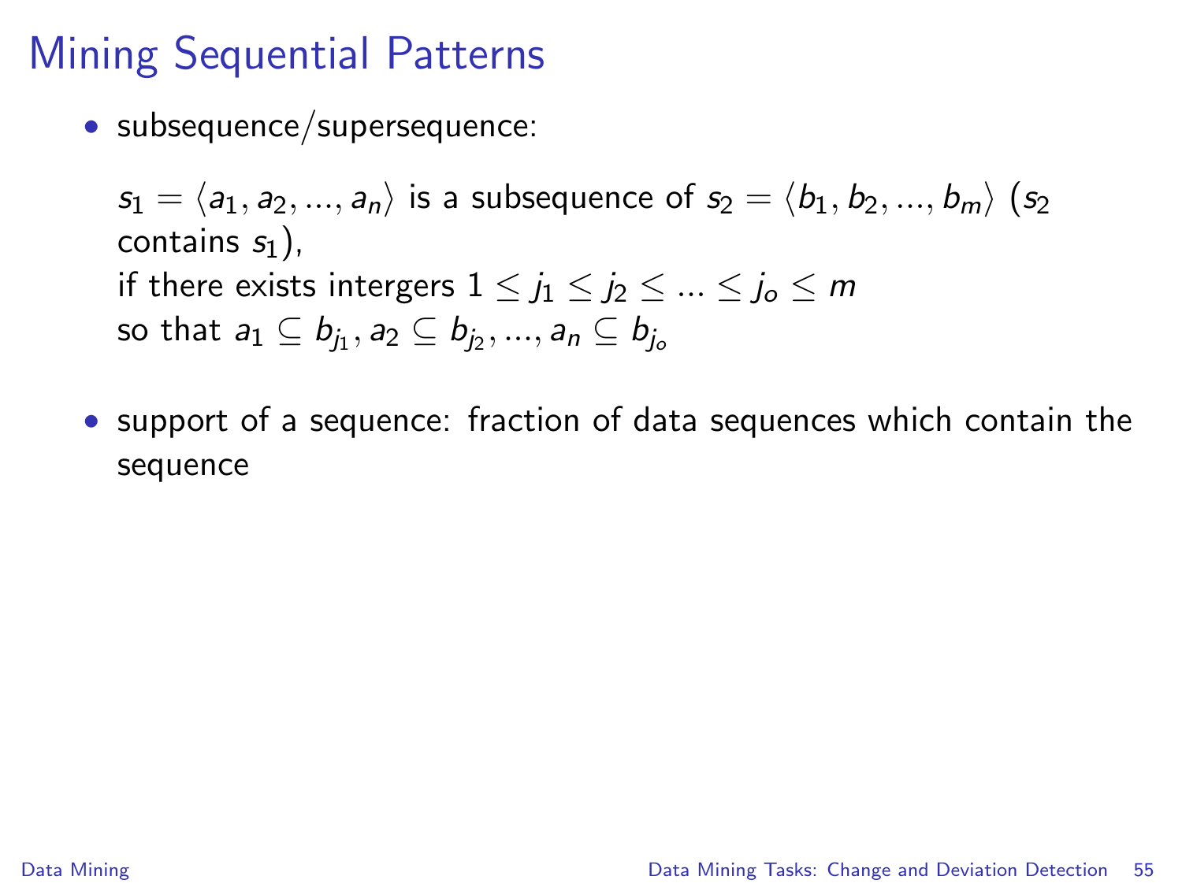# Mining Sequential Patterns

- subsequence/supersequence:

  $s_1 = \langle a_1, a_2, ..., a_n \rangle$ is a subsequence of $s_2 = \langle b_1, b_2, ..., b_m \rangle$ ($s_2$ contains $s_1$),
  if there exists intergers $1 \leq j_1 \leq j_2 \leq ... \leq j_o \leq m$
  so that $a_1 \subseteq b_{j_1}, a_2 \subseteq b_{j_2}, ..., a_n \subseteq b_{j_o}$

- support of a sequence: fraction of data sequences which contain the sequence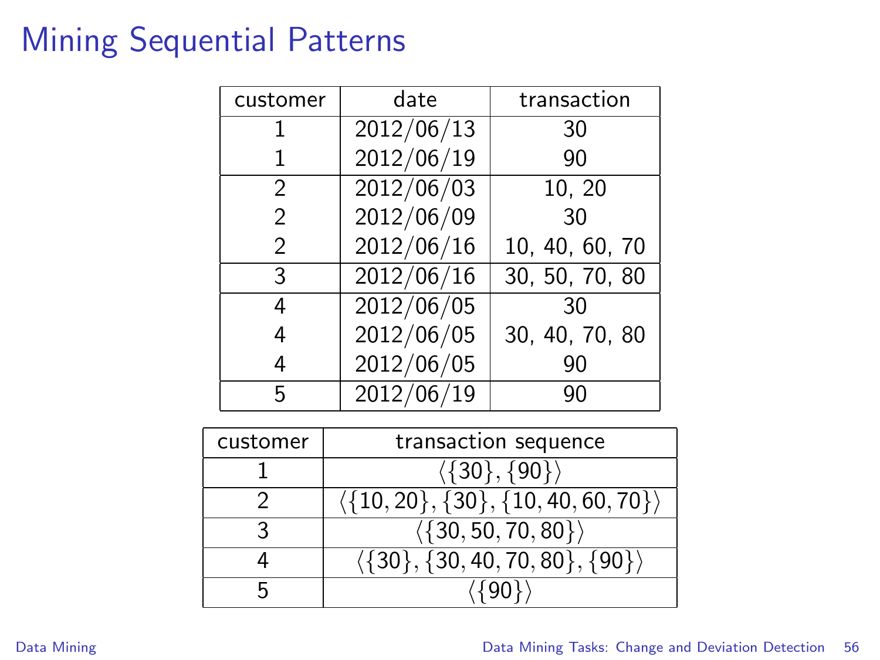# Mining Sequential Patterns

| customer | date | transaction |
|---|---|---|
| 1 | 2012/06/13 | 30 |
| 1 | 2012/06/19 | 90 |
| 2 | 2012/06/03 | 10, 20 |
| 2 | 2012/06/09 | 30 |
| 2 | 2012/06/16 | 10, 40, 60, 70 |
| 3 | 2012/06/16 | 30, 50, 70, 80 |
| 4 | 2012/06/05 | 30 |
| 4 | 2012/06/05 | 30, 40, 70, 80 |
| 4 | 2012/06/05 | 90 |
| 5 | 2012/06/19 | 90 |

| customer | transaction sequence |
|---|---|
| 1 | $\langle \{30\}, \{90\} \rangle$ |
| 2 | $\langle \{10, 20\}, \{30\}, \{10, 40, 60, 70\} \rangle$ |
| 3 | $\langle \{30, 50, 70, 80\} \rangle$ |
| 4 | $\langle \{30\}, \{30, 40, 70, 80\}, \{90\} \rangle$ |
| 5 | $\langle \{90\} \rangle$ |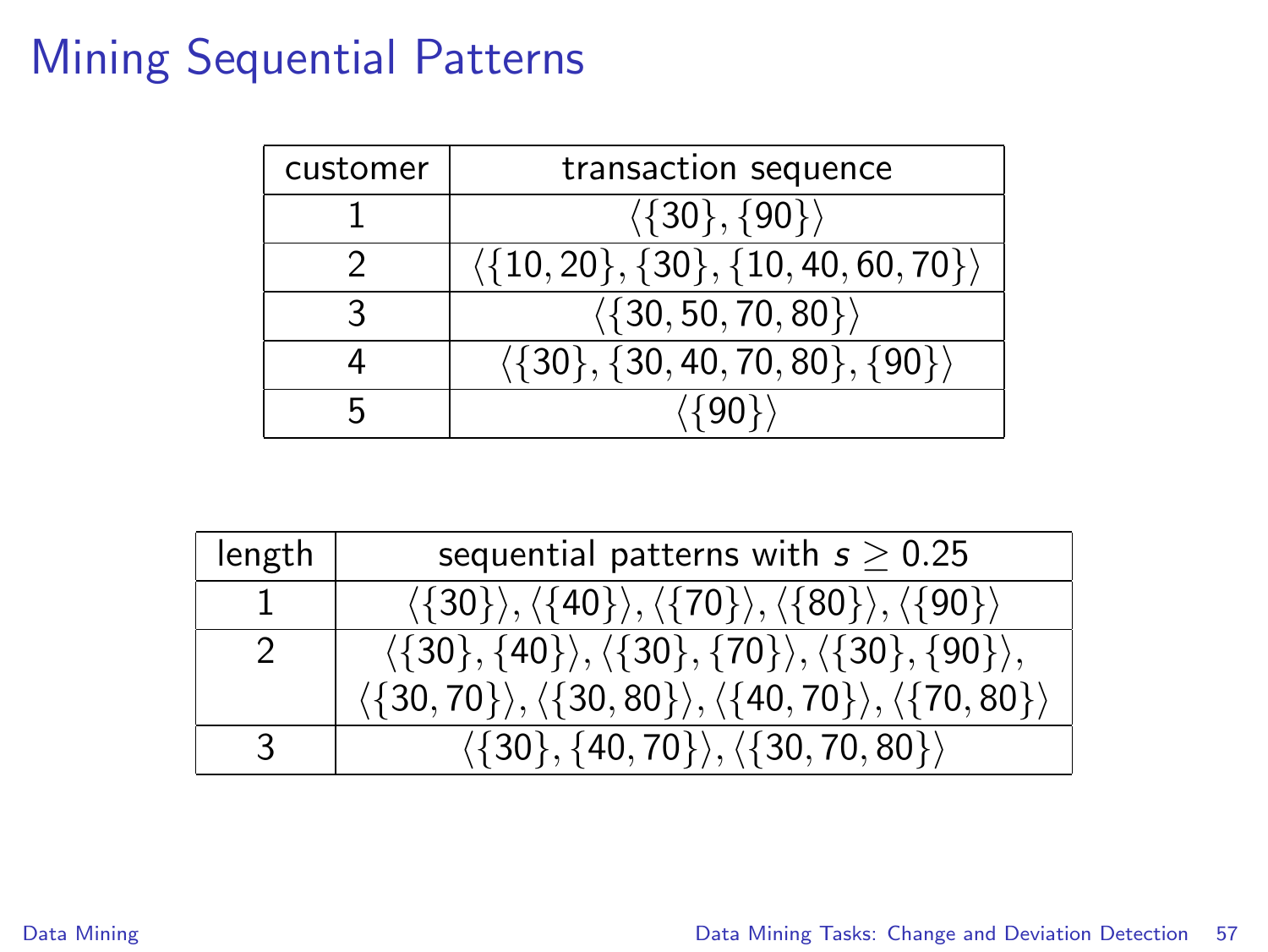# Mining Sequential Patterns

| customer | transaction sequence |
|---|---|
| 1 | $\langle\{30\},\{90\}\rangle$ |
| 2 | $\langle\{10,20\},\{30\},\{10,40,60,70\}\rangle$ |
| 3 | $\langle\{30,50,70,80\}\rangle$ |
| 4 | $\langle\{30\},\{30,40,70,80\},\{90\}\rangle$ |
| 5 | $\langle\{90\}\rangle$ |

| length | sequential patterns with $s \geq 0.25$ |
|---|---|
| 1 | $\langle\{30\}\rangle, \langle\{40\}\rangle, \langle\{70\}\rangle, \langle\{80\}\rangle, \langle\{90\}\rangle$ |
| 2 | $\langle\{30\},\{40\}\rangle, \langle\{30\},\{70\}\rangle, \langle\{30\},\{90\}\rangle,$ $\langle\{30,70\}\rangle, \langle\{30,80\}\rangle, \langle\{40,70\}\rangle, \langle\{70,80\}\rangle$ |
| 3 | $\langle\{30\},\{40,70\}\rangle, \langle\{30,70,80\}\rangle$ |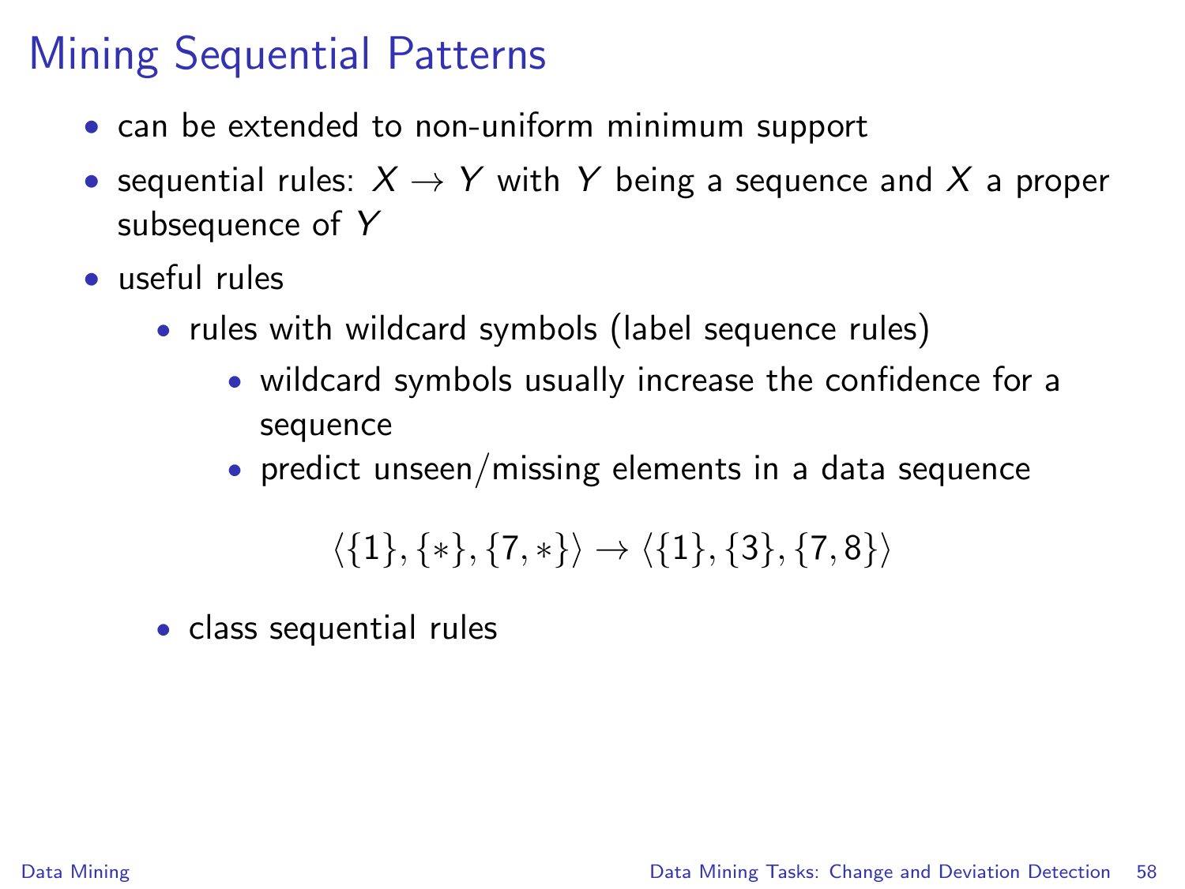# Mining Sequential Patterns

- can be extended to non-uniform minimum support
- sequential rules: $X \to Y$ with $Y$ being a sequence and $X$ a proper subsequence of $Y$
- useful rules
  - rules with wildcard symbols (label sequence rules)
    - wildcard symbols usually increase the confidence for a sequence
    - predict unseen/missing elements in a data sequence

$$\langle \{1\}, \{*\}, \{7, *\} \rangle \to \langle \{1\}, \{3\}, \{7, 8\} \rangle$$

  - class sequential rules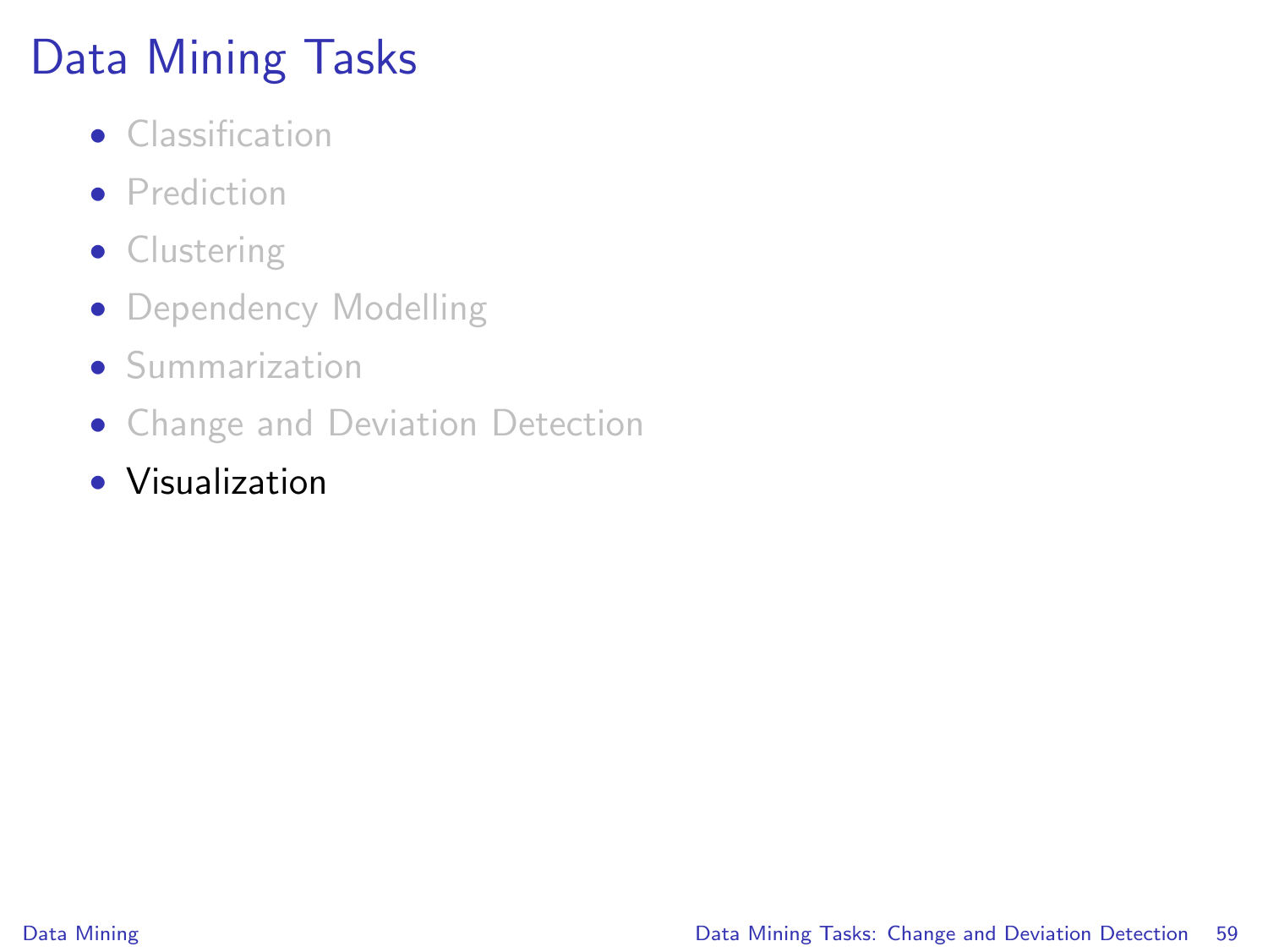# Data Mining Tasks

- Classification
- Prediction
- Clustering
- Dependency Modelling
- Summarization
- Change and Deviation Detection
- Visualization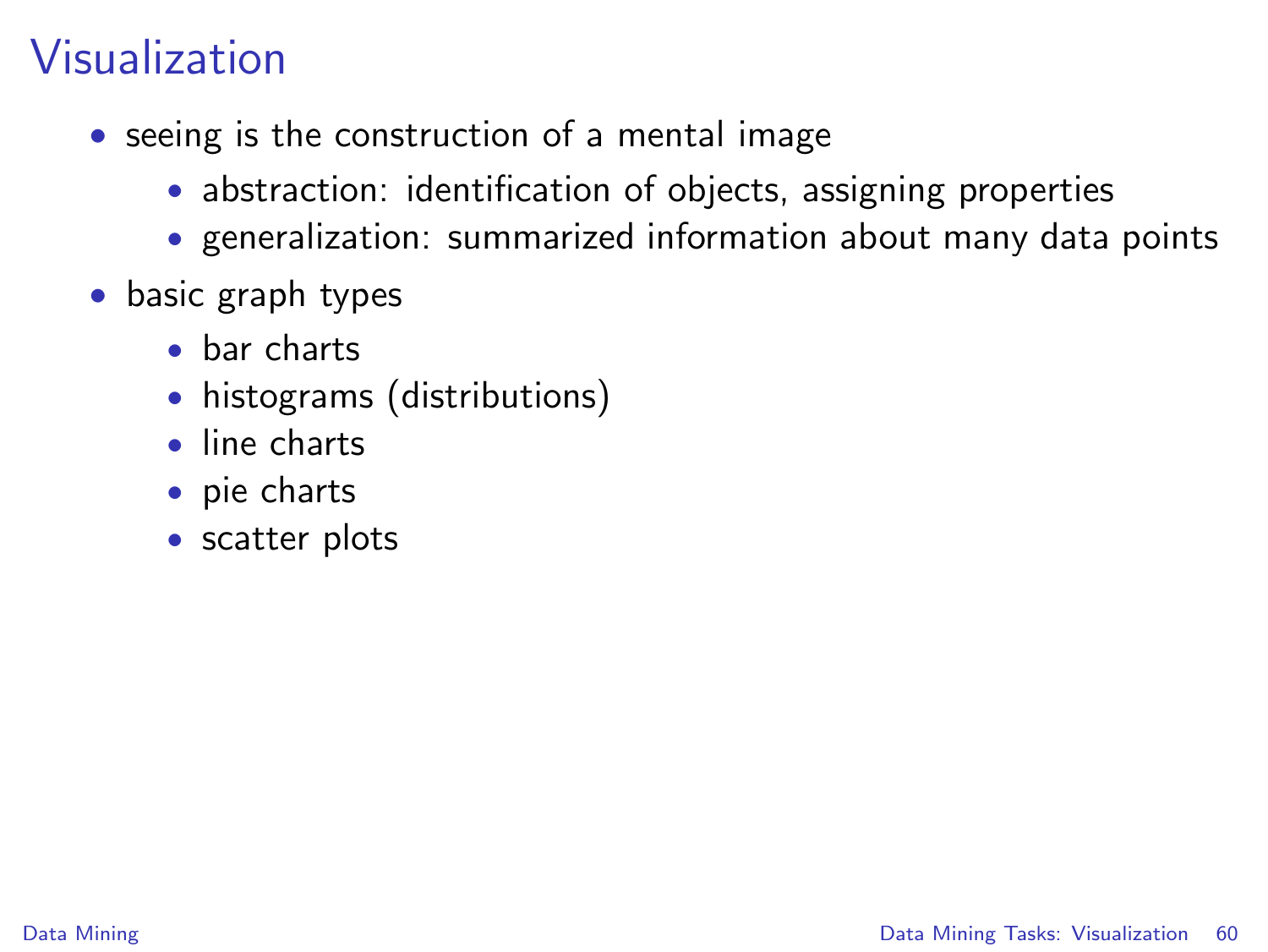# Visualization

- seeing is the construction of a mental image
  - abstraction: identification of objects, assigning properties
  - generalization: summarized information about many data points
- basic graph types
  - bar charts
  - histograms (distributions)
  - line charts
  - pie charts
  - scatter plots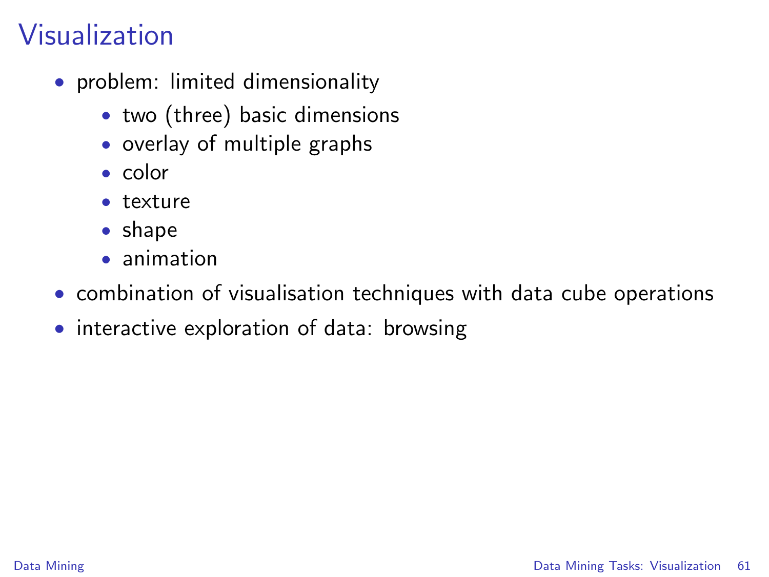# Visualization

- problem: limited dimensionality
  - two (three) basic dimensions
  - overlay of multiple graphs
  - color
  - texture
  - shape
  - animation
- combination of visualisation techniques with data cube operations
- interactive exploration of data: browsing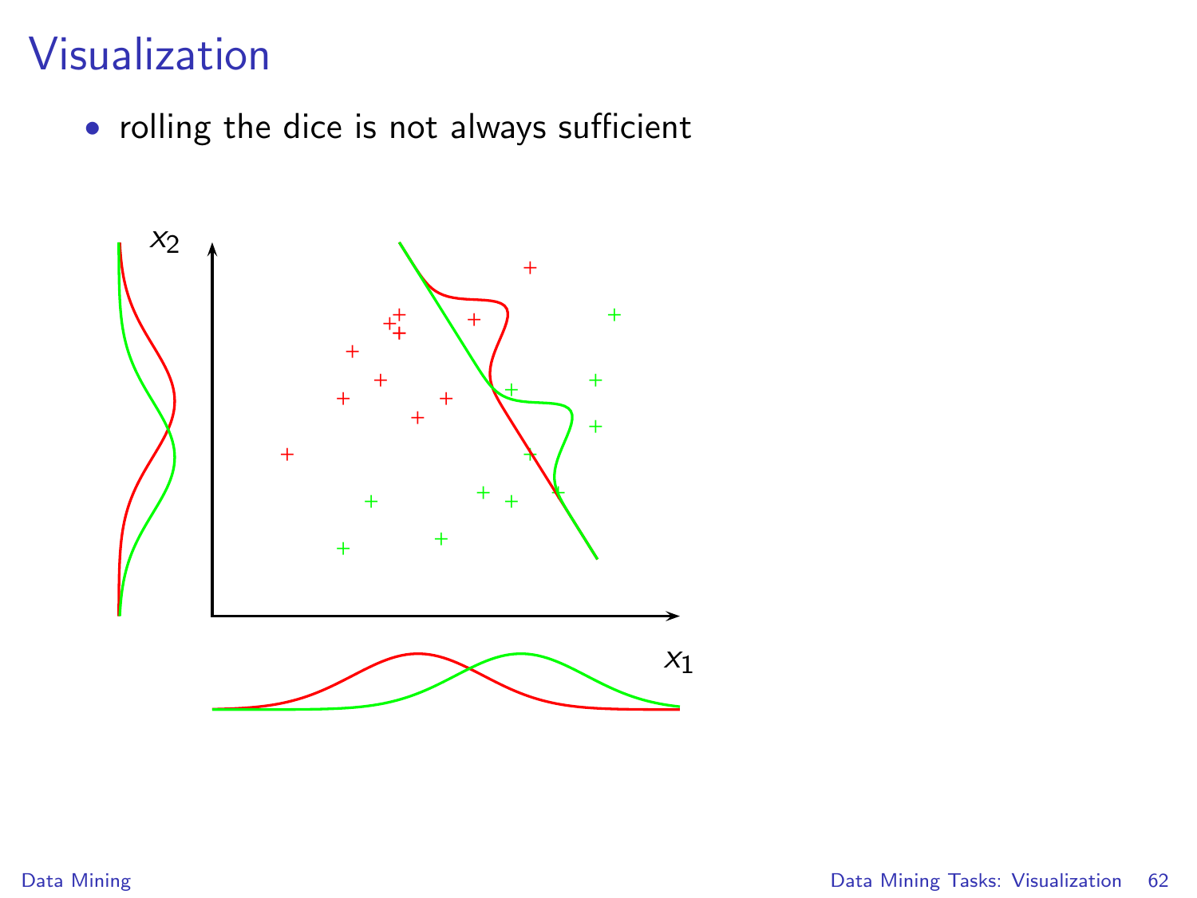# Visualization

- rolling the dice is not always sufficient

$x_2$

$x_1$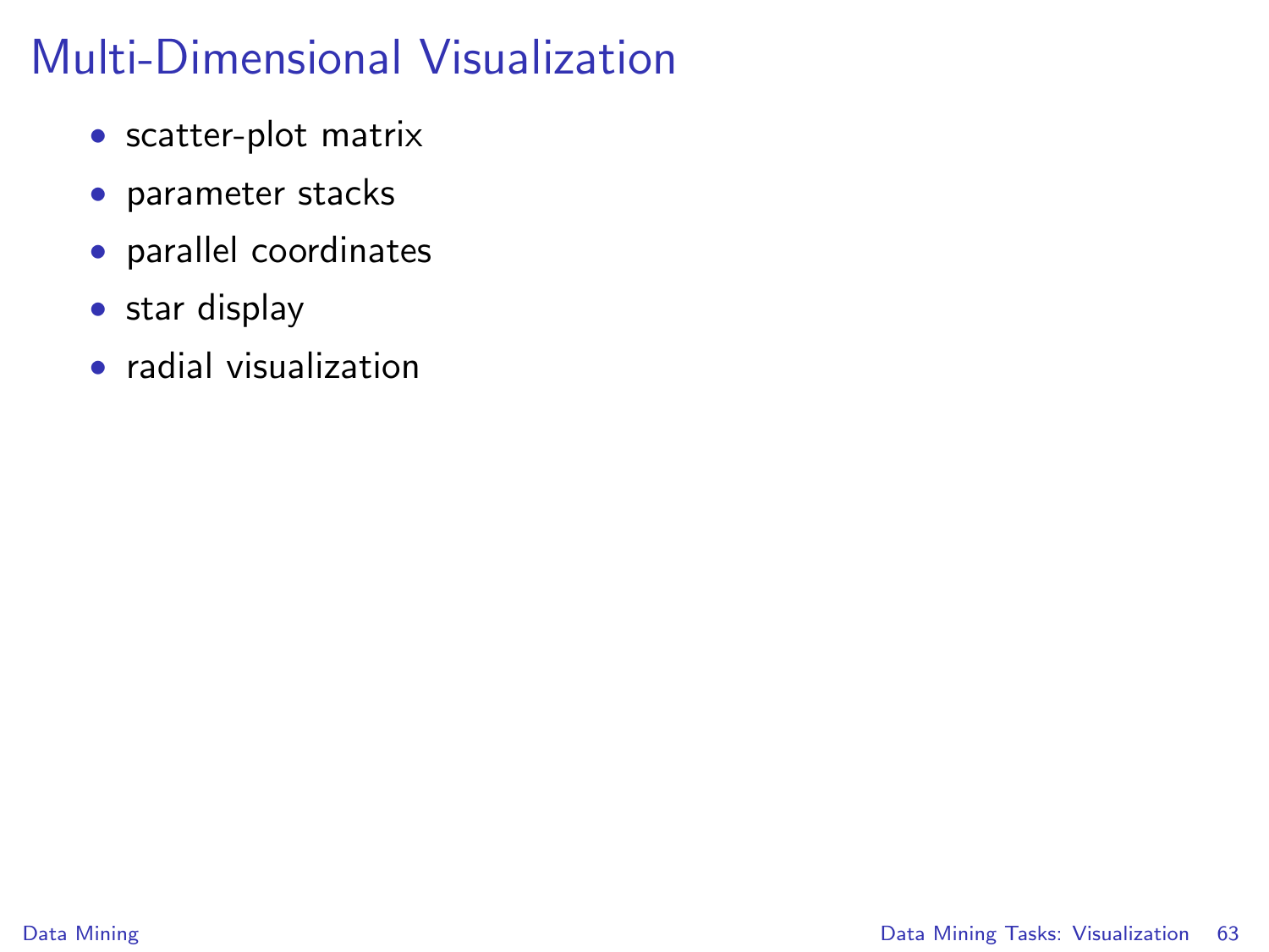# Multi-Dimensional Visualization

- scatter-plot matrix
- parameter stacks
- parallel coordinates
- star display
- radial visualization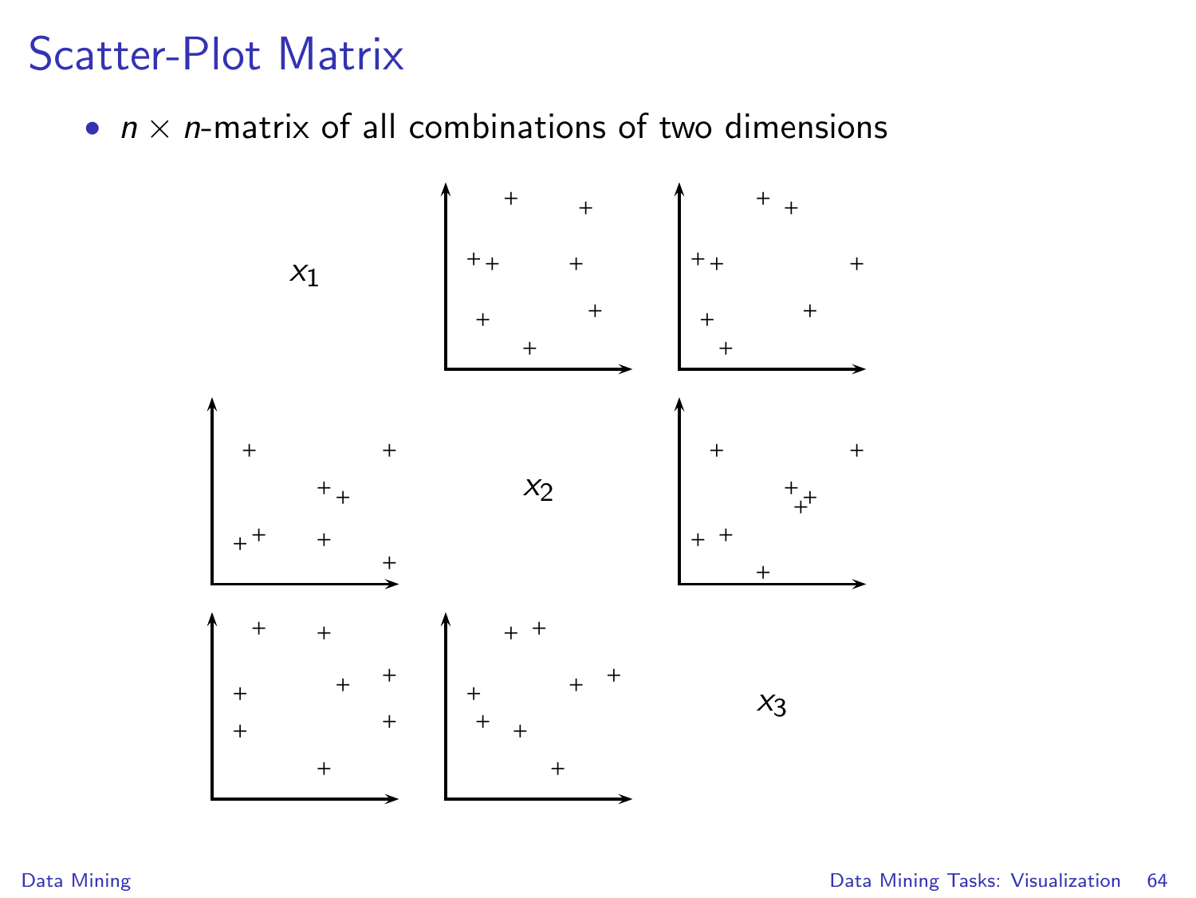# Scatter-Plot Matrix

- $n \times n$-matrix of all combinations of two dimensions

$x_1$

$x_2$

$x_3$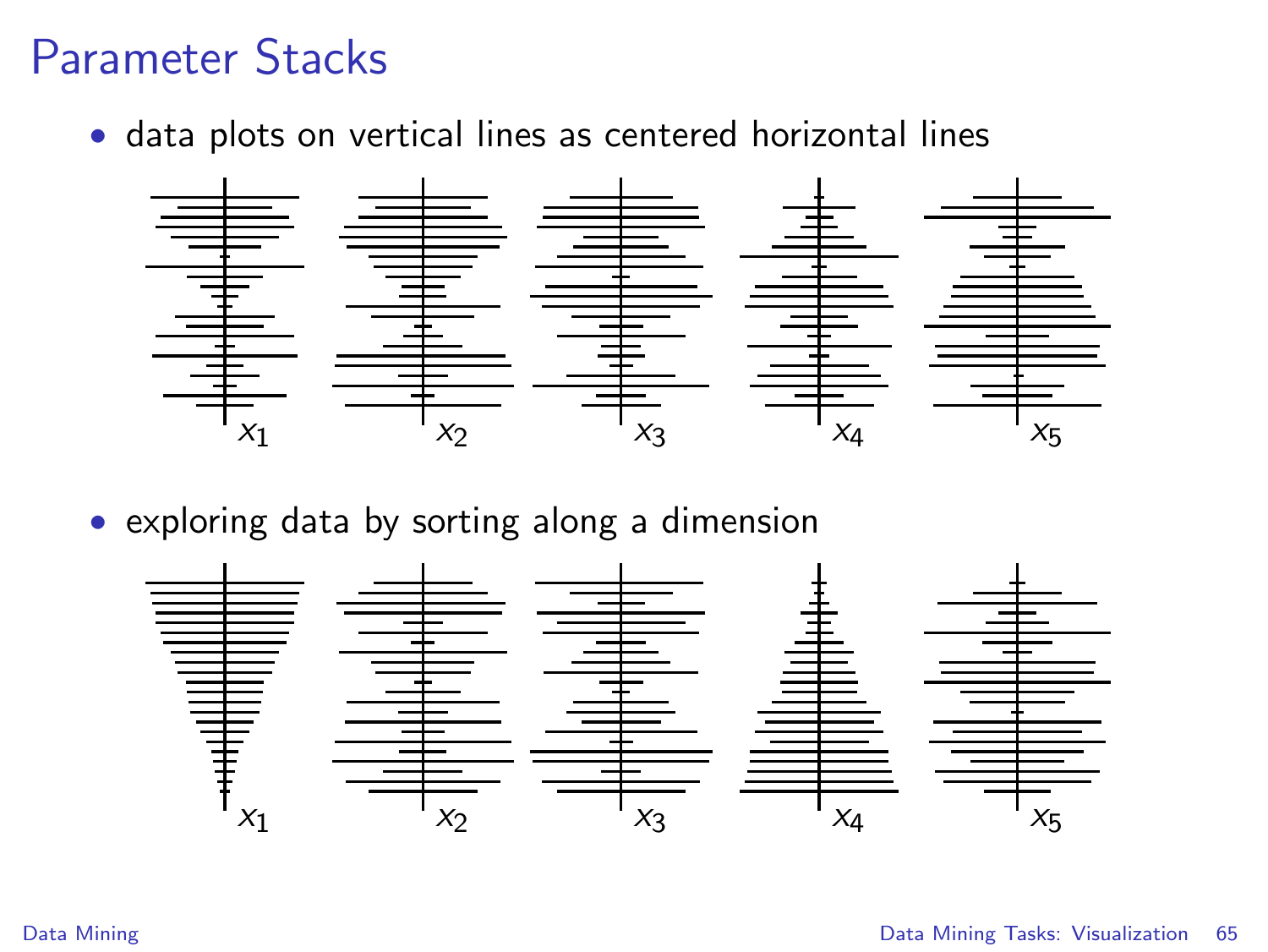# Parameter Stacks

- data plots on vertical lines as centered horizontal lines

$x_1$ $x_2$ $x_3$ $x_4$ $x_5$

- exploring data by sorting along a dimension

$x_1$ $x_2$ $x_3$ $x_4$ $x_5$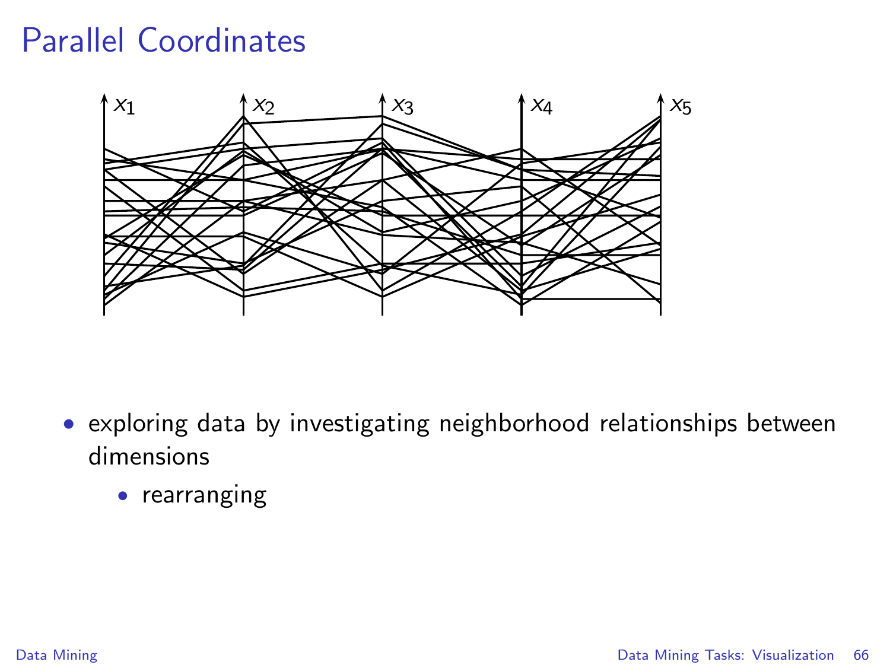# Parallel Coordinates

- exploring data by investigating neighborhood relationships between dimensions
  - rearranging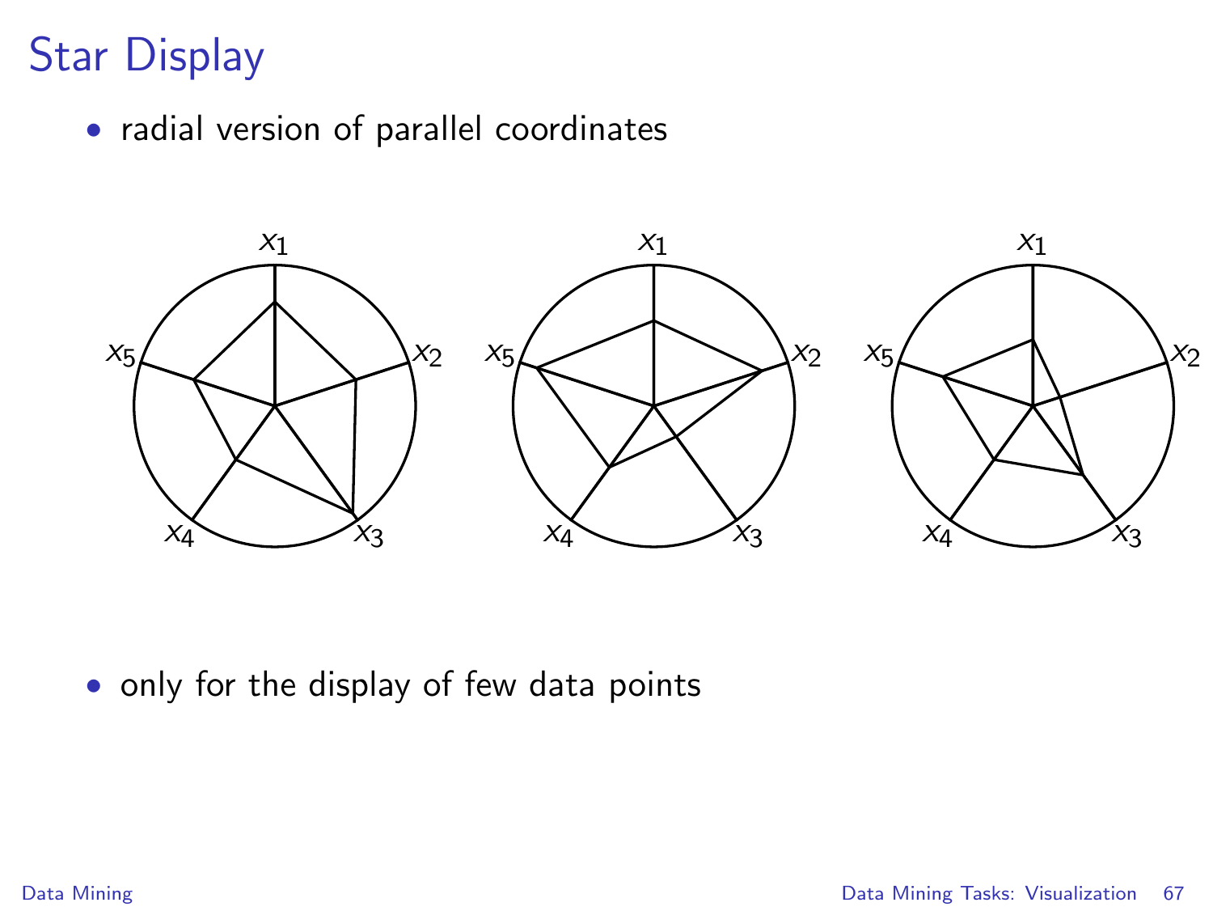# Star Display

- radial version of parallel coordinates

- only for the display of few data points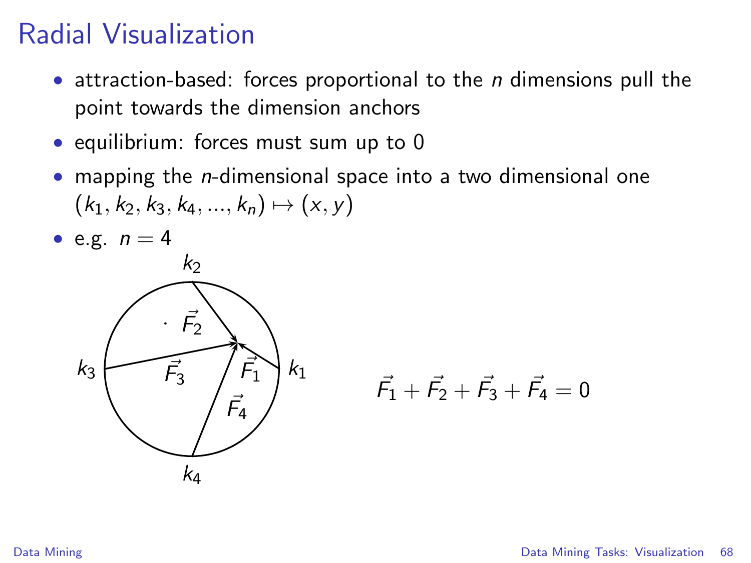# Radial Visualization

- attraction-based: forces proportional to the $n$ dimensions pull the point towards the dimension anchors
- equilibrium: forces must sum up to 0
- mapping the $n$-dimensional space into a two dimensional one $(k_1, k_2, k_3, k_4, ..., k_n) \mapsto (x, y)$
- e.g. $n = 4$

$$\vec{F_1} + \vec{F_2} + \vec{F_3} + \vec{F_4} = 0$$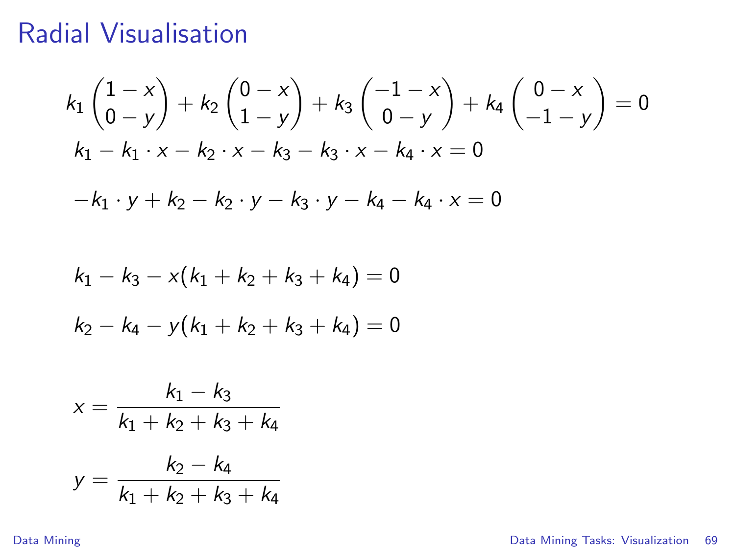# Radial Visualisation

$$k_1 \begin{pmatrix} 1-x \\ 0-y \end{pmatrix} + k_2 \begin{pmatrix} 0-x \\ 1-y \end{pmatrix} + k_3 \begin{pmatrix} -1-x \\ 0-y \end{pmatrix} + k_4 \begin{pmatrix} 0-x \\ -1-y \end{pmatrix} = 0$$

$$k_1 - k_1 \cdot x - k_2 \cdot x - k_3 - k_3 \cdot x - k_4 \cdot x = 0$$

$$-k_1 \cdot y + k_2 - k_2 \cdot y - k_3 \cdot y - k_4 - k_4 \cdot x = 0$$

$$k_1 - k_3 - x(k_1 + k_2 + k_3 + k_4) = 0$$

$$k_2 - k_4 - y(k_1 + k_2 + k_3 + k_4) = 0$$

$$x = \frac{k_1 - k_3}{k_1 + k_2 + k_3 + k_4}$$

$$y = \frac{k_2 - k_4}{k_1 + k_2 + k_3 + k_4}$$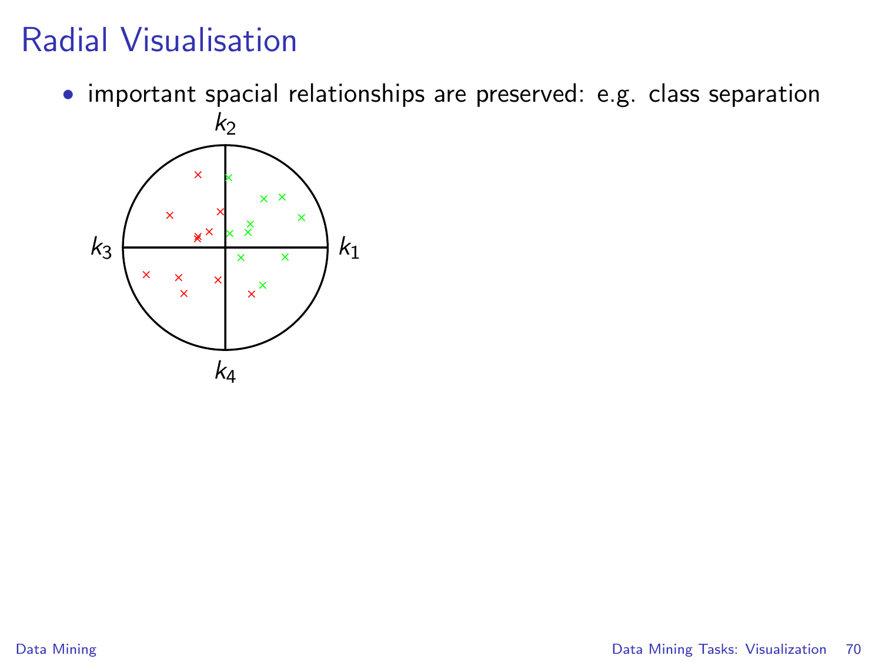# Radial Visualisation

- important spacial relationships are preserved: e.g. class separation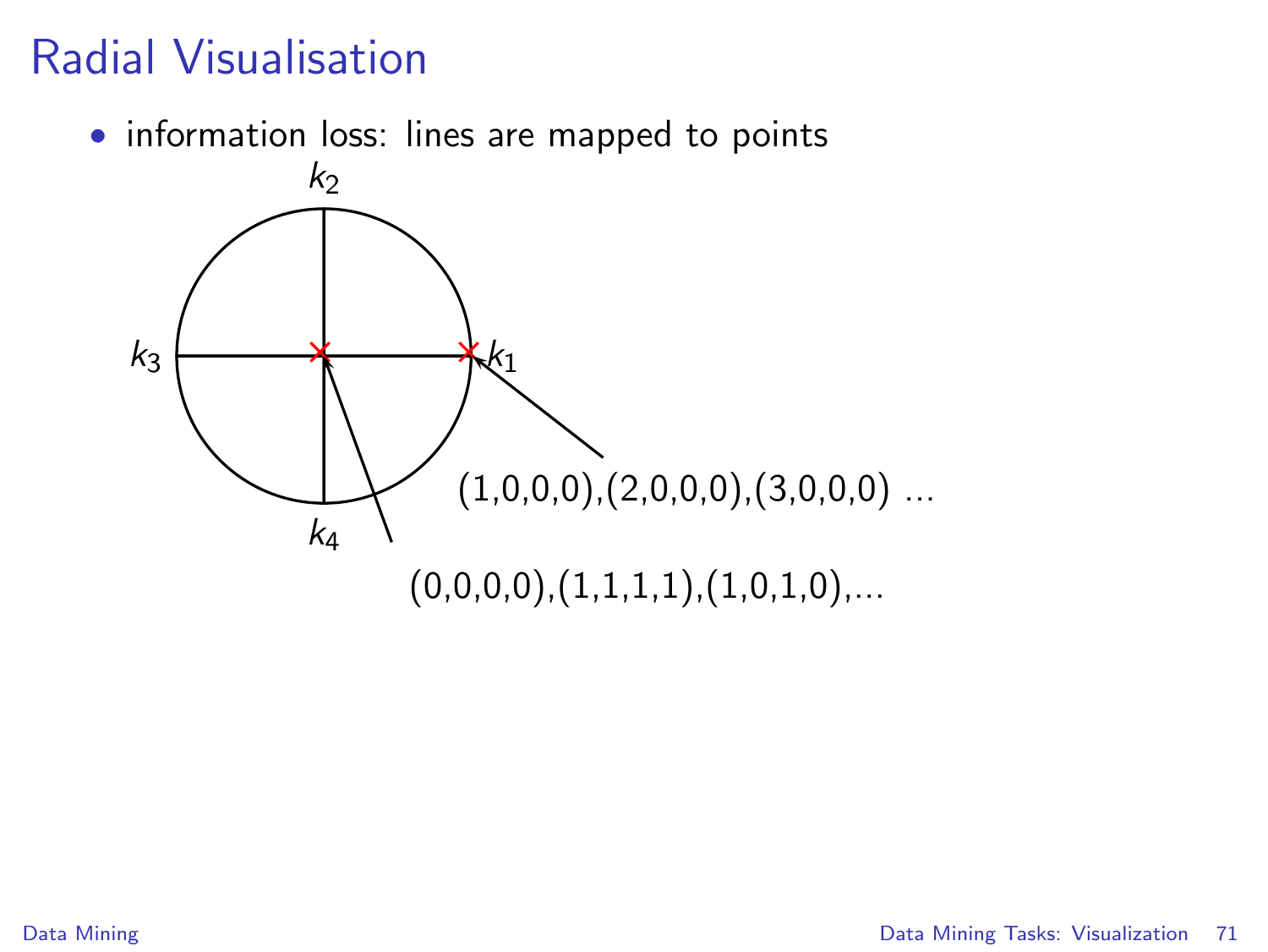# Radial Visualisation

- information loss: lines are mapped to points

$k_2$

$k_3$ $k_1$

$k_4$

(1,0,0,0),(2,0,0,0),(3,0,0,0) ...

(0,0,0,0),(1,1,1,1),(1,0,1,0),...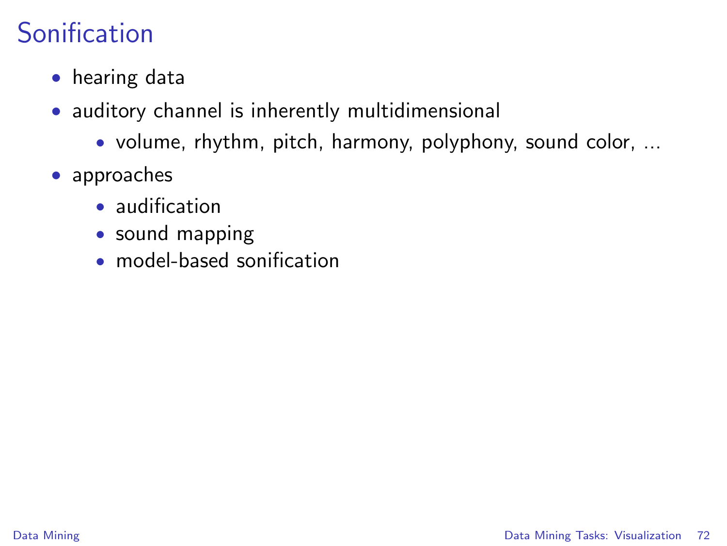# Sonification

- hearing data
- auditory channel is inherently multidimensional
  - volume, rhythm, pitch, harmony, polyphony, sound color, ...
- approaches
  - audification
  - sound mapping
  - model-based sonification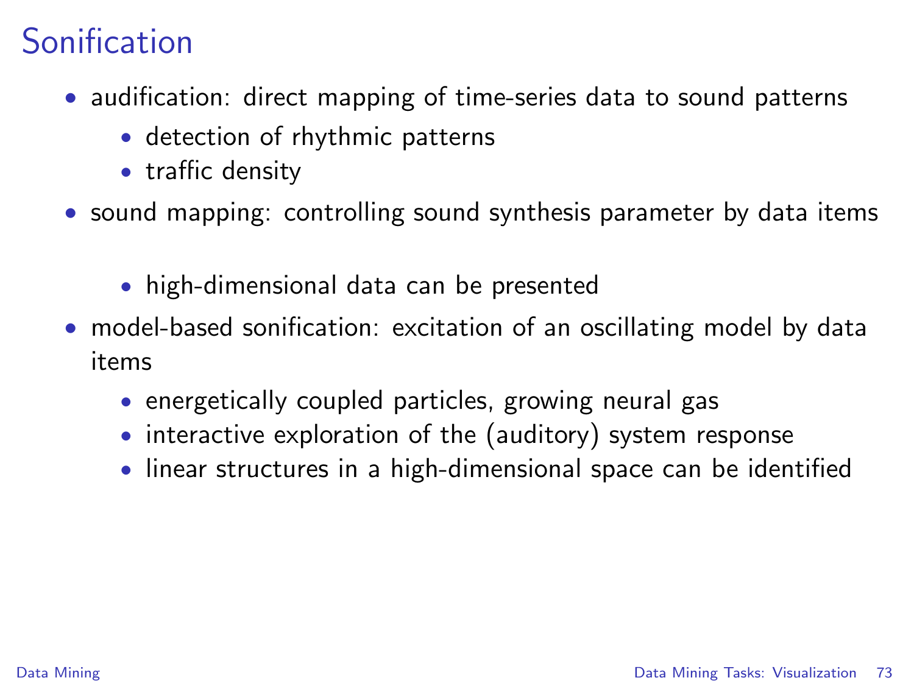# Sonification

- audification: direct mapping of time-series data to sound patterns
  - detection of rhythmic patterns
  - traffic density
- sound mapping: controlling sound synthesis parameter by data items
  - high-dimensional data can be presented
- model-based sonification: excitation of an oscillating model by data items
  - energetically coupled particles, growing neural gas
  - interactive exploration of the (auditory) system response
  - linear structures in a high-dimensional space can be identified